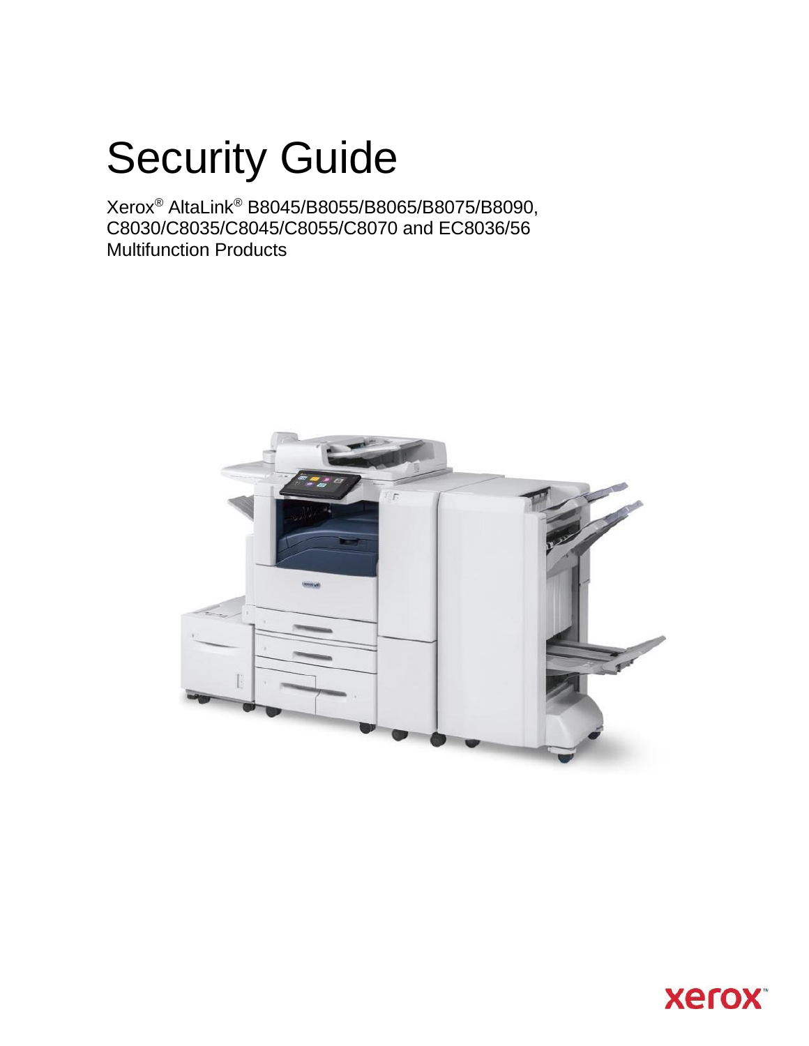# Security Guide

Xerox® AltaLink® B8045/B8055/B8065/B8075/B8090, C8030/C8035/C8045/C8055/C8070 and EC8036/56 Multifunction Products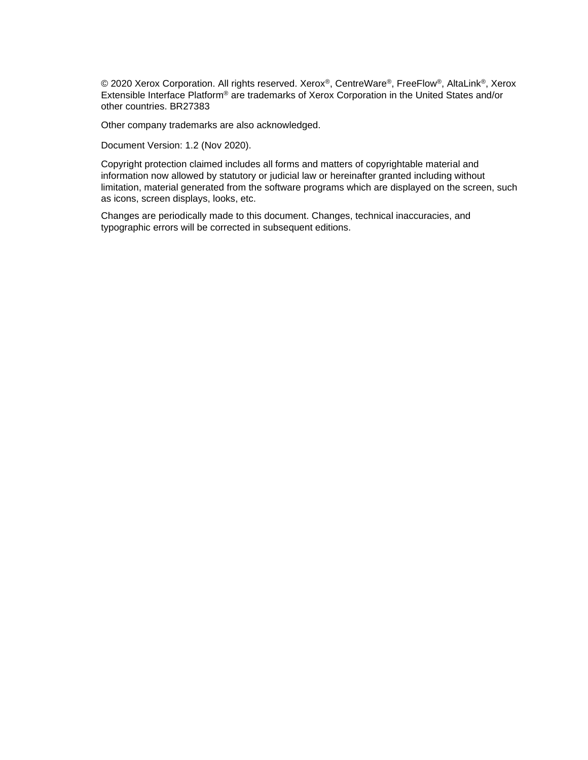© 2020 Xerox Corporation. All rights reserved. Xerox®, CentreWare®, FreeFlow®, AltaLink®, Xerox Extensible Interface Platform® are trademarks of Xerox Corporation in the United States and/or other countries. BR27383

Other company trademarks are also acknowledged.

Document Version: 1.2 (Nov 2020).

Copyright protection claimed includes all forms and matters of copyrightable material and information now allowed by statutory or judicial law or hereinafter granted including without limitation, material generated from the software programs which are displayed on the screen, such as icons, screen displays, looks, etc.

Changes are periodically made to this document. Changes, technical inaccuracies, and typographic errors will be corrected in subsequent editions.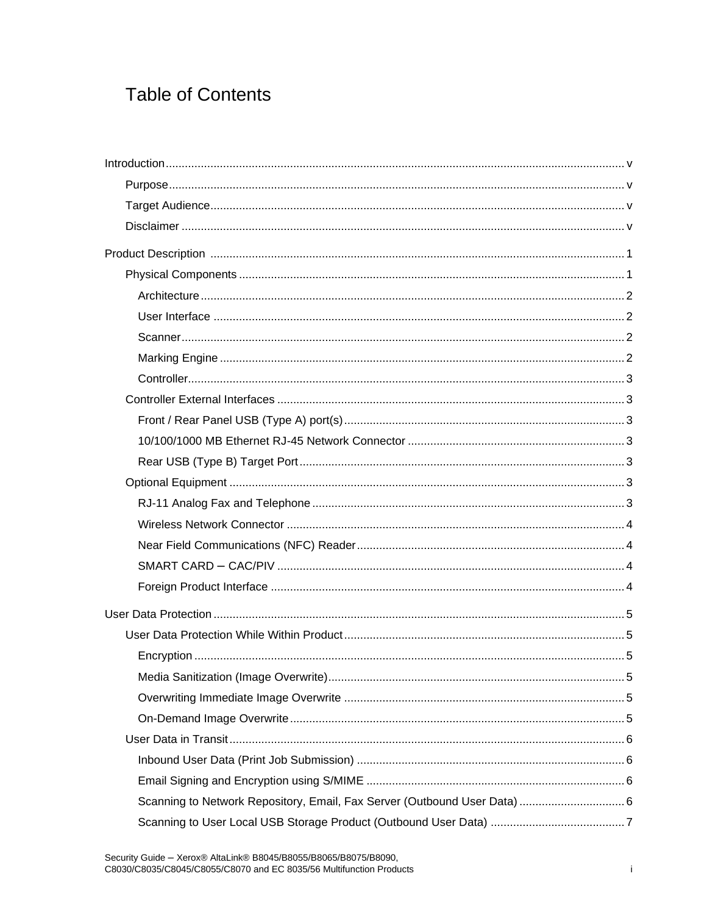# Table of Contents

- Introduction ..... v
  - Purpose ..... v
  - Target Audience ..... v
  - Disclaimer ..... v
- Product Description ..... 1
  - Physical Components ..... 1
    - Architecture ..... 2
    - User Interface ..... 2
    - Scanner ..... 2
    - Marking Engine ..... 2
    - Controller ..... 3
  - Controller External Interfaces ..... 3
    - Front / Rear Panel USB (Type A) port(s) ..... 3
    - 10/100/1000 MB Ethernet RJ-45 Network Connector ..... 3
    - Rear USB (Type B) Target Port ..... 3
  - Optional Equipment ..... 3
    - RJ-11 Analog Fax and Telephone ..... 3
    - Wireless Network Connector ..... 4
    - Near Field Communications (NFC) Reader ..... 4
    - SMART CARD – CAC/PIV ..... 4
    - Foreign Product Interface ..... 4
- User Data Protection ..... 5
  - User Data Protection While Within Product ..... 5
    - Encryption ..... 5
    - Media Sanitization (Image Overwrite) ..... 5
    - Overwriting Immediate Image Overwrite ..... 5
    - On-Demand Image Overwrite ..... 5
  - User Data in Transit ..... 6
    - Inbound User Data (Print Job Submission) ..... 6
    - Email Signing and Encryption using S/MIME ..... 6
    - Scanning to Network Repository, Email, Fax Server (Outbound User Data) ..... 6
    - Scanning to User Local USB Storage Product (Outbound User Data) ..... 7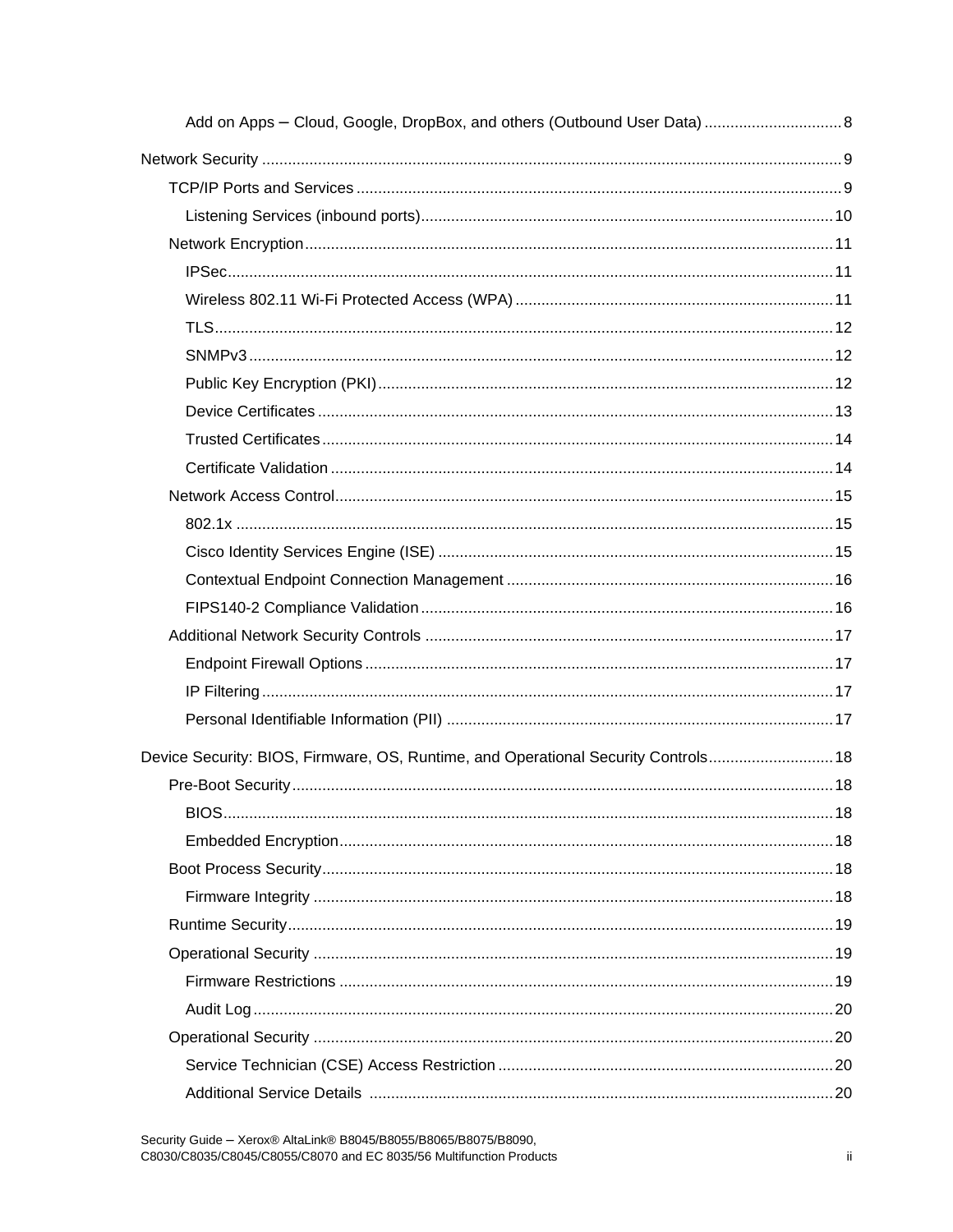- Add on Apps – Cloud, Google, DropBox, and others (Outbound User Data) ... 8

Network Security ... 9

- TCP/IP Ports and Services ... 9
  - Listening Services (inbound ports) ... 10
- Network Encryption ... 11
  - IPSec ... 11
  - Wireless 802.11 Wi-Fi Protected Access (WPA) ... 11
  - TLS ... 12
  - SNMPv3 ... 12
  - Public Key Encryption (PKI) ... 12
  - Device Certificates ... 13
  - Trusted Certificates ... 14
  - Certificate Validation ... 14
- Network Access Control ... 15
  - 802.1x ... 15
  - Cisco Identity Services Engine (ISE) ... 15
  - Contextual Endpoint Connection Management ... 16
  - FIPS140-2 Compliance Validation ... 16
- Additional Network Security Controls ... 17
  - Endpoint Firewall Options ... 17
  - IP Filtering ... 17
  - Personal Identifiable Information (PII) ... 17

Device Security: BIOS, Firmware, OS, Runtime, and Operational Security Controls ... 18

- Pre-Boot Security ... 18
  - BIOS ... 18
  - Embedded Encryption ... 18
- Boot Process Security ... 18
  - Firmware Integrity ... 18
- Runtime Security ... 19
- Operational Security ... 19
  - Firmware Restrictions ... 19
  - Audit Log ... 20
- Operational Security ... 20
  - Service Technician (CSE) Access Restriction ... 20
  - Additional Service Details ... 20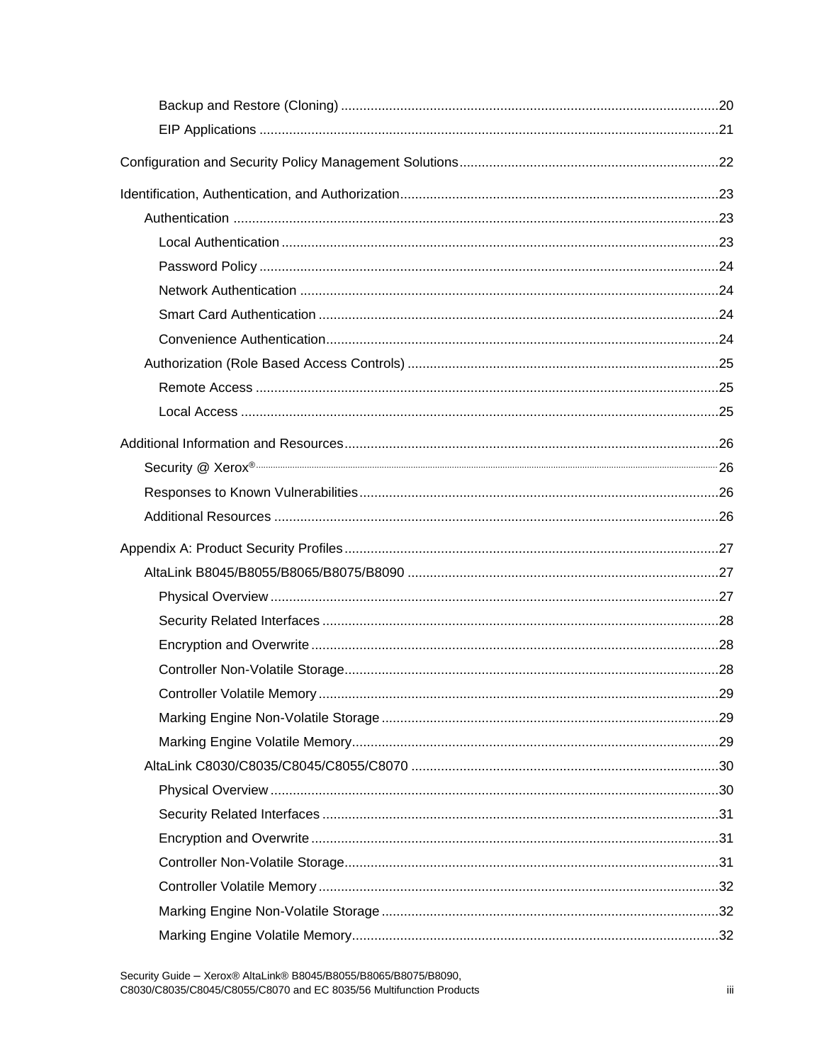- Backup and Restore (Cloning) .......................................................................................20
- EIP Applications ...........................................................................................................21

Configuration and Security Policy Management Solutions......................................................................22

Identification, Authentication, and Authorization......................................................................................23

- Authentication ..................................................................................................................23
  - Local Authentication .....................................................................................................23
  - Password Policy ...........................................................................................................24
  - Network Authentication ................................................................................................24
  - Smart Card Authentication ...........................................................................................24
  - Convenience Authentication.........................................................................................24
- Authorization (Role Based Access Controls) ...................................................................25
  - Remote Access ............................................................................................................25
  - Local Access ................................................................................................................25

Additional Information and Resources.....................................................................................................26

- Security @ Xerox® ............................................................................................................26
- Responses to Known Vulnerabilities.................................................................................26
- Additional Resources .......................................................................................................26

Appendix A: Product Security Profiles.....................................................................................................27

- AltaLink B8045/B8055/B8065/B8075/B8090 ...................................................................27
  - Physical Overview .........................................................................................................27
  - Security Related Interfaces ..........................................................................................28
  - Encryption and Overwrite .............................................................................................28
  - Controller Non-Volatile Storage.....................................................................................28
  - Controller Volatile Memory ...........................................................................................29
  - Marking Engine Non-Volatile Storage ...........................................................................29
  - Marking Engine Volatile Memory...................................................................................29
- AltaLink C8030/C8035/C8045/C8055/C8070 ..................................................................30
  - Physical Overview .........................................................................................................30
  - Security Related Interfaces ..........................................................................................31
  - Encryption and Overwrite .............................................................................................31
  - Controller Non-Volatile Storage.....................................................................................31
  - Controller Volatile Memory ...........................................................................................32
  - Marking Engine Non-Volatile Storage ...........................................................................32
  - Marking Engine Volatile Memory...................................................................................32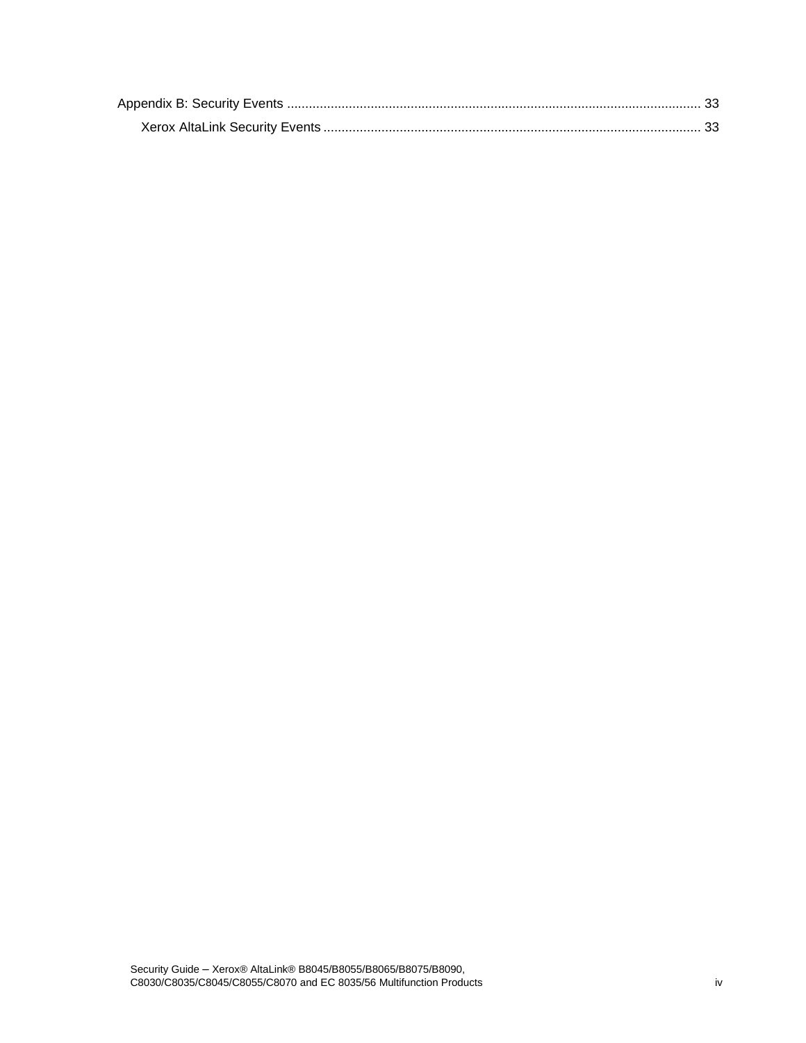Appendix B: Security Events ..................................................................................................................... 33

Xerox AltaLink Security Events ......................................................................................................... 33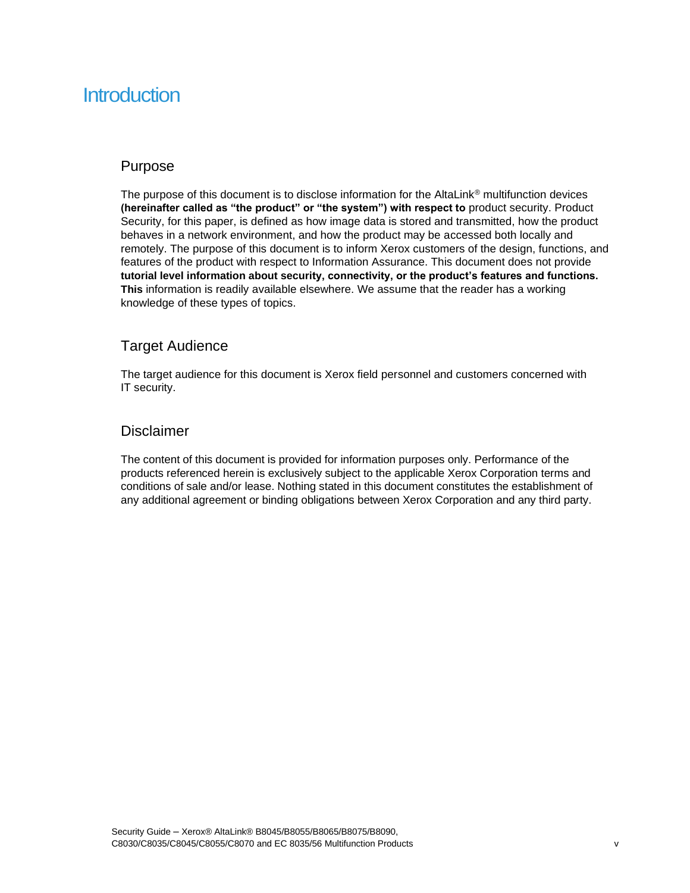# Introduction

## Purpose

The purpose of this document is to disclose information for the AltaLink® multifunction devices **(hereinafter called as "the product" or "the system") with respect to** product security. Product Security, for this paper, is defined as how image data is stored and transmitted, how the product behaves in a network environment, and how the product may be accessed both locally and remotely. The purpose of this document is to inform Xerox customers of the design, functions, and features of the product with respect to Information Assurance. This document does not provide **tutorial level information about security, connectivity, or the product's features and functions. This** information is readily available elsewhere. We assume that the reader has a working knowledge of these types of topics.

## Target Audience

The target audience for this document is Xerox field personnel and customers concerned with IT security.

## Disclaimer

The content of this document is provided for information purposes only. Performance of the products referenced herein is exclusively subject to the applicable Xerox Corporation terms and conditions of sale and/or lease. Nothing stated in this document constitutes the establishment of any additional agreement or binding obligations between Xerox Corporation and any third party.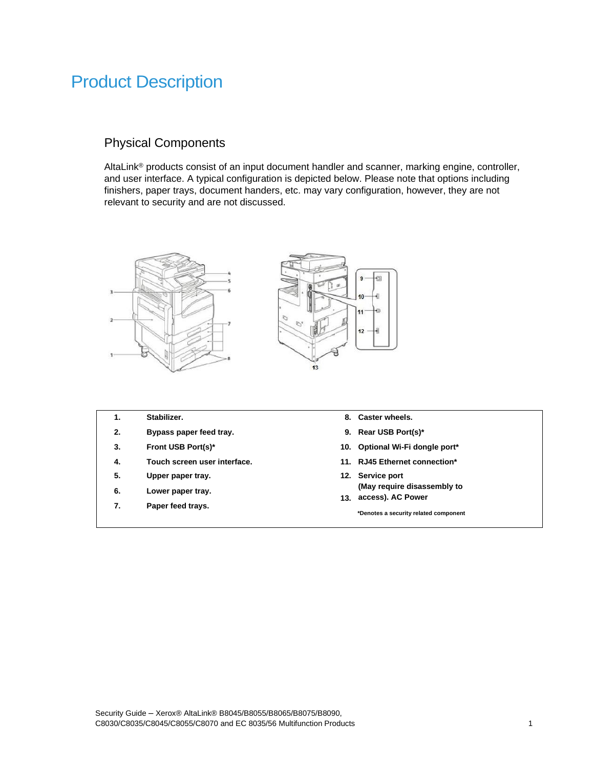# Product Description

## Physical Components

AltaLink® products consist of an input document handler and scanner, marking engine, controller, and user interface. A typical configuration is depicted below. Please note that options including finishers, paper trays, document handers, etc. may vary configuration, however, they are not relevant to security and are not discussed.

| | | | |
|---|---|---|---|
| **1.** | **Stabilizer.** | **8.** | **Caster wheels.** |
| **2.** | **Bypass paper feed tray.** | **9.** | **Rear USB Port(s)*** |
| **3.** | **Front USB Port(s)*** | **10.** | **Optional Wi-Fi dongle port*** |
| **4.** | **Touch screen user interface.** | **11.** | **RJ45 Ethernet connection*** |
| **5.** | **Upper paper tray.** | **12.** | **Service port (May require disassembly to access).** |
| **6.** | **Lower paper tray.** | **13.** | **AC Power** |
| **7.** | **Paper feed trays.** | | |

**\*Denotes a security related component**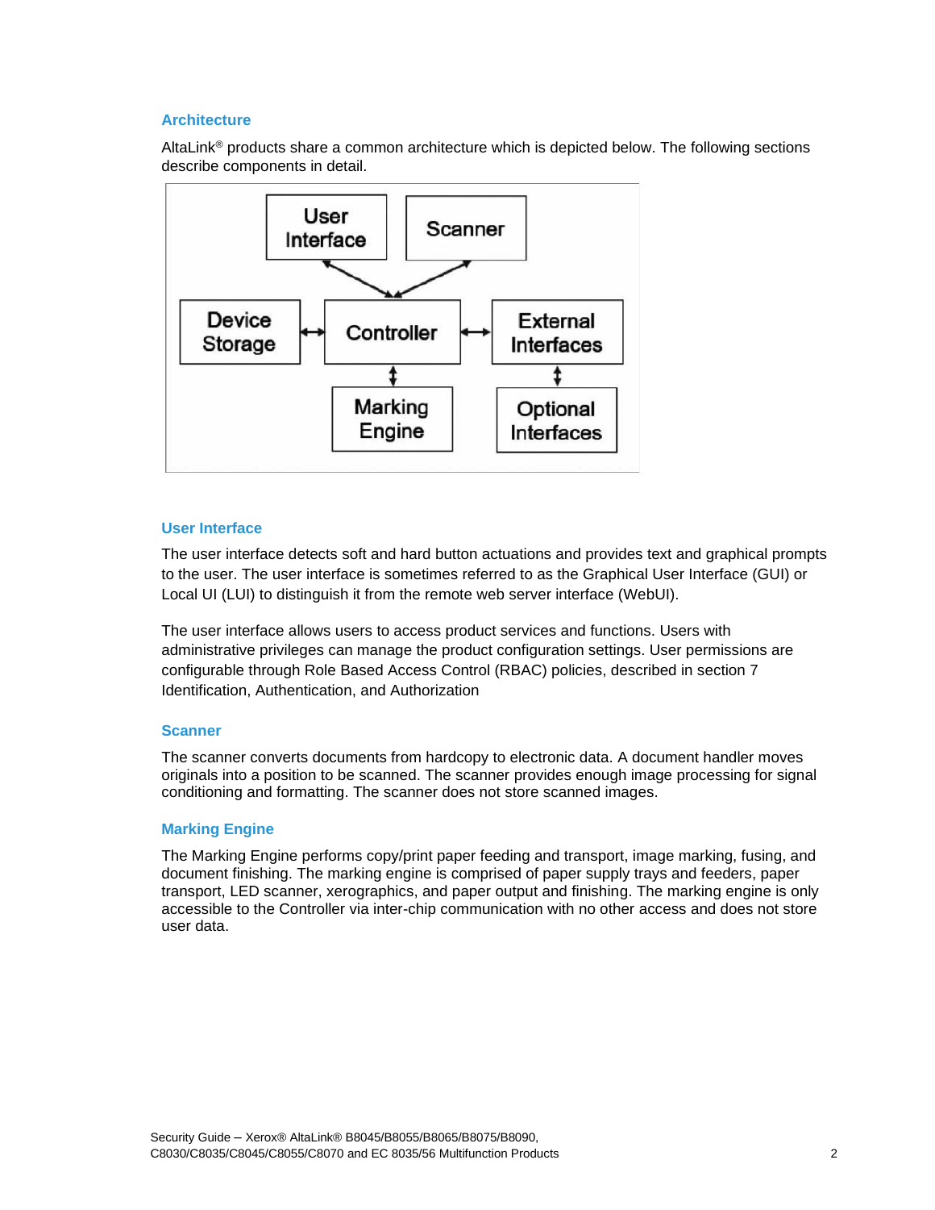## Architecture

AltaLink® products share a common architecture which is depicted below. The following sections describe components in detail.

## User Interface

The user interface detects soft and hard button actuations and provides text and graphical prompts to the user. The user interface is sometimes referred to as the Graphical User Interface (GUI) or Local UI (LUI) to distinguish it from the remote web server interface (WebUI).

The user interface allows users to access product services and functions. Users with administrative privileges can manage the product configuration settings. User permissions are configurable through Role Based Access Control (RBAC) policies, described in section 7 Identification, Authentication, and Authorization

## Scanner

The scanner converts documents from hardcopy to electronic data. A document handler moves originals into a position to be scanned. The scanner provides enough image processing for signal conditioning and formatting. The scanner does not store scanned images.

## Marking Engine

The Marking Engine performs copy/print paper feeding and transport, image marking, fusing, and document finishing. The marking engine is comprised of paper supply trays and feeders, paper transport, LED scanner, xerographics, and paper output and finishing. The marking engine is only accessible to the Controller via inter-chip communication with no other access and does not store user data.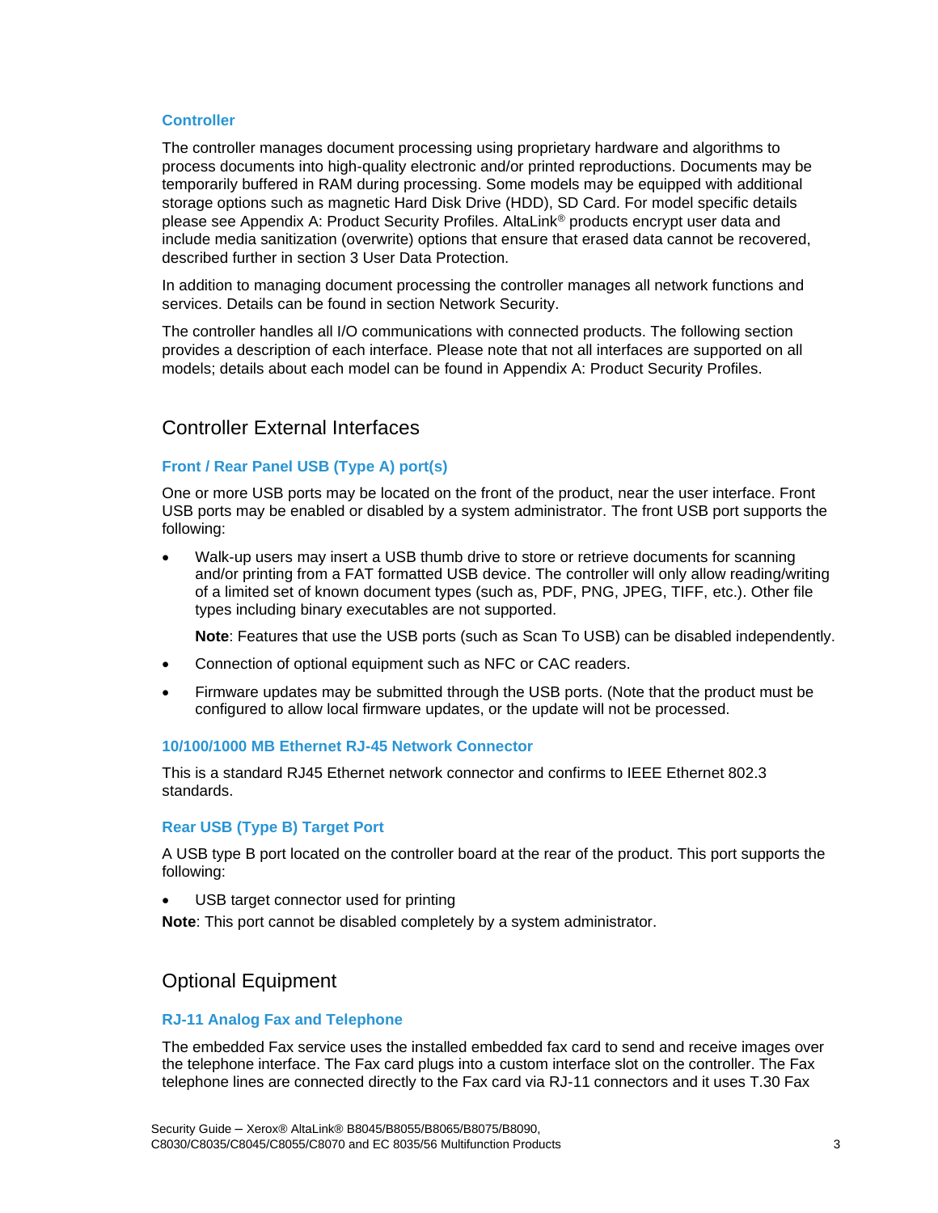### Controller

The controller manages document processing using proprietary hardware and algorithms to process documents into high-quality electronic and/or printed reproductions. Documents may be temporarily buffered in RAM during processing. Some models may be equipped with additional storage options such as magnetic Hard Disk Drive (HDD), SD Card. For model specific details please see Appendix A: Product Security Profiles. AltaLink® products encrypt user data and include media sanitization (overwrite) options that ensure that erased data cannot be recovered, described further in section 3 User Data Protection.

In addition to managing document processing the controller manages all network functions and services. Details can be found in section Network Security.

The controller handles all I/O communications with connected products. The following section provides a description of each interface. Please note that not all interfaces are supported on all models; details about each model can be found in Appendix A: Product Security Profiles.

## Controller External Interfaces

### Front / Rear Panel USB (Type A) port(s)

One or more USB ports may be located on the front of the product, near the user interface. Front USB ports may be enabled or disabled by a system administrator. The front USB port supports the following:

- Walk-up users may insert a USB thumb drive to store or retrieve documents for scanning and/or printing from a FAT formatted USB device. The controller will only allow reading/writing of a limited set of known document types (such as, PDF, PNG, JPEG, TIFF, etc.). Other file types including binary executables are not supported.

  **Note**: Features that use the USB ports (such as Scan To USB) can be disabled independently.

- Connection of optional equipment such as NFC or CAC readers.
- Firmware updates may be submitted through the USB ports. (Note that the product must be configured to allow local firmware updates, or the update will not be processed.

### 10/100/1000 MB Ethernet RJ-45 Network Connector

This is a standard RJ45 Ethernet network connector and confirms to IEEE Ethernet 802.3 standards.

### Rear USB (Type B) Target Port

A USB type B port located on the controller board at the rear of the product. This port supports the following:

- USB target connector used for printing

**Note**: This port cannot be disabled completely by a system administrator.

## Optional Equipment

### RJ-11 Analog Fax and Telephone

The embedded Fax service uses the installed embedded fax card to send and receive images over the telephone interface. The Fax card plugs into a custom interface slot on the controller. The Fax telephone lines are connected directly to the Fax card via RJ-11 connectors and it uses T.30 Fax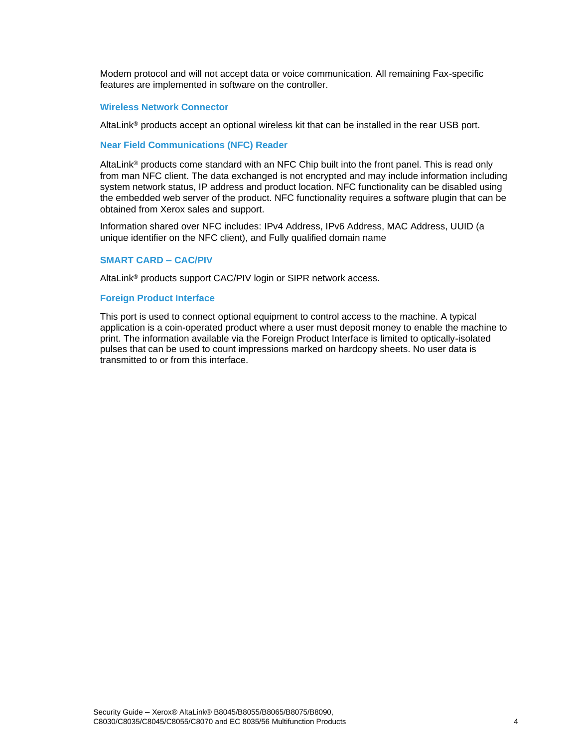Modem protocol and will not accept data or voice communication. All remaining Fax-specific features are implemented in software on the controller.

### Wireless Network Connector

AltaLink® products accept an optional wireless kit that can be installed in the rear USB port.

### Near Field Communications (NFC) Reader

AltaLink® products come standard with an NFC Chip built into the front panel. This is read only from man NFC client. The data exchanged is not encrypted and may include information including system network status, IP address and product location. NFC functionality can be disabled using the embedded web server of the product. NFC functionality requires a software plugin that can be obtained from Xerox sales and support.

Information shared over NFC includes: IPv4 Address, IPv6 Address, MAC Address, UUID (a unique identifier on the NFC client), and Fully qualified domain name

### SMART CARD – CAC/PIV

AltaLink® products support CAC/PIV login or SIPR network access.

### Foreign Product Interface

This port is used to connect optional equipment to control access to the machine. A typical application is a coin-operated product where a user must deposit money to enable the machine to print. The information available via the Foreign Product Interface is limited to optically-isolated pulses that can be used to count impressions marked on hardcopy sheets. No user data is transmitted to or from this interface.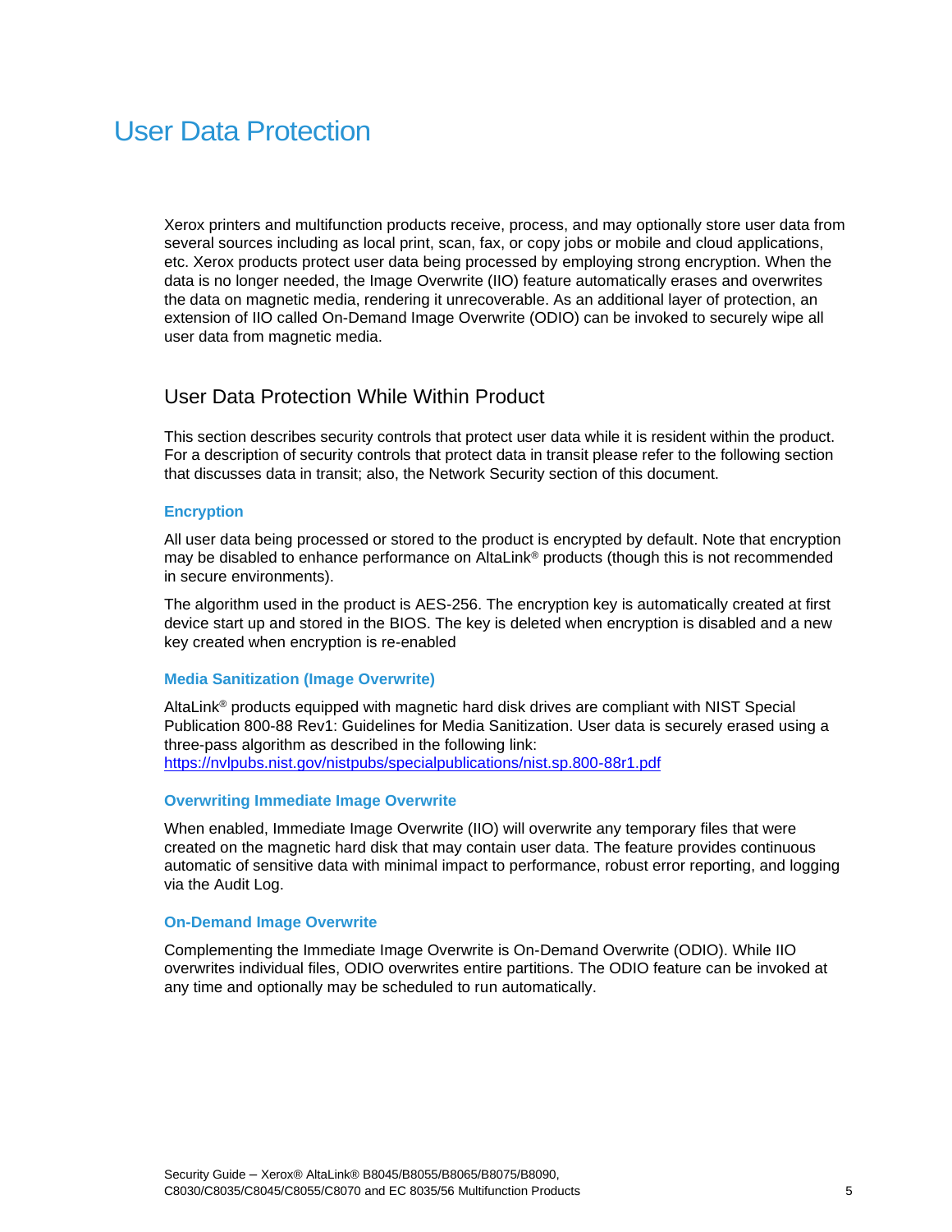# User Data Protection

Xerox printers and multifunction products receive, process, and may optionally store user data from several sources including as local print, scan, fax, or copy jobs or mobile and cloud applications, etc. Xerox products protect user data being processed by employing strong encryption. When the data is no longer needed, the Image Overwrite (IIO) feature automatically erases and overwrites the data on magnetic media, rendering it unrecoverable. As an additional layer of protection, an extension of IIO called On-Demand Image Overwrite (ODIO) can be invoked to securely wipe all user data from magnetic media.

## User Data Protection While Within Product

This section describes security controls that protect user data while it is resident within the product. For a description of security controls that protect data in transit please refer to the following section that discusses data in transit; also, the Network Security section of this document.

### Encryption

All user data being processed or stored to the product is encrypted by default. Note that encryption may be disabled to enhance performance on AltaLink® products (though this is not recommended in secure environments).

The algorithm used in the product is AES-256. The encryption key is automatically created at first device start up and stored in the BIOS. The key is deleted when encryption is disabled and a new key created when encryption is re-enabled

### Media Sanitization (Image Overwrite)

AltaLink® products equipped with magnetic hard disk drives are compliant with NIST Special Publication 800-88 Rev1: Guidelines for Media Sanitization. User data is securely erased using a three-pass algorithm as described in the following link:
https://nvlpubs.nist.gov/nistpubs/specialpublications/nist.sp.800-88r1.pdf

### Overwriting Immediate Image Overwrite

When enabled, Immediate Image Overwrite (IIO) will overwrite any temporary files that were created on the magnetic hard disk that may contain user data. The feature provides continuous automatic of sensitive data with minimal impact to performance, robust error reporting, and logging via the Audit Log.

### On-Demand Image Overwrite

Complementing the Immediate Image Overwrite is On-Demand Overwrite (ODIO). While IIO overwrites individual files, ODIO overwrites entire partitions. The ODIO feature can be invoked at any time and optionally may be scheduled to run automatically.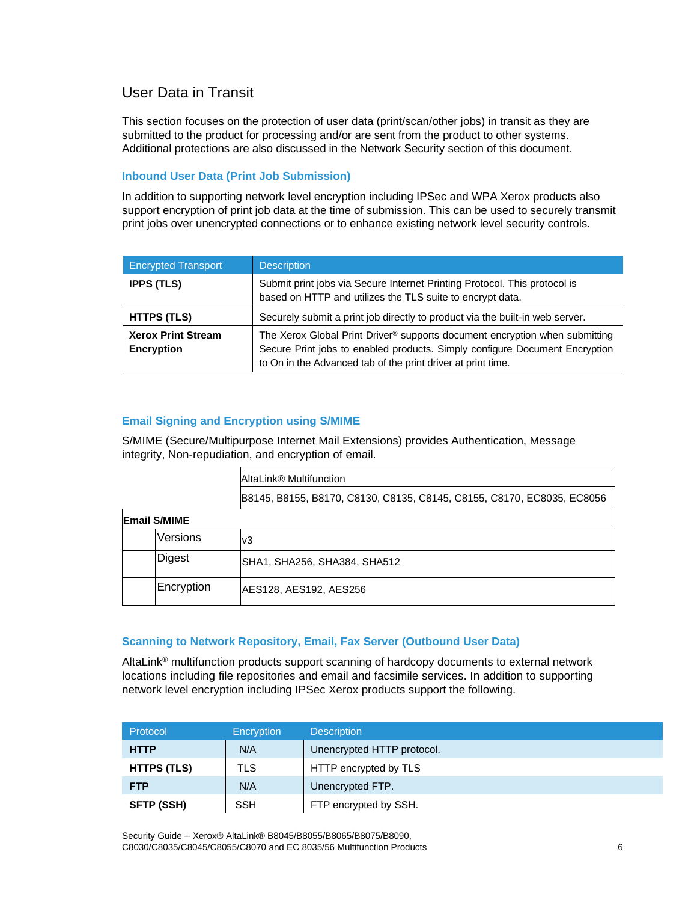## User Data in Transit

This section focuses on the protection of user data (print/scan/other jobs) in transit as they are submitted to the product for processing and/or are sent from the product to other systems. Additional protections are also discussed in the Network Security section of this document.

### Inbound User Data (Print Job Submission)

In addition to supporting network level encryption including IPSec and WPA Xerox products also support encryption of print job data at the time of submission. This can be used to securely transmit print jobs over unencrypted connections or to enhance existing network level security controls.

| Encrypted Transport | Description |
|---|---|
| **IPPS (TLS)** | Submit print jobs via Secure Internet Printing Protocol. This protocol is based on HTTP and utilizes the TLS suite to encrypt data. |
| **HTTPS (TLS)** | Securely submit a print job directly to product via the built-in web server. |
| **Xerox Print Stream Encryption** | The Xerox Global Print Driver® supports document encryption when submitting Secure Print jobs to enabled products. Simply configure Document Encryption to On in the Advanced tab of the print driver at print time. |

### Email Signing and Encryption using S/MIME

S/MIME (Secure/Multipurpose Internet Mail Extensions) provides Authentication, Message integrity, Non-repudiation, and encryption of email.

| | | AltaLink® Multifunction |
|---|---|---|
| | | B8145, B8155, B8170, C8130, C8135, C8145, C8155, C8170, EC8035, EC8056 |
| **Email S/MIME** | | |
| | Versions | v3 |
| | Digest | SHA1, SHA256, SHA384, SHA512 |
| | Encryption | AES128, AES192, AES256 |

### Scanning to Network Repository, Email, Fax Server (Outbound User Data)

AltaLink® multifunction products support scanning of hardcopy documents to external network locations including file repositories and email and facsimile services. In addition to supporting network level encryption including IPSec Xerox products support the following.

| Protocol | Encryption | Description |
|---|---|---|
| **HTTP** | N/A | Unencrypted HTTP protocol. |
| **HTTPS (TLS)** | TLS | HTTP encrypted by TLS |
| **FTP** | N/A | Unencrypted FTP. |
| **SFTP (SSH)** | SSH | FTP encrypted by SSH. |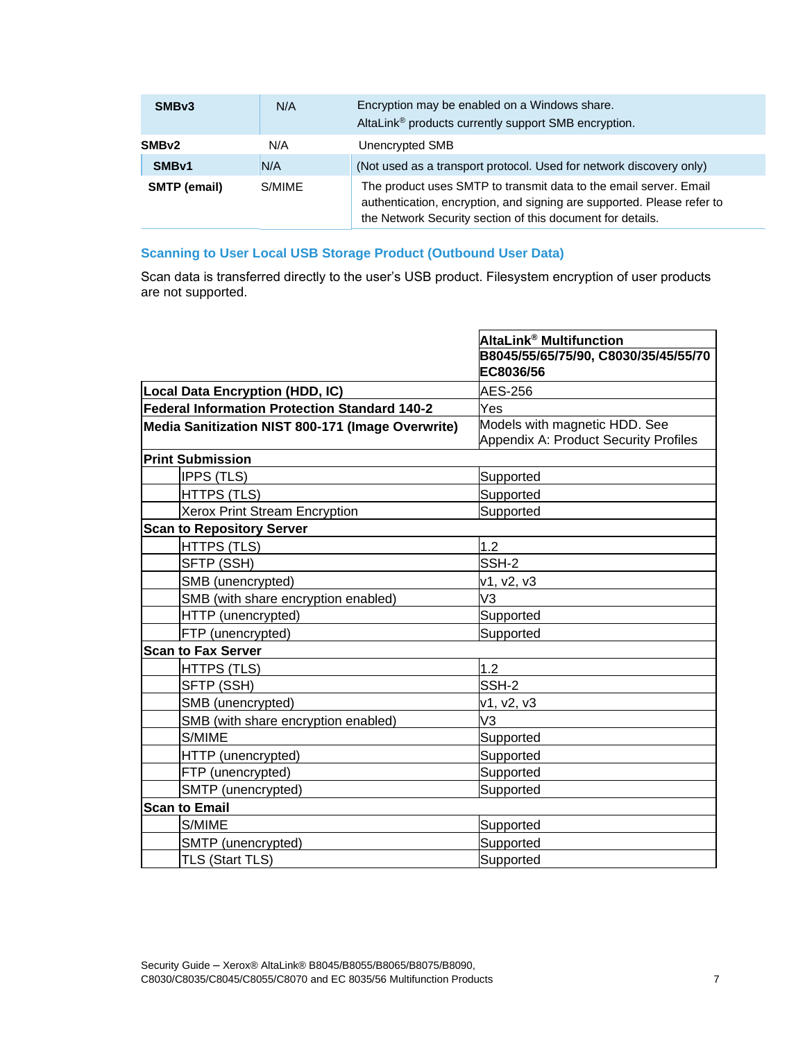| | | |
|---|---|---|
| **SMBv3** | N/A | Encryption may be enabled on a Windows share. AltaLink® products currently support SMB encryption. |
| **SMBv2** | N/A | Unencrypted SMB |
| **SMBv1** | N/A | (Not used as a transport protocol. Used for network discovery only) |
| **SMTP (email)** | S/MIME | The product uses SMTP to transmit data to the email server. Email authentication, encryption, and signing are supported. Please refer to the Network Security section of this document for details. |

### Scanning to User Local USB Storage Product (Outbound User Data)

Scan data is transferred directly to the user's USB product. Filesystem encryption of user products are not supported.

| | | AltaLink® Multifunction B8045/55/65/75/90, C8030/35/45/55/70 EC8036/56 |
|---|---|---|
| **Local Data Encryption (HDD, IC)** | | AES-256 |
| **Federal Information Protection Standard 140-2** | | Yes |
| **Media Sanitization NIST 800-171 (Image Overwrite)** | | Models with magnetic HDD. See Appendix A: Product Security Profiles |
| **Print Submission** | | |
| | IPPS (TLS) | Supported |
| | HTTPS (TLS) | Supported |
| | Xerox Print Stream Encryption | Supported |
| **Scan to Repository Server** | | |
| | HTTPS (TLS) | 1.2 |
| | SFTP (SSH) | SSH-2 |
| | SMB (unencrypted) | v1, v2, v3 |
| | SMB (with share encryption enabled) | V3 |
| | HTTP (unencrypted) | Supported |
| | FTP (unencrypted) | Supported |
| **Scan to Fax Server** | | |
| | HTTPS (TLS) | 1.2 |
| | SFTP (SSH) | SSH-2 |
| | SMB (unencrypted) | v1, v2, v3 |
| | SMB (with share encryption enabled) | V3 |
| | S/MIME | Supported |
| | HTTP (unencrypted) | Supported |
| | FTP (unencrypted) | Supported |
| | SMTP (unencrypted) | Supported |
| **Scan to Email** | | |
| | S/MIME | Supported |
| | SMTP (unencrypted) | Supported |
| | TLS (Start TLS) | Supported |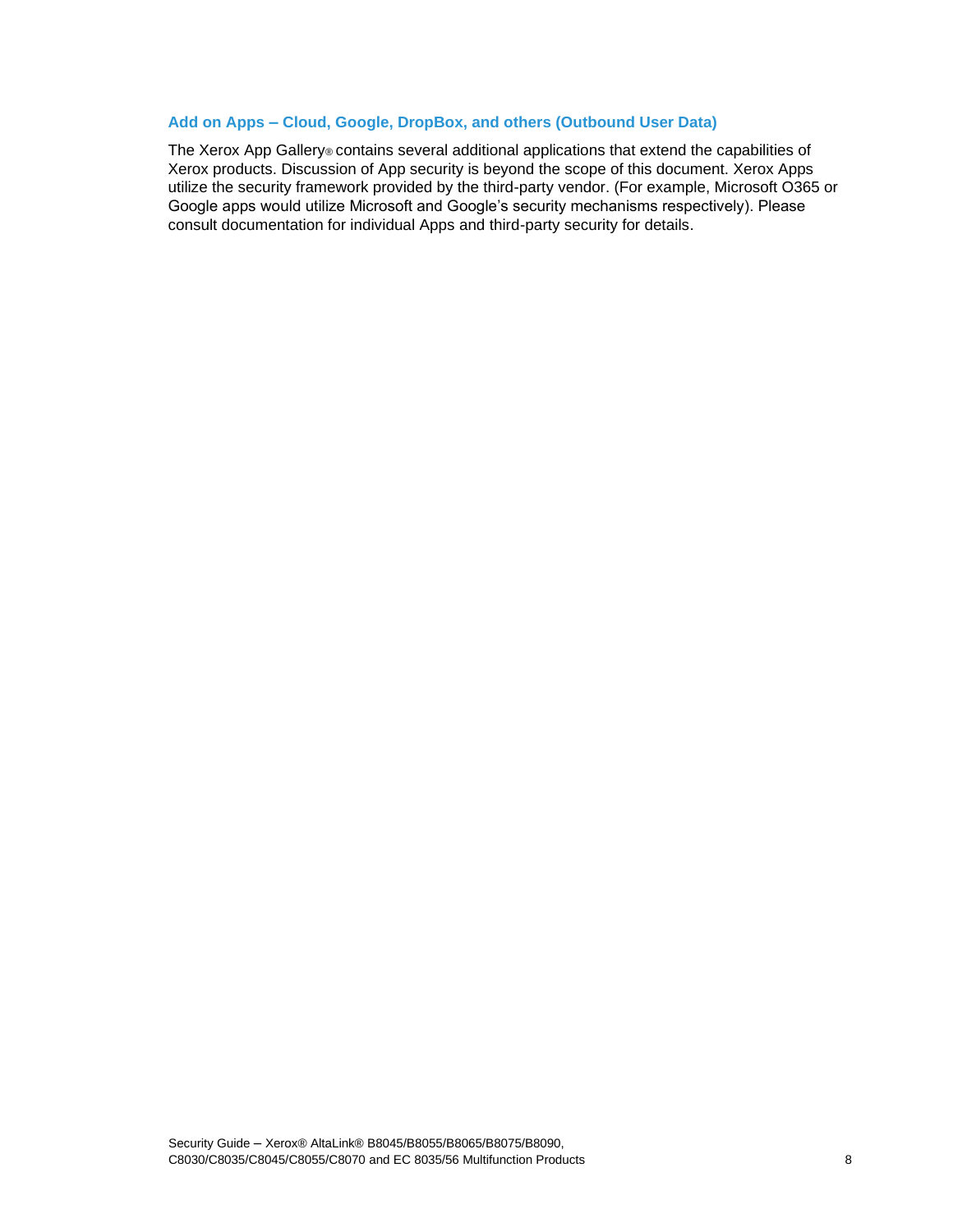### Add on Apps – Cloud, Google, DropBox, and others (Outbound User Data)

The Xerox App Gallery® contains several additional applications that extend the capabilities of Xerox products. Discussion of App security is beyond the scope of this document. Xerox Apps utilize the security framework provided by the third-party vendor. (For example, Microsoft O365 or Google apps would utilize Microsoft and Google's security mechanisms respectively). Please consult documentation for individual Apps and third-party security for details.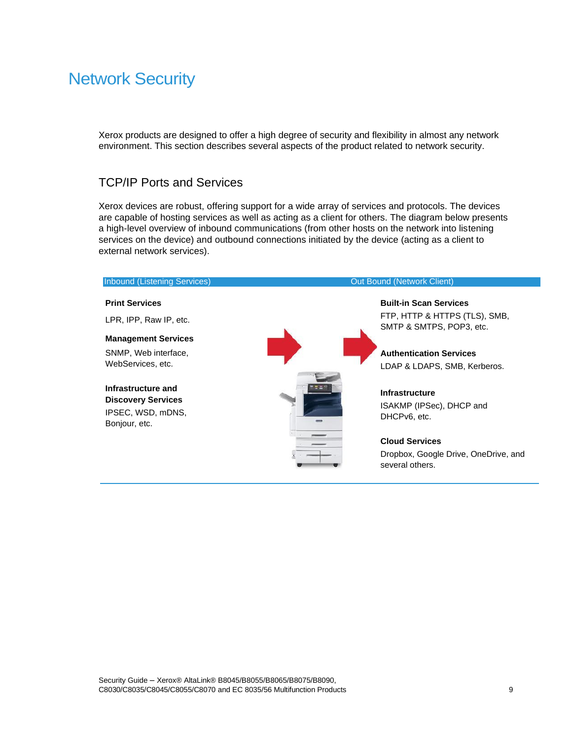# Network Security

Xerox products are designed to offer a high degree of security and flexibility in almost any network environment. This section describes several aspects of the product related to network security.

## TCP/IP Ports and Services

Xerox devices are robust, offering support for a wide array of services and protocols. The devices are capable of hosting services as well as acting as a client for others. The diagram below presents a high-level overview of inbound communications (from other hosts on the network into listening services on the device) and outbound connections initiated by the device (acting as a client to external network services).

**Inbound (Listening Services)**

**Print Services**

LPR, IPP, Raw IP, etc.

**Management Services**

SNMP, Web interface, WebServices, etc.

**Infrastructure and Discovery Services**

IPSEC, WSD, mDNS, Bonjour, etc.

**Out Bound (Network Client)**

**Built-in Scan Services**

FTP, HTTP & HTTPS (TLS), SMB, SMTP & SMTPS, POP3, etc.

**Authentication Services**

LDAP & LDAPS, SMB, Kerberos.

**Infrastructure**

ISAKMP (IPSec), DHCP and DHCPv6, etc.

**Cloud Services**

Dropbox, Google Drive, OneDrive, and several others.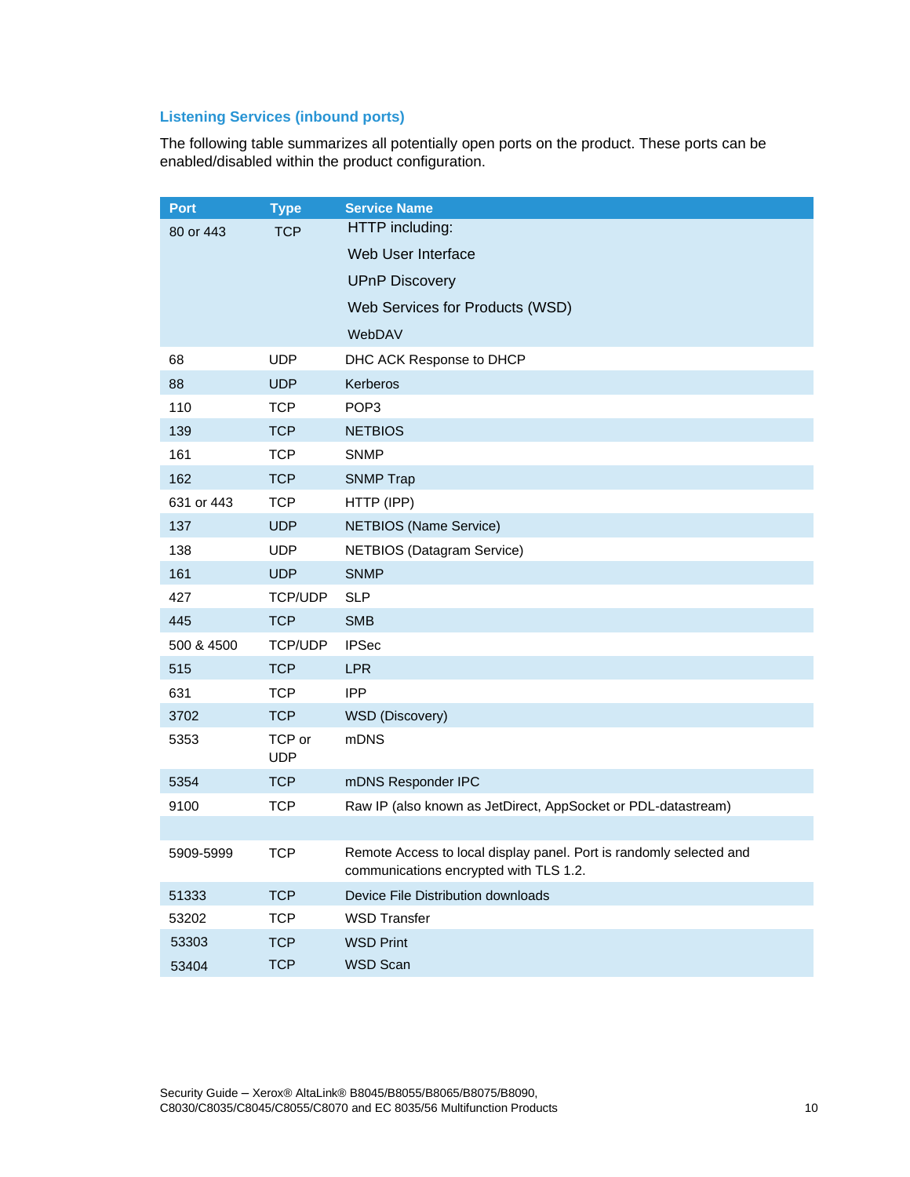### Listening Services (inbound ports)

The following table summarizes all potentially open ports on the product. These ports can be enabled/disabled within the product configuration.

| Port | Type | Service Name |
|---|---|---|
| 80 or 443 | TCP | HTTP including:<br>Web User Interface<br>UPnP Discovery<br>Web Services for Products (WSD)<br>WebDAV |
| 68 | UDP | DHC ACK Response to DHCP |
| 88 | UDP | Kerberos |
| 110 | TCP | POP3 |
| 139 | TCP | NETBIOS |
| 161 | TCP | SNMP |
| 162 | TCP | SNMP Trap |
| 631 or 443 | TCP | HTTP (IPP) |
| 137 | UDP | NETBIOS (Name Service) |
| 138 | UDP | NETBIOS (Datagram Service) |
| 161 | UDP | SNMP |
| 427 | TCP/UDP | SLP |
| 445 | TCP | SMB |
| 500 & 4500 | TCP/UDP | IPSec |
| 515 | TCP | LPR |
| 631 | TCP | IPP |
| 3702 | TCP | WSD (Discovery) |
| 5353 | TCP or UDP | mDNS |
| 5354 | TCP | mDNS Responder IPC |
| 9100 | TCP | Raw IP (also known as JetDirect, AppSocket or PDL-datastream) |
| | | |
| 5909-5999 | TCP | Remote Access to local display panel. Port is randomly selected and communications encrypted with TLS 1.2. |
| 51333 | TCP | Device File Distribution downloads |
| 53202 | TCP | WSD Transfer |
| 53303 | TCP | WSD Print |
| 53404 | TCP | WSD Scan |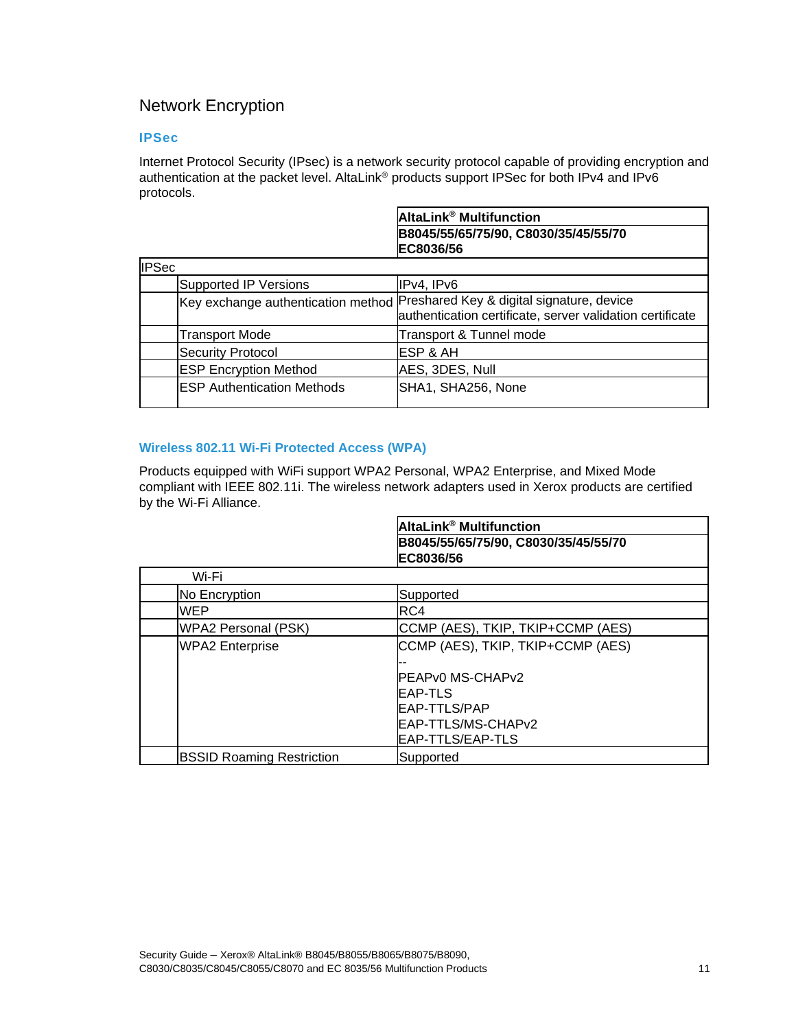## Network Encryption

### IPSec

Internet Protocol Security (IPsec) is a network security protocol capable of providing encryption and authentication at the packet level. AltaLink® products support IPSec for both IPv4 and IPv6 protocols.

| | | AltaLink® Multifunction<br>B8045/55/65/75/90, C8030/35/45/55/70<br>EC8036/56 |
|---|---|---|
| IPSec | | |
| | Supported IP Versions | IPv4, IPv6 |
| | Key exchange authentication method | Preshared Key & digital signature, device authentication certificate, server validation certificate |
| | Transport Mode | Transport & Tunnel mode |
| | Security Protocol | ESP & AH |
| | ESP Encryption Method | AES, 3DES, Null |
| | ESP Authentication Methods | SHA1, SHA256, None |

### Wireless 802.11 Wi-Fi Protected Access (WPA)

Products equipped with WiFi support WPA2 Personal, WPA2 Enterprise, and Mixed Mode compliant with IEEE 802.11i. The wireless network adapters used in Xerox products are certified by the Wi-Fi Alliance.

| | | AltaLink® Multifunction<br>B8045/55/65/75/90, C8030/35/45/55/70<br>EC8036/56 |
|---|---|---|
| Wi-Fi | | |
| | No Encryption | Supported |
| | WEP | RC4 |
| | WPA2 Personal (PSK) | CCMP (AES), TKIP, TKIP+CCMP (AES) |
| | WPA2 Enterprise | CCMP (AES), TKIP, TKIP+CCMP (AES)<br>--<br>PEAPv0 MS-CHAPv2<br>EAP-TLS<br>EAP-TTLS/PAP<br>EAP-TTLS/MS-CHAPv2<br>EAP-TTLS/EAP-TLS |
| | BSSID Roaming Restriction | Supported |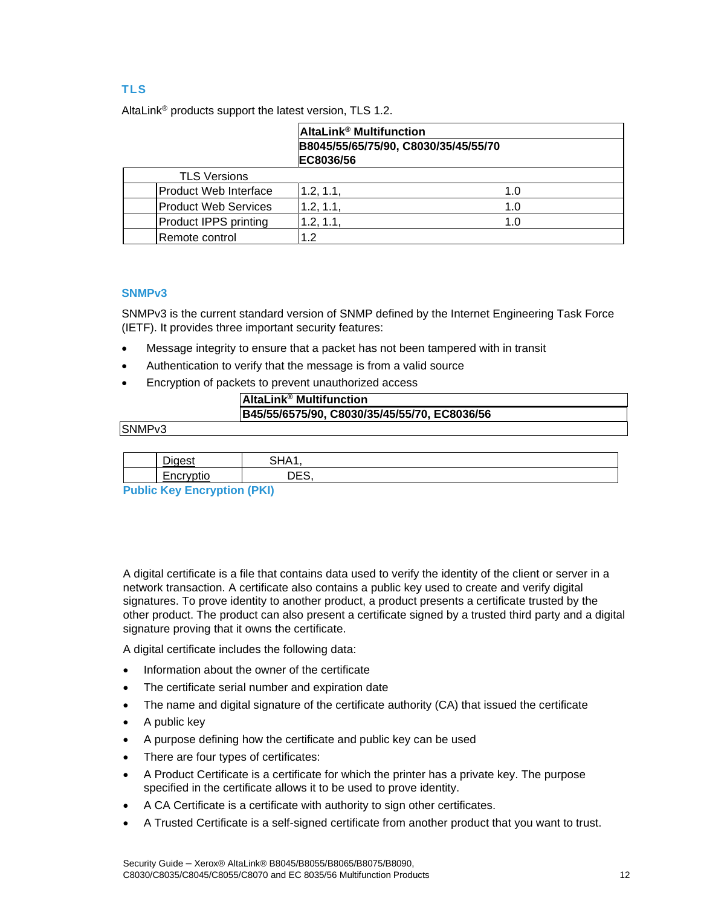### TLS

AltaLink® products support the latest version, TLS 1.2.

| | AltaLink® Multifunction<br>B8045/55/65/75/90, C8030/35/45/55/70<br>EC8036/56 | |
|---|---|---|
| TLS Versions | | |
| Product Web Interface | 1.2, 1.1, | 1.0 |
| Product Web Services | 1.2, 1.1, | 1.0 |
| Product IPPS printing | 1.2, 1.1, | 1.0 |
| Remote control | 1.2 | |

### SNMPv3

SNMPv3 is the current standard version of SNMP defined by the Internet Engineering Task Force (IETF). It provides three important security features:

- Message integrity to ensure that a packet has not been tampered with in transit
- Authentication to verify that the message is from a valid source
- Encryption of packets to prevent unauthorized access

| | AltaLink® Multifunction<br>B45/55/6575/90, C8030/35/45/55/70, EC8036/56 |
|---|---|
| SNMPv3 | |
| Digest | SHA1, |
| Encryptio | DES, |

### Public Key Encryption (PKI)

A digital certificate is a file that contains data used to verify the identity of the client or server in a network transaction. A certificate also contains a public key used to create and verify digital signatures. To prove identity to another product, a product presents a certificate trusted by the other product. The product can also present a certificate signed by a trusted third party and a digital signature proving that it owns the certificate.

A digital certificate includes the following data:

- Information about the owner of the certificate
- The certificate serial number and expiration date
- The name and digital signature of the certificate authority (CA) that issued the certificate
- A public key
- A purpose defining how the certificate and public key can be used
- There are four types of certificates:
- A Product Certificate is a certificate for which the printer has a private key. The purpose specified in the certificate allows it to be used to prove identity.
- A CA Certificate is a certificate with authority to sign other certificates.
- A Trusted Certificate is a self-signed certificate from another product that you want to trust.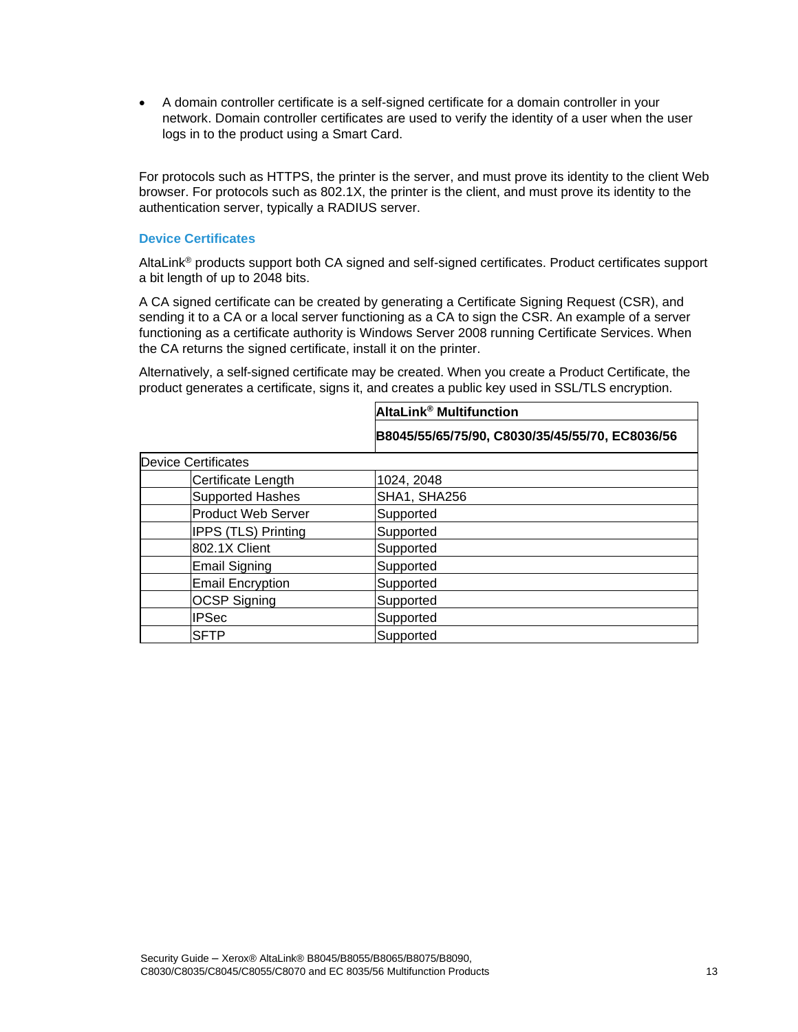- A domain controller certificate is a self-signed certificate for a domain controller in your network. Domain controller certificates are used to verify the identity of a user when the user logs in to the product using a Smart Card.

For protocols such as HTTPS, the printer is the server, and must prove its identity to the client Web browser. For protocols such as 802.1X, the printer is the client, and must prove its identity to the authentication server, typically a RADIUS server.

### Device Certificates

AltaLink® products support both CA signed and self-signed certificates. Product certificates support a bit length of up to 2048 bits.

A CA signed certificate can be created by generating a Certificate Signing Request (CSR), and sending it to a CA or a local server functioning as a CA to sign the CSR. An example of a server functioning as a certificate authority is Windows Server 2008 running Certificate Services. When the CA returns the signed certificate, install it on the printer.

Alternatively, a self-signed certificate may be created. When you create a Product Certificate, the product generates a certificate, signs it, and creates a public key used in SSL/TLS encryption.

| | | **AltaLink® Multifunction** |
|---|---|---|
| | | **B8045/55/65/75/90, C8030/35/45/55/70, EC8036/56** |
| Device Certificates | | |
| | Certificate Length | 1024, 2048 |
| | Supported Hashes | SHA1, SHA256 |
| | Product Web Server | Supported |
| | IPPS (TLS) Printing | Supported |
| | 802.1X Client | Supported |
| | Email Signing | Supported |
| | Email Encryption | Supported |
| | OCSP Signing | Supported |
| | IPSec | Supported |
| | SFTP | Supported |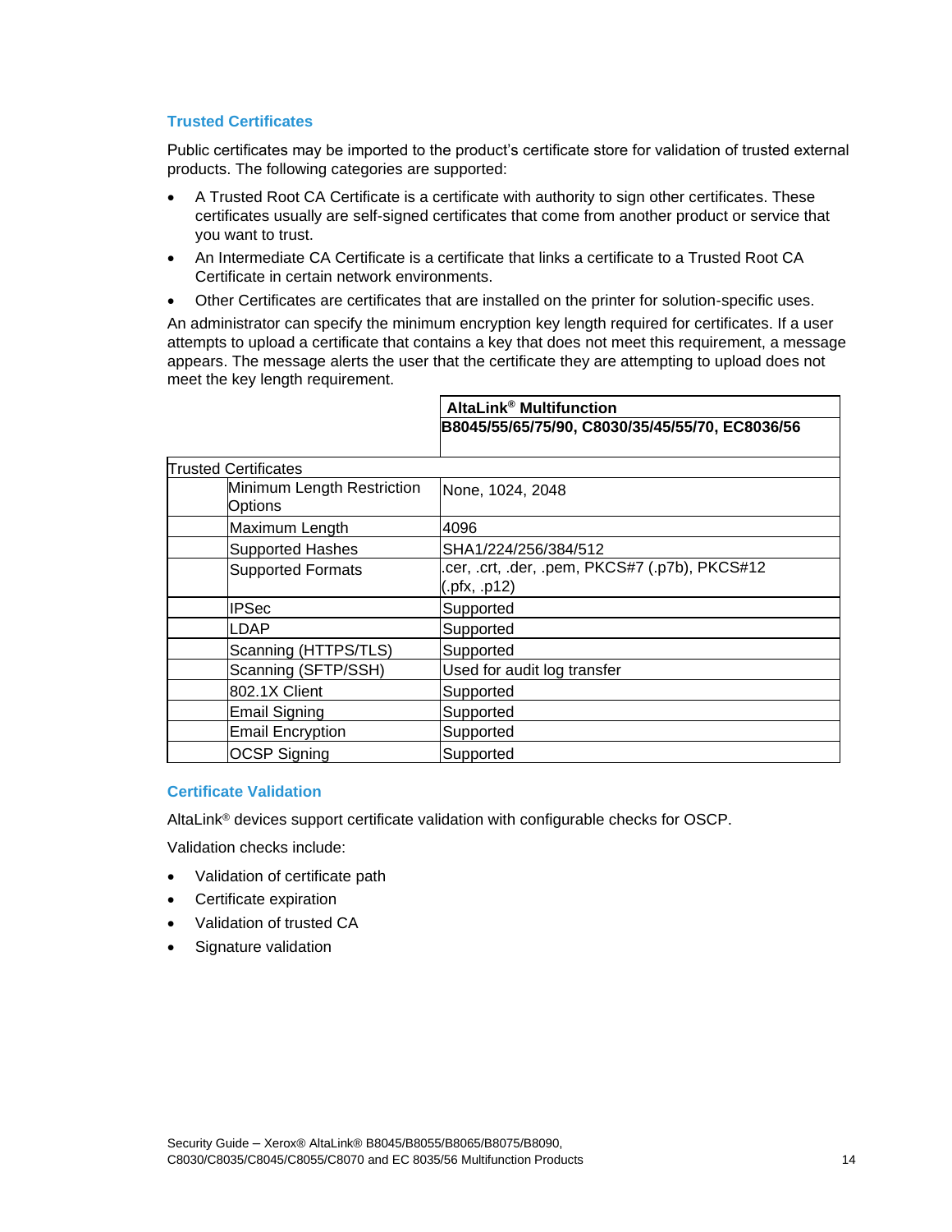### Trusted Certificates

Public certificates may be imported to the product's certificate store for validation of trusted external products. The following categories are supported:

- A Trusted Root CA Certificate is a certificate with authority to sign other certificates. These certificates usually are self-signed certificates that come from another product or service that you want to trust.
- An Intermediate CA Certificate is a certificate that links a certificate to a Trusted Root CA Certificate in certain network environments.
- Other Certificates are certificates that are installed on the printer for solution-specific uses.

An administrator can specify the minimum encryption key length required for certificates. If a user attempts to upload a certificate that contains a key that does not meet this requirement, a message appears. The message alerts the user that the certificate they are attempting to upload does not meet the key length requirement.

| | | **AltaLink® Multifunction B8045/55/65/75/90, C8030/35/45/55/70, EC8036/56** |
|---|---|---|
| Trusted Certificates | | |
| | Minimum Length Restriction Options | None, 1024, 2048 |
| | Maximum Length | 4096 |
| | Supported Hashes | SHA1/224/256/384/512 |
| | Supported Formats | .cer, .crt, .der, .pem, PKCS#7 (.p7b), PKCS#12 (.pfx, .p12) |
| | IPSec | Supported |
| | LDAP | Supported |
| | Scanning (HTTPS/TLS) | Supported |
| | Scanning (SFTP/SSH) | Used for audit log transfer |
| | 802.1X Client | Supported |
| | Email Signing | Supported |
| | Email Encryption | Supported |
| | OCSP Signing | Supported |

### Certificate Validation

AltaLink® devices support certificate validation with configurable checks for OSCP.

Validation checks include:

- Validation of certificate path
- Certificate expiration
- Validation of trusted CA
- Signature validation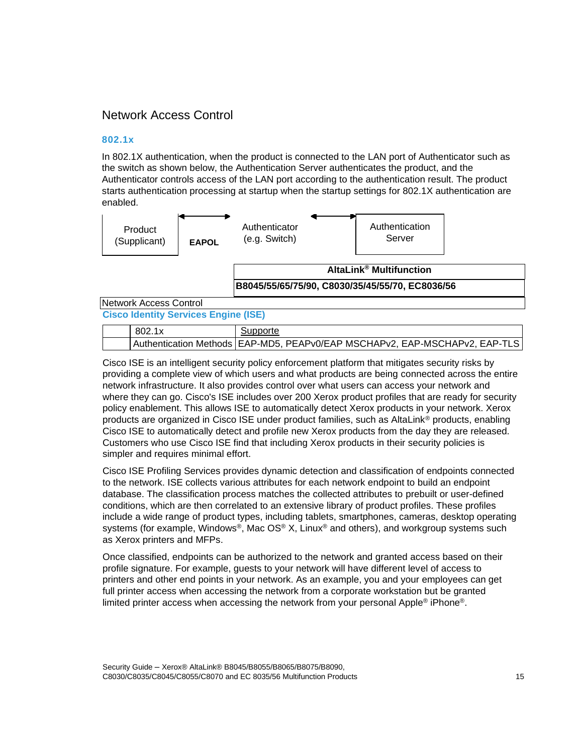## Network Access Control

### 802.1x

In 802.1X authentication, when the product is connected to the LAN port of Authenticator such as the switch as shown below, the Authentication Server authenticates the product, and the Authenticator controls access of the LAN port according to the authentication result. The product starts authentication processing at startup when the startup settings for 802.1X authentication are enabled.

Product (Supplicant) ←→ **EAPOL** Authenticator (e.g. Switch) ←→ Authentication Server

| **AltaLink® Multifunction** |
|---|
| **B8045/55/65/75/90, C8030/35/45/55/70, EC8036/56** |

Network Access Control

### Cisco Identity Services Engine (ISE)

| | 802.1x | Supporte |
|---|---|---|
| | Authentication Methods | EAP-MD5, PEAPv0/EAP MSCHAPv2, EAP-MSCHAPv2, EAP-TLS |

Cisco ISE is an intelligent security policy enforcement platform that mitigates security risks by providing a complete view of which users and what products are being connected across the entire network infrastructure. It also provides control over what users can access your network and where they can go. Cisco's ISE includes over 200 Xerox product profiles that are ready for security policy enablement. This allows ISE to automatically detect Xerox products in your network. Xerox products are organized in Cisco ISE under product families, such as AltaLink® products, enabling Cisco ISE to automatically detect and profile new Xerox products from the day they are released. Customers who use Cisco ISE find that including Xerox products in their security policies is simpler and requires minimal effort.

Cisco ISE Profiling Services provides dynamic detection and classification of endpoints connected to the network. ISE collects various attributes for each network endpoint to build an endpoint database. The classification process matches the collected attributes to prebuilt or user-defined conditions, which are then correlated to an extensive library of product profiles. These profiles include a wide range of product types, including tablets, smartphones, cameras, desktop operating systems (for example, Windows®, Mac OS® X, Linux® and others), and workgroup systems such as Xerox printers and MFPs.

Once classified, endpoints can be authorized to the network and granted access based on their profile signature. For example, guests to your network will have different level of access to printers and other end points in your network. As an example, you and your employees can get full printer access when accessing the network from a corporate workstation but be granted limited printer access when accessing the network from your personal Apple® iPhone®.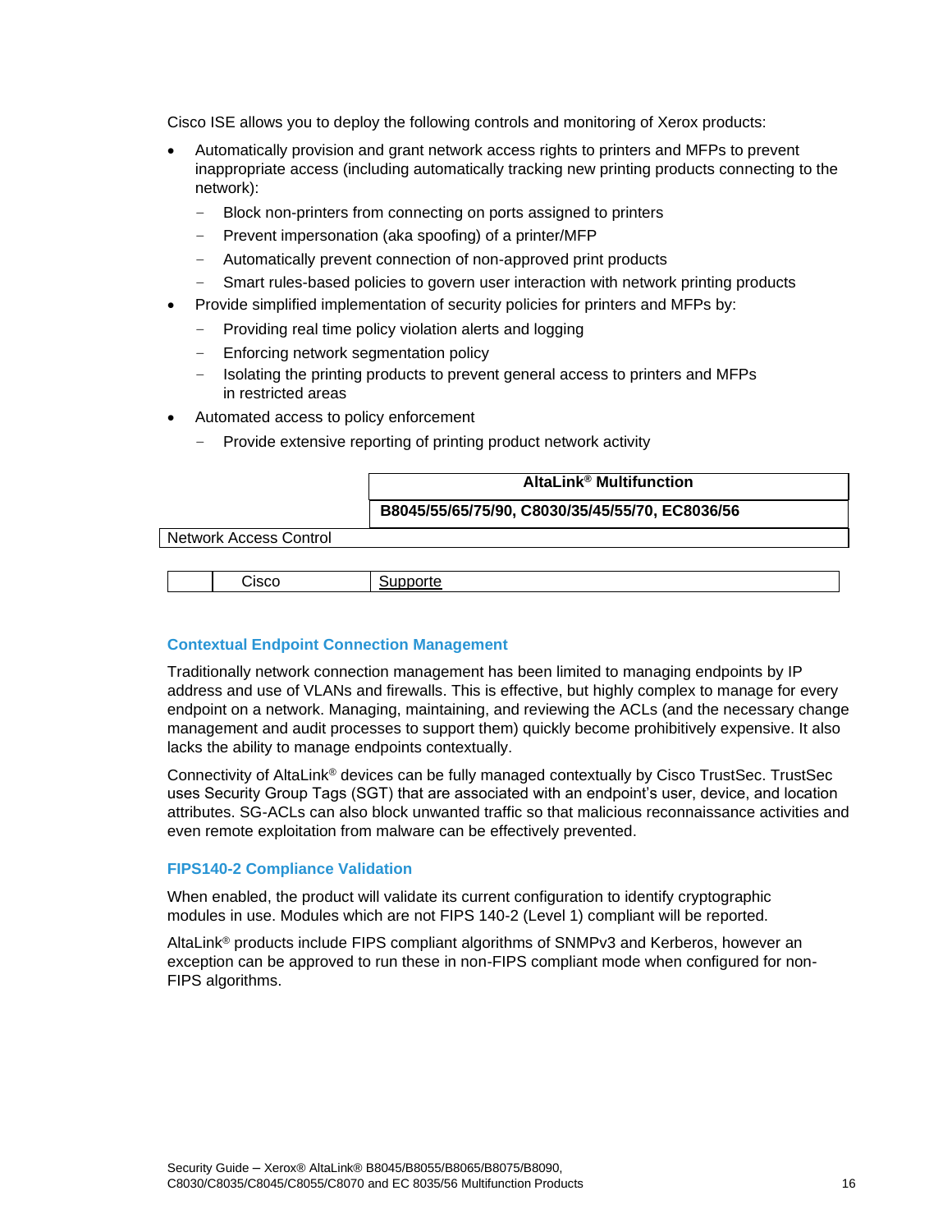Cisco ISE allows you to deploy the following controls and monitoring of Xerox products:

- Automatically provision and grant network access rights to printers and MFPs to prevent inappropriate access (including automatically tracking new printing products connecting to the network):
  - Block non-printers from connecting on ports assigned to printers
  - Prevent impersonation (aka spoofing) of a printer/MFP
  - Automatically prevent connection of non-approved print products
  - Smart rules-based policies to govern user interaction with network printing products
- Provide simplified implementation of security policies for printers and MFPs by:
  - Providing real time policy violation alerts and logging
  - Enforcing network segmentation policy
  - Isolating the printing products to prevent general access to printers and MFPs in restricted areas
- Automated access to policy enforcement
  - Provide extensive reporting of printing product network activity

| | | **AltaLink® Multifunction** |
|---|---|---|
| | | **B8045/55/65/75/90, C8030/35/45/55/70, EC8036/56** |
| Network Access Control | | |
| | Cisco | Supporte |

### Contextual Endpoint Connection Management

Traditionally network connection management has been limited to managing endpoints by IP address and use of VLANs and firewalls. This is effective, but highly complex to manage for every endpoint on a network. Managing, maintaining, and reviewing the ACLs (and the necessary change management and audit processes to support them) quickly become prohibitively expensive. It also lacks the ability to manage endpoints contextually.

Connectivity of AltaLink® devices can be fully managed contextually by Cisco TrustSec. TrustSec uses Security Group Tags (SGT) that are associated with an endpoint's user, device, and location attributes. SG-ACLs can also block unwanted traffic so that malicious reconnaissance activities and even remote exploitation from malware can be effectively prevented.

### FIPS140-2 Compliance Validation

When enabled, the product will validate its current configuration to identify cryptographic modules in use. Modules which are not FIPS 140-2 (Level 1) compliant will be reported.

AltaLink® products include FIPS compliant algorithms of SNMPv3 and Kerberos, however an exception can be approved to run these in non-FIPS compliant mode when configured for non-FIPS algorithms.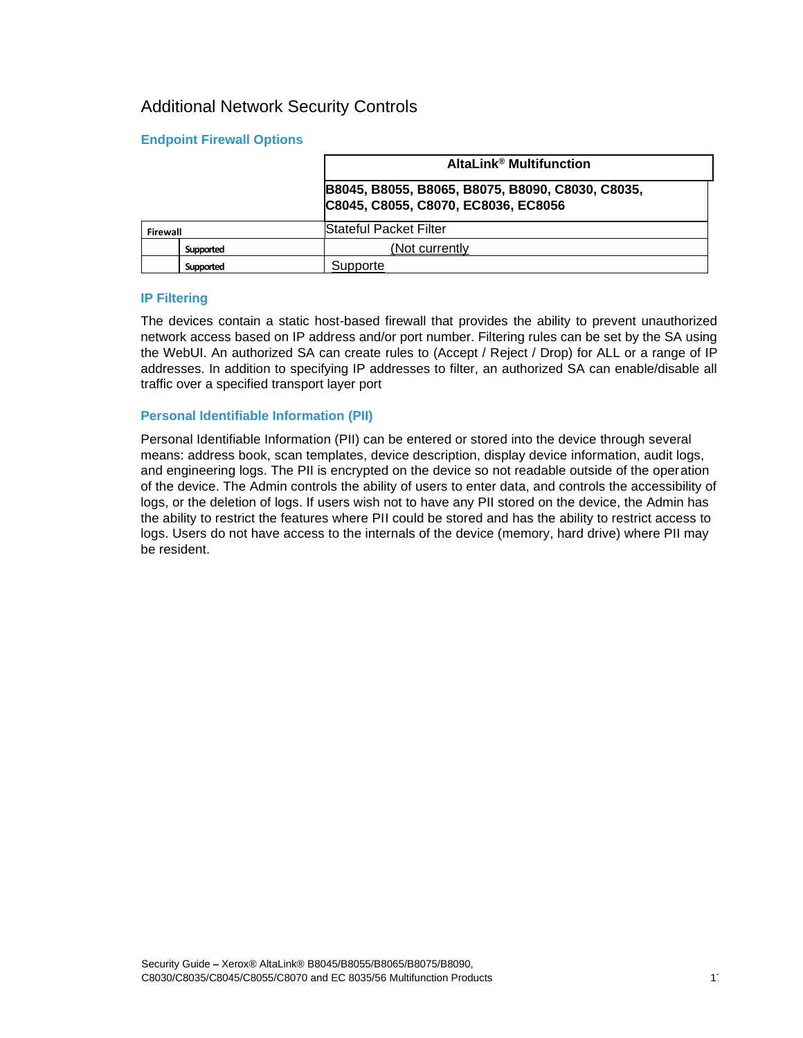## Additional Network Security Controls

### Endpoint Firewall Options

| | | AltaLink® Multifunction |
|---|---|---|
| | | B8045, B8055, B8065, B8075, B8090, C8030, C8035, C8045, C8055, C8070, EC8036, EC8056 |
| Firewall | | Stateful Packet Filter |
| | Supported | (Not currently |
| | Supported | Supporte |

### IP Filtering

The devices contain a static host-based firewall that provides the ability to prevent unauthorized network access based on IP address and/or port number. Filtering rules can be set by the SA using the WebUI. An authorized SA can create rules to (Accept / Reject / Drop) for ALL or a range of IP addresses. In addition to specifying IP addresses to filter, an authorized SA can enable/disable all traffic over a specified transport layer port

### Personal Identifiable Information (PII)

Personal Identifiable Information (PII) can be entered or stored into the device through several means: address book, scan templates, device description, display device information, audit logs, and engineering logs. The PII is encrypted on the device so not readable outside of the operation of the device. The Admin controls the ability of users to enter data, and controls the accessibility of logs, or the deletion of logs. If users wish not to have any PII stored on the device, the Admin has the ability to restrict the features where PII could be stored and has the ability to restrict access to logs. Users do not have access to the internals of the device (memory, hard drive) where PII may be resident.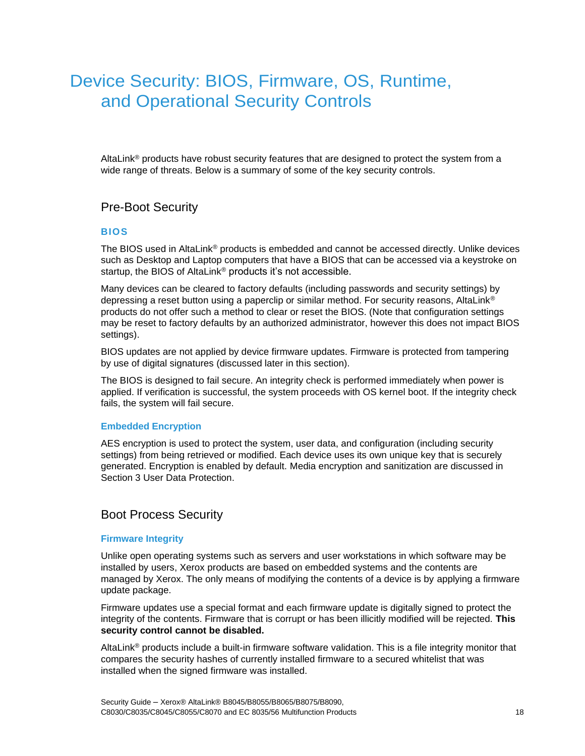# Device Security: BIOS, Firmware, OS, Runtime, and Operational Security Controls

AltaLink® products have robust security features that are designed to protect the system from a wide range of threats. Below is a summary of some of the key security controls.

## Pre-Boot Security

### BIOS

The BIOS used in AltaLink® products is embedded and cannot be accessed directly. Unlike devices such as Desktop and Laptop computers that have a BIOS that can be accessed via a keystroke on startup, the BIOS of AltaLink® products it's not accessible.

Many devices can be cleared to factory defaults (including passwords and security settings) by depressing a reset button using a paperclip or similar method. For security reasons, AltaLink® products do not offer such a method to clear or reset the BIOS. (Note that configuration settings may be reset to factory defaults by an authorized administrator, however this does not impact BIOS settings).

BIOS updates are not applied by device firmware updates. Firmware is protected from tampering by use of digital signatures (discussed later in this section).

The BIOS is designed to fail secure. An integrity check is performed immediately when power is applied. If verification is successful, the system proceeds with OS kernel boot. If the integrity check fails, the system will fail secure.

### Embedded Encryption

AES encryption is used to protect the system, user data, and configuration (including security settings) from being retrieved or modified. Each device uses its own unique key that is securely generated. Encryption is enabled by default. Media encryption and sanitization are discussed in Section 3 User Data Protection.

## Boot Process Security

### Firmware Integrity

Unlike open operating systems such as servers and user workstations in which software may be installed by users, Xerox products are based on embedded systems and the contents are managed by Xerox. The only means of modifying the contents of a device is by applying a firmware update package.

Firmware updates use a special format and each firmware update is digitally signed to protect the integrity of the contents. Firmware that is corrupt or has been illicitly modified will be rejected. **This security control cannot be disabled.**

AltaLink® products include a built-in firmware software validation. This is a file integrity monitor that compares the security hashes of currently installed firmware to a secured whitelist that was installed when the signed firmware was installed.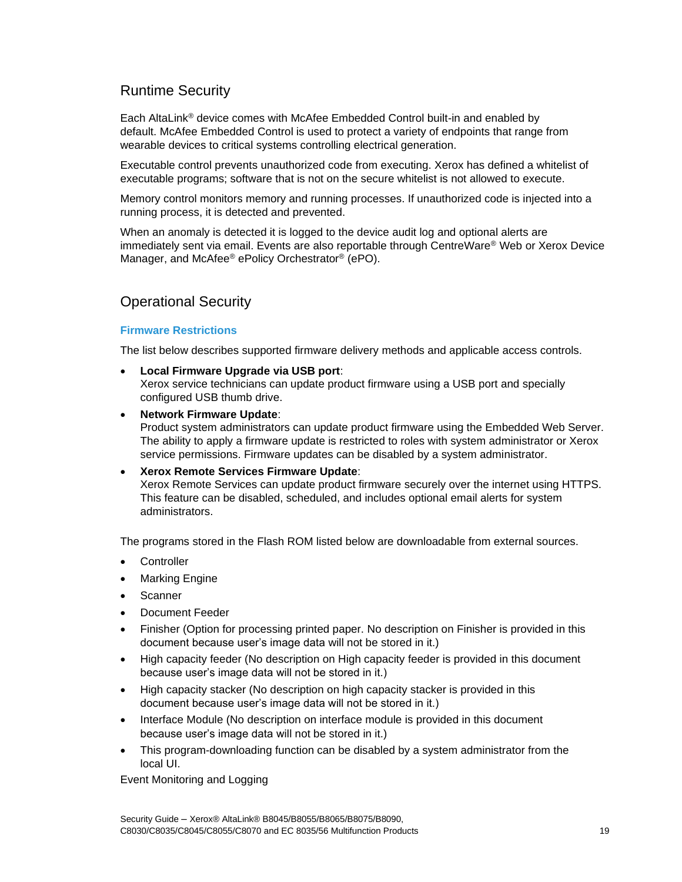## Runtime Security

Each AltaLink® device comes with McAfee Embedded Control built-in and enabled by default. McAfee Embedded Control is used to protect a variety of endpoints that range from wearable devices to critical systems controlling electrical generation.

Executable control prevents unauthorized code from executing. Xerox has defined a whitelist of executable programs; software that is not on the secure whitelist is not allowed to execute.

Memory control monitors memory and running processes. If unauthorized code is injected into a running process, it is detected and prevented.

When an anomaly is detected it is logged to the device audit log and optional alerts are immediately sent via email. Events are also reportable through CentreWare® Web or Xerox Device Manager, and McAfee® ePolicy Orchestrator® (ePO).

## Operational Security

### Firmware Restrictions

The list below describes supported firmware delivery methods and applicable access controls.

- **Local Firmware Upgrade via USB port**:
  Xerox service technicians can update product firmware using a USB port and specially configured USB thumb drive.
- **Network Firmware Update**:
  Product system administrators can update product firmware using the Embedded Web Server. The ability to apply a firmware update is restricted to roles with system administrator or Xerox service permissions. Firmware updates can be disabled by a system administrator.
- **Xerox Remote Services Firmware Update**:
  Xerox Remote Services can update product firmware securely over the internet using HTTPS. This feature can be disabled, scheduled, and includes optional email alerts for system administrators.

The programs stored in the Flash ROM listed below are downloadable from external sources.

- Controller
- Marking Engine
- Scanner
- Document Feeder
- Finisher (Option for processing printed paper. No description on Finisher is provided in this document because user's image data will not be stored in it.)
- High capacity feeder (No description on High capacity feeder is provided in this document because user's image data will not be stored in it.)
- High capacity stacker (No description on high capacity stacker is provided in this document because user's image data will not be stored in it.)
- Interface Module (No description on interface module is provided in this document because user's image data will not be stored in it.)
- This program-downloading function can be disabled by a system administrator from the local UI.

Event Monitoring and Logging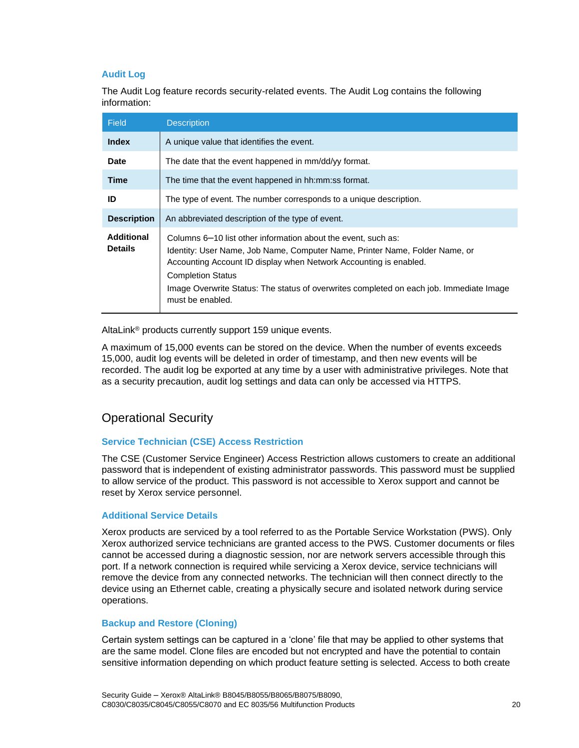### Audit Log

The Audit Log feature records security-related events. The Audit Log contains the following information:

| Field | Description |
|---|---|
| **Index** | A unique value that identifies the event. |
| **Date** | The date that the event happened in mm/dd/yy format. |
| **Time** | The time that the event happened in hh:mm:ss format. |
| **ID** | The type of event. The number corresponds to a unique description. |
| **Description** | An abbreviated description of the type of event. |
| **Additional Details** | Columns 6–10 list other information about the event, such as: Identity: User Name, Job Name, Computer Name, Printer Name, Folder Name, or Accounting Account ID display when Network Accounting is enabled. Completion Status Image Overwrite Status: The status of overwrites completed on each job. Immediate Image must be enabled. |

AltaLink® products currently support 159 unique events.

A maximum of 15,000 events can be stored on the device. When the number of events exceeds 15,000, audit log events will be deleted in order of timestamp, and then new events will be recorded. The audit log be exported at any time by a user with administrative privileges. Note that as a security precaution, audit log settings and data can only be accessed via HTTPS.

## Operational Security

### Service Technician (CSE) Access Restriction

The CSE (Customer Service Engineer) Access Restriction allows customers to create an additional password that is independent of existing administrator passwords. This password must be supplied to allow service of the product. This password is not accessible to Xerox support and cannot be reset by Xerox service personnel.

### Additional Service Details

Xerox products are serviced by a tool referred to as the Portable Service Workstation (PWS). Only Xerox authorized service technicians are granted access to the PWS. Customer documents or files cannot be accessed during a diagnostic session, nor are network servers accessible through this port. If a network connection is required while servicing a Xerox device, service technicians will remove the device from any connected networks. The technician will then connect directly to the device using an Ethernet cable, creating a physically secure and isolated network during service operations.

### Backup and Restore (Cloning)

Certain system settings can be captured in a 'clone' file that may be applied to other systems that are the same model. Clone files are encoded but not encrypted and have the potential to contain sensitive information depending on which product feature setting is selected. Access to both create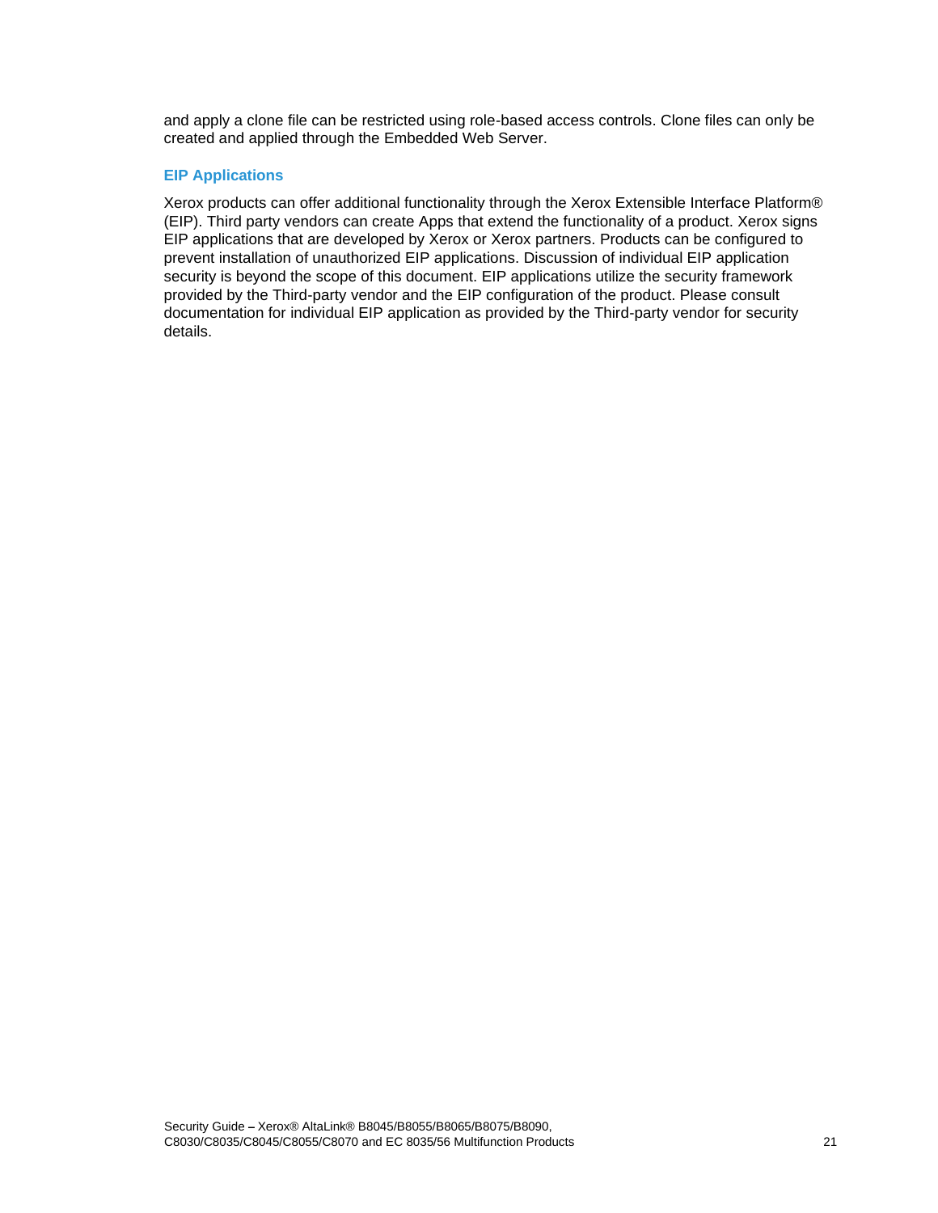and apply a clone file can be restricted using role-based access controls. Clone files can only be created and applied through the Embedded Web Server.

### EIP Applications

Xerox products can offer additional functionality through the Xerox Extensible Interface Platform® (EIP). Third party vendors can create Apps that extend the functionality of a product. Xerox signs EIP applications that are developed by Xerox or Xerox partners. Products can be configured to prevent installation of unauthorized EIP applications. Discussion of individual EIP application security is beyond the scope of this document. EIP applications utilize the security framework provided by the Third-party vendor and the EIP configuration of the product. Please consult documentation for individual EIP application as provided by the Third-party vendor for security details.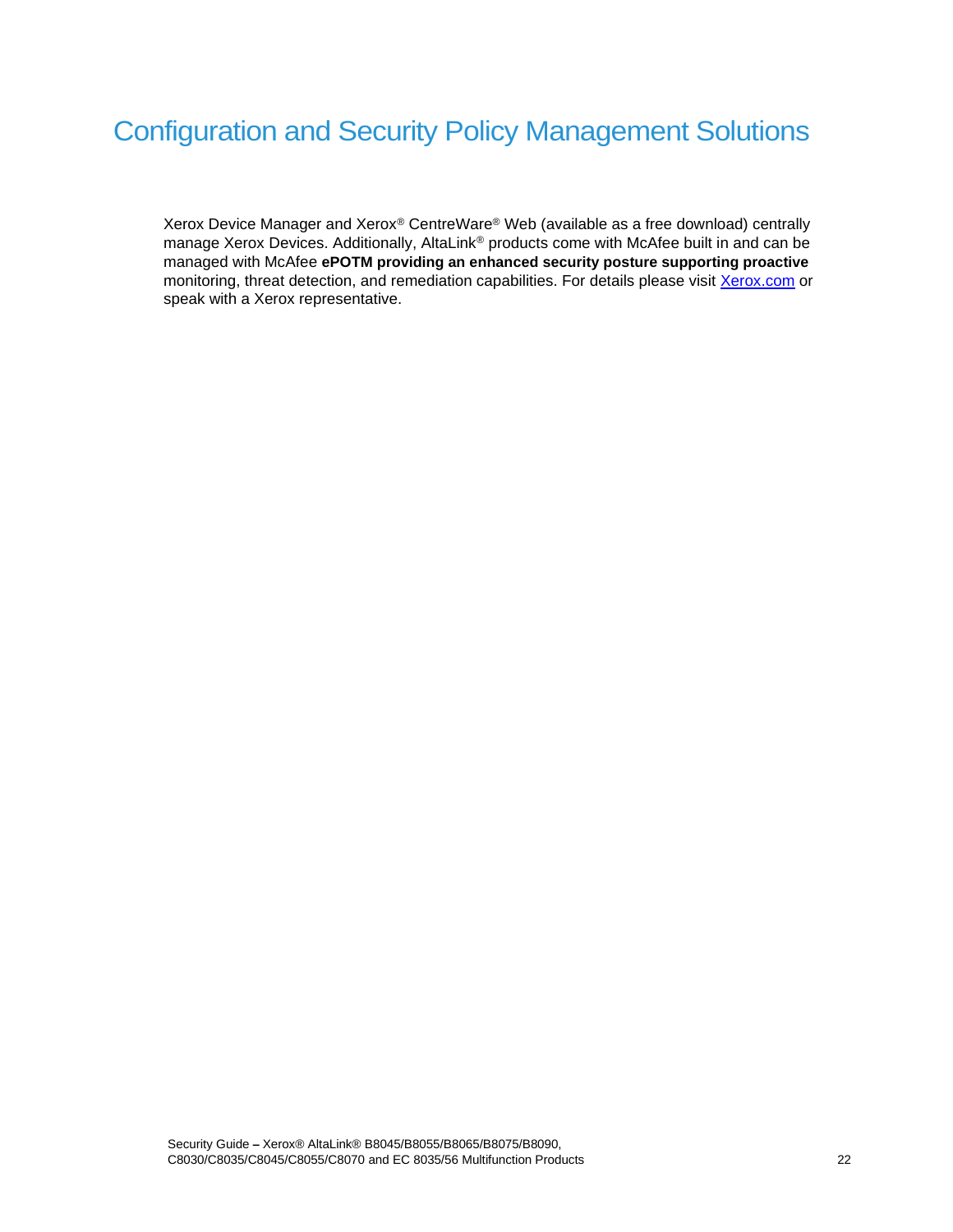# Configuration and Security Policy Management Solutions

Xerox Device Manager and Xerox® CentreWare® Web (available as a free download) centrally manage Xerox Devices. Additionally, AltaLink® products come with McAfee built in and can be managed with McAfee **ePOTM providing an enhanced security posture supporting proactive** monitoring, threat detection, and remediation capabilities. For details please visit [Xerox.com](Xerox.com) or speak with a Xerox representative.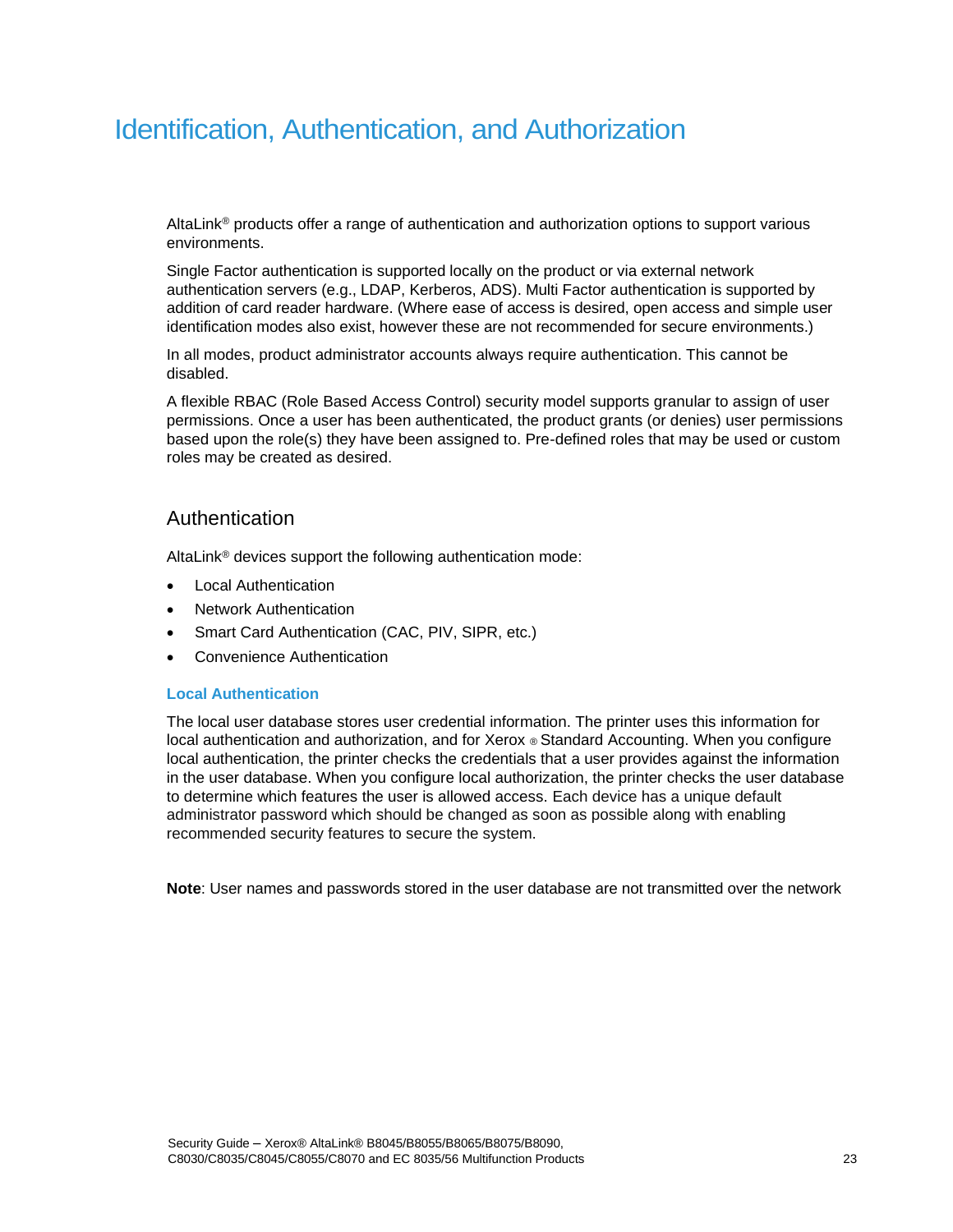# Identification, Authentication, and Authorization

AltaLink® products offer a range of authentication and authorization options to support various environments.

Single Factor authentication is supported locally on the product or via external network authentication servers (e.g., LDAP, Kerberos, ADS). Multi Factor authentication is supported by addition of card reader hardware. (Where ease of access is desired, open access and simple user identification modes also exist, however these are not recommended for secure environments.)

In all modes, product administrator accounts always require authentication. This cannot be disabled.

A flexible RBAC (Role Based Access Control) security model supports granular to assign of user permissions. Once a user has been authenticated, the product grants (or denies) user permissions based upon the role(s) they have been assigned to. Pre-defined roles that may be used or custom roles may be created as desired.

## Authentication

AltaLink® devices support the following authentication mode:

- Local Authentication
- Network Authentication
- Smart Card Authentication (CAC, PIV, SIPR, etc.)
- Convenience Authentication

### Local Authentication

The local user database stores user credential information. The printer uses this information for local authentication and authorization, and for Xerox ® Standard Accounting. When you configure local authentication, the printer checks the credentials that a user provides against the information in the user database. When you configure local authorization, the printer checks the user database to determine which features the user is allowed access. Each device has a unique default administrator password which should be changed as soon as possible along with enabling recommended security features to secure the system.

**Note**: User names and passwords stored in the user database are not transmitted over the network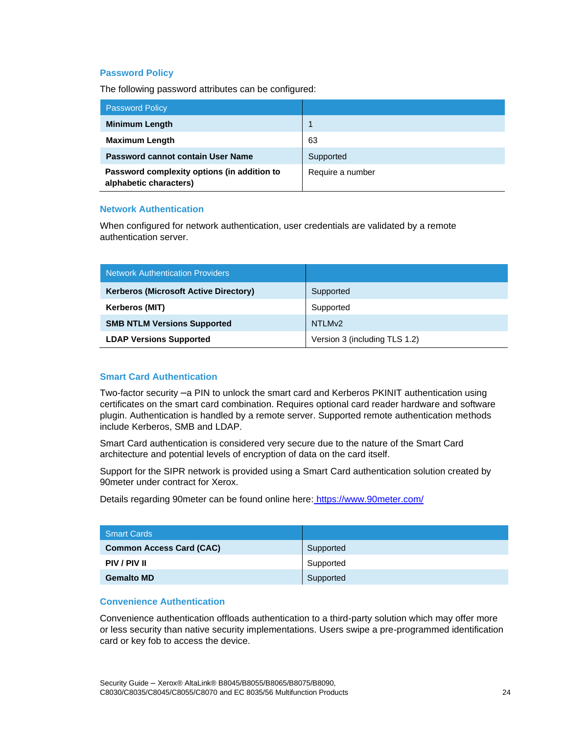### Password Policy

The following password attributes can be configured:

| Password Policy | |
|---|---|
| **Minimum Length** | 1 |
| **Maximum Length** | 63 |
| **Password cannot contain User Name** | Supported |
| **Password complexity options (in addition to alphabetic characters)** | Require a number |

### Network Authentication

When configured for network authentication, user credentials are validated by a remote authentication server.

| Network Authentication Providers | |
|---|---|
| **Kerberos (Microsoft Active Directory)** | Supported |
| **Kerberos (MIT)** | Supported |
| **SMB NTLM Versions Supported** | NTLMv2 |
| **LDAP Versions Supported** | Version 3 (including TLS 1.2) |

### Smart Card Authentication

Two-factor security –a PIN to unlock the smart card and Kerberos PKINIT authentication using certificates on the smart card combination. Requires optional card reader hardware and software plugin. Authentication is handled by a remote server. Supported remote authentication methods include Kerberos, SMB and LDAP.

Smart Card authentication is considered very secure due to the nature of the Smart Card architecture and potential levels of encryption of data on the card itself.

Support for the SIPR network is provided using a Smart Card authentication solution created by 90meter under contract for Xerox.

Details regarding 90meter can be found online here: https://www.90meter.com/

| Smart Cards | |
|---|---|
| **Common Access Card (CAC)** | Supported |
| **PIV / PIV II** | Supported |
| **Gemalto MD** | Supported |

### Convenience Authentication

Convenience authentication offloads authentication to a third-party solution which may offer more or less security than native security implementations. Users swipe a pre-programmed identification card or key fob to access the device.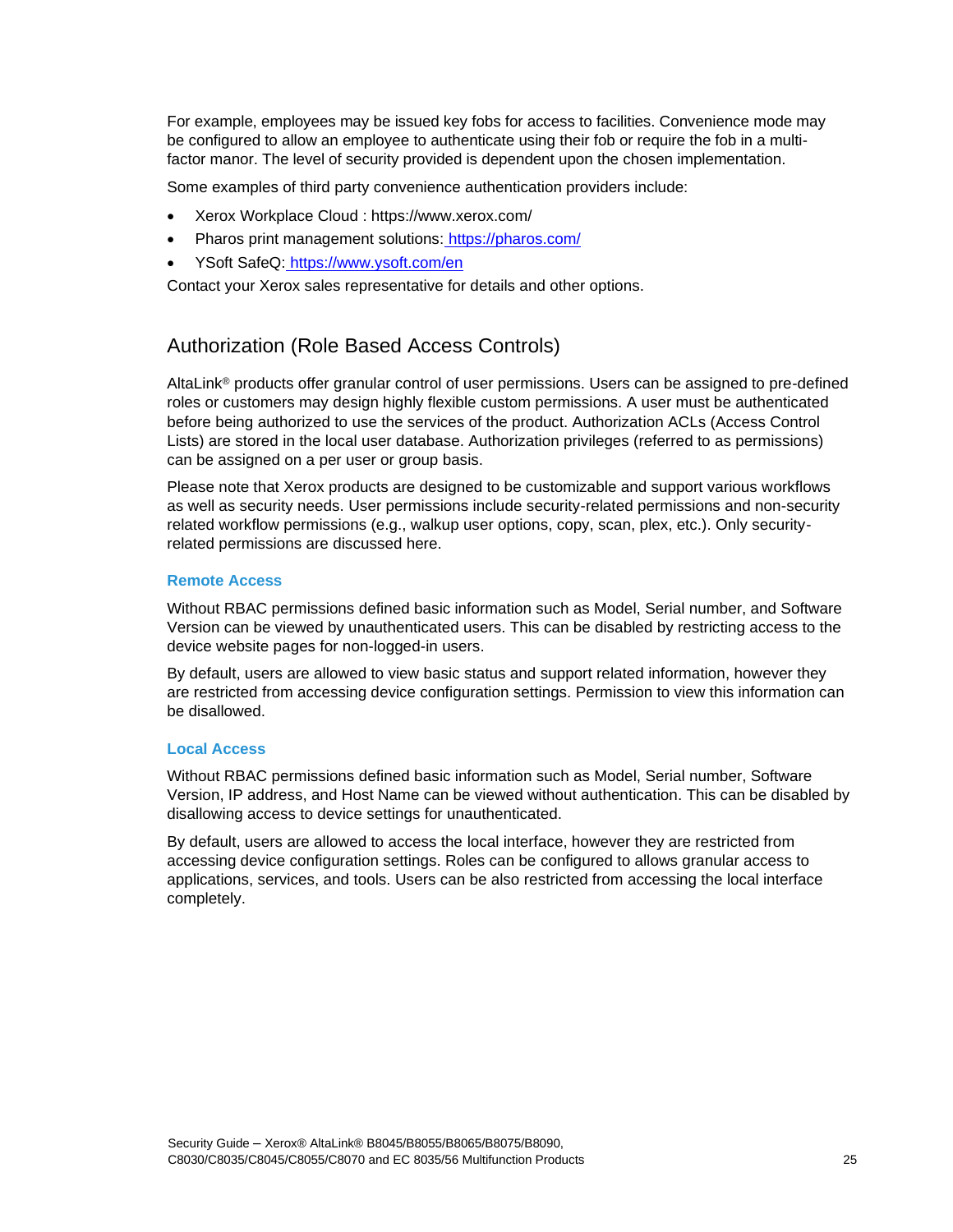For example, employees may be issued key fobs for access to facilities. Convenience mode may be configured to allow an employee to authenticate using their fob or require the fob in a multi-factor manor. The level of security provided is dependent upon the chosen implementation.

Some examples of third party convenience authentication providers include:

- Xerox Workplace Cloud : https://www.xerox.com/
- Pharos print management solutions: https://pharos.com/
- YSoft SafeQ: https://www.ysoft.com/en

Contact your Xerox sales representative for details and other options.

## Authorization (Role Based Access Controls)

AltaLink® products offer granular control of user permissions. Users can be assigned to pre-defined roles or customers may design highly flexible custom permissions. A user must be authenticated before being authorized to use the services of the product. Authorization ACLs (Access Control Lists) are stored in the local user database. Authorization privileges (referred to as permissions) can be assigned on a per user or group basis.

Please note that Xerox products are designed to be customizable and support various workflows as well as security needs. User permissions include security-related permissions and non-security related workflow permissions (e.g., walkup user options, copy, scan, plex, etc.). Only security-related permissions are discussed here.

### Remote Access

Without RBAC permissions defined basic information such as Model, Serial number, and Software Version can be viewed by unauthenticated users. This can be disabled by restricting access to the device website pages for non-logged-in users.

By default, users are allowed to view basic status and support related information, however they are restricted from accessing device configuration settings. Permission to view this information can be disallowed.

### Local Access

Without RBAC permissions defined basic information such as Model, Serial number, Software Version, IP address, and Host Name can be viewed without authentication. This can be disabled by disallowing access to device settings for unauthenticated.

By default, users are allowed to access the local interface, however they are restricted from accessing device configuration settings. Roles can be configured to allows granular access to applications, services, and tools. Users can be also restricted from accessing the local interface completely.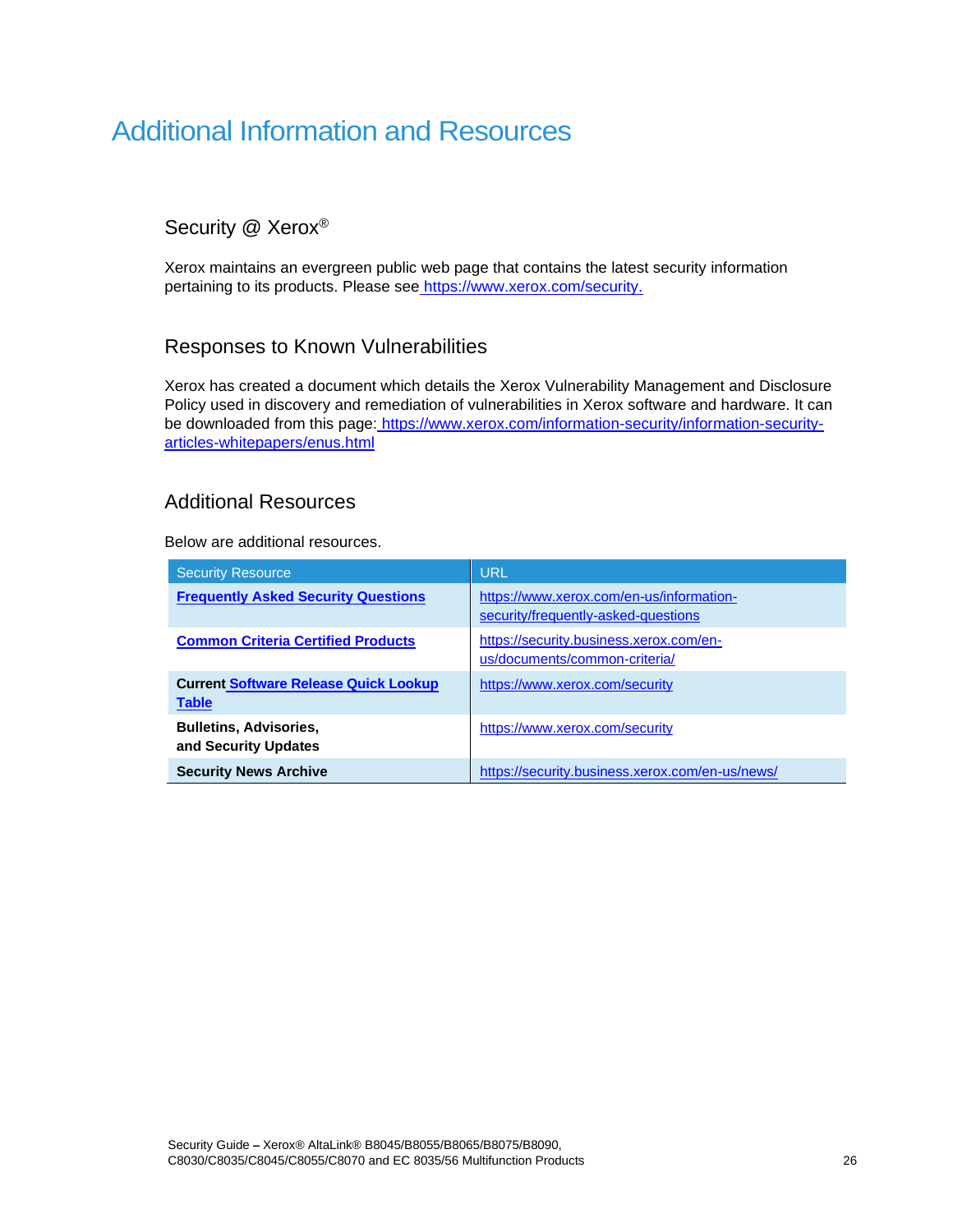# Additional Information and Resources

## Security @ Xerox®

Xerox maintains an evergreen public web page that contains the latest security information pertaining to its products. Please see https://www.xerox.com/security.

## Responses to Known Vulnerabilities

Xerox has created a document which details the Xerox Vulnerability Management and Disclosure Policy used in discovery and remediation of vulnerabilities in Xerox software and hardware. It can be downloaded from this page: https://www.xerox.com/information-security/information-security-articles-whitepapers/enus.html

## Additional Resources

Below are additional resources.

| Security Resource | URL |
|---|---|
| **Frequently Asked Security Questions** | https://www.xerox.com/en-us/information-security/frequently-asked-questions |
| **Common Criteria Certified Products** | https://security.business.xerox.com/en-us/documents/common-criteria/ |
| **Current Software Release Quick Lookup Table** | https://www.xerox.com/security |
| **Bulletins, Advisories, and Security Updates** | https://www.xerox.com/security |
| **Security News Archive** | https://security.business.xerox.com/en-us/news/ |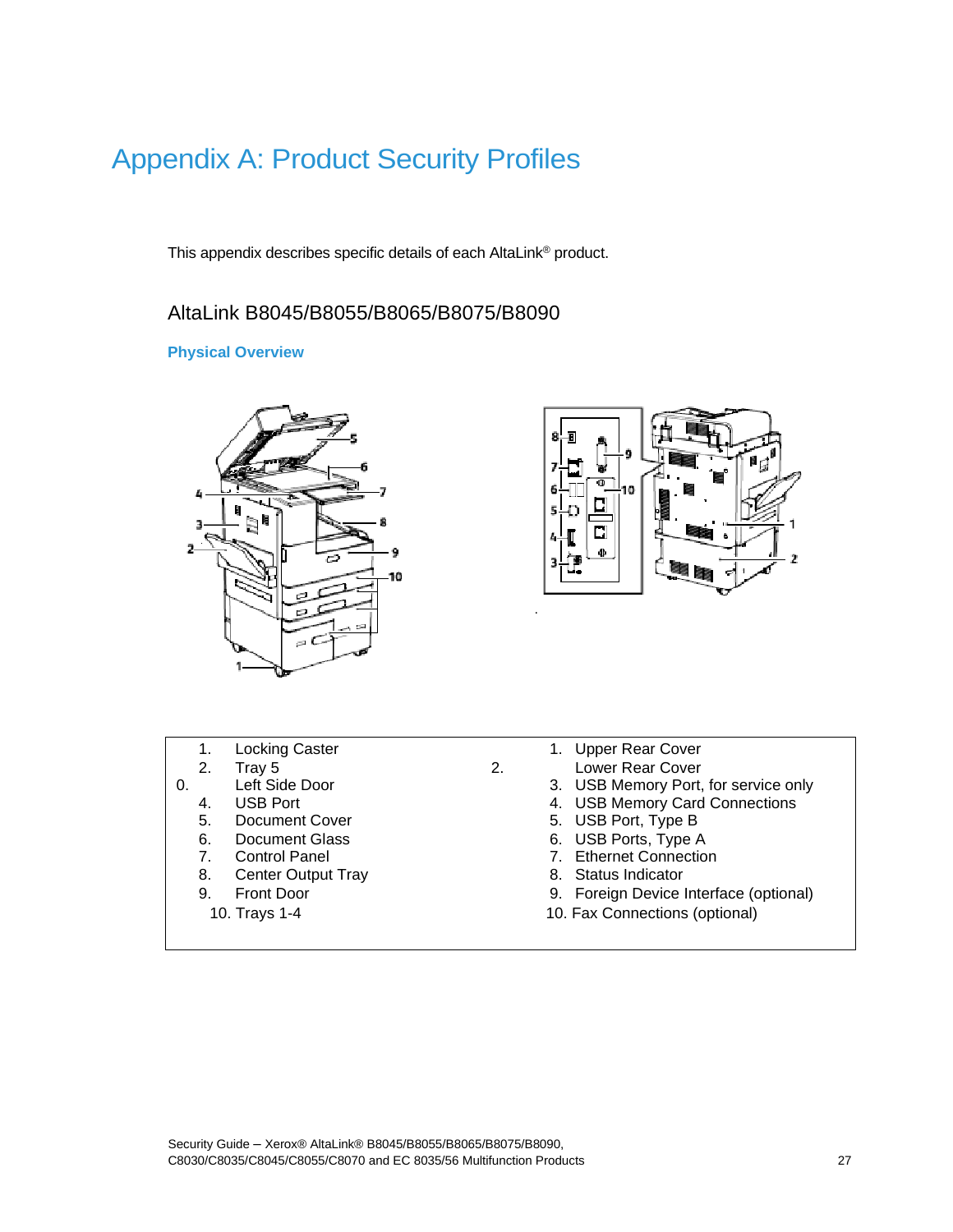# Appendix A: Product Security Profiles

This appendix describes specific details of each AltaLink® product.

## AltaLink B8045/B8055/B8065/B8075/B8090

### Physical Overview

| | |
|---|---|
| 1. Locking Caster | 1. Upper Rear Cover |
| 2. Tray 5 | 2. Lower Rear Cover |
| 0. Left Side Door | 3. USB Memory Port, for service only |
| 4. USB Port | 4. USB Memory Card Connections |
| 5. Document Cover | 5. USB Port, Type B |
| 6. Document Glass | 6. USB Ports, Type A |
| 7. Control Panel | 7. Ethernet Connection |
| 8. Center Output Tray | 8. Status Indicator |
| 9. Front Door | 9. Foreign Device Interface (optional) |
| 10. Trays 1-4 | 10. Fax Connections (optional) |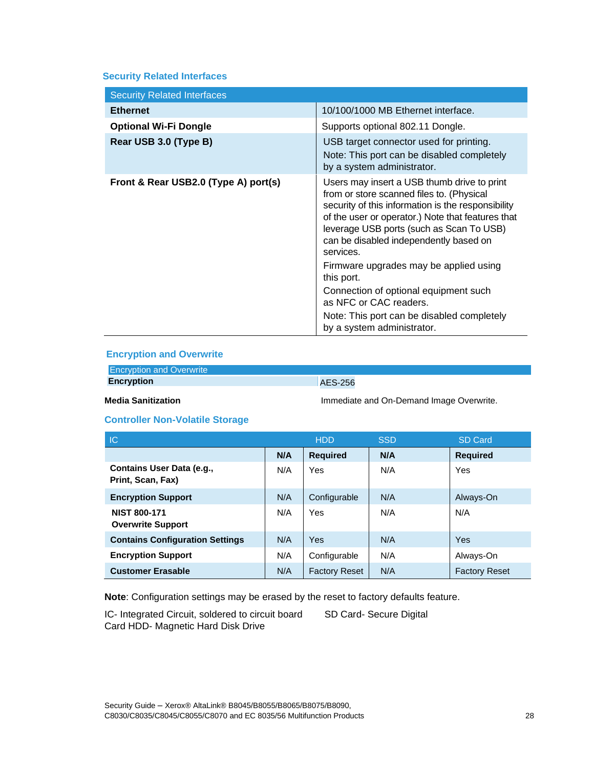### Security Related Interfaces

| Security Related Interfaces | |
|---|---|
| **Ethernet** | 10/100/1000 MB Ethernet interface. |
| **Optional Wi-Fi Dongle** | Supports optional 802.11 Dongle. |
| **Rear USB 3.0 (Type B)** | USB target connector used for printing.<br>Note: This port can be disabled completely by a system administrator. |
| **Front & Rear USB2.0 (Type A) port(s)** | Users may insert a USB thumb drive to print from or store scanned files to. (Physical security of this information is the responsibility of the user or operator.) Note that features that leverage USB ports (such as Scan To USB) can be disabled independently based on services.<br>Firmware upgrades may be applied using this port.<br>Connection of optional equipment such as NFC or CAC readers.<br>Note: This port can be disabled completely by a system administrator. |

### Encryption and Overwrite

| Encryption and Overwrite | |
|---|---|
| **Encryption** | AES-256 |
| **Media Sanitization** | Immediate and On-Demand Image Overwrite. |

### Controller Non-Volatile Storage

| | IC | HDD | SSD | SD Card |
|---|---|---|---|---|
| | **N/A** | **Required** | **N/A** | **Required** |
| **Contains User Data (e.g., Print, Scan, Fax)** | N/A | Yes | N/A | Yes |
| **Encryption Support** | N/A | Configurable | N/A | Always-On |
| **NIST 800-171 Overwrite Support** | N/A | Yes | N/A | N/A |
| **Contains Configuration Settings** | N/A | Yes | N/A | Yes |
| **Encryption Support** | N/A | Configurable | N/A | Always-On |
| **Customer Erasable** | N/A | Factory Reset | N/A | Factory Reset |

**Note**: Configuration settings may be erased by the reset to factory defaults feature.

IC- Integrated Circuit, soldered to circuit board    SD Card- Secure Digital Card HDD- Magnetic Hard Disk Drive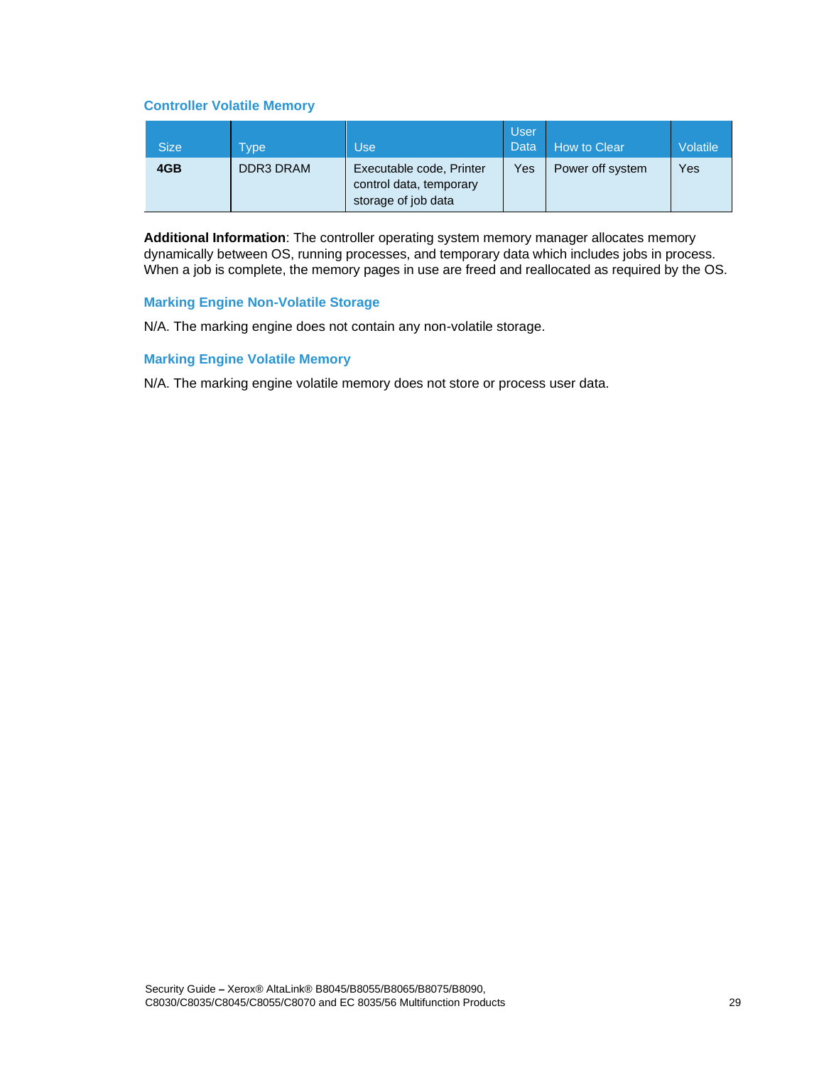### Controller Volatile Memory

| Size | Type | Use | User Data | How to Clear | Volatile |
|---|---|---|---|---|---|
| **4GB** | DDR3 DRAM | Executable code, Printer control data, temporary storage of job data | Yes | Power off system | Yes |

**Additional Information**: The controller operating system memory manager allocates memory dynamically between OS, running processes, and temporary data which includes jobs in process. When a job is complete, the memory pages in use are freed and reallocated as required by the OS.

### Marking Engine Non-Volatile Storage

N/A. The marking engine does not contain any non-volatile storage.

### Marking Engine Volatile Memory

N/A. The marking engine volatile memory does not store or process user data.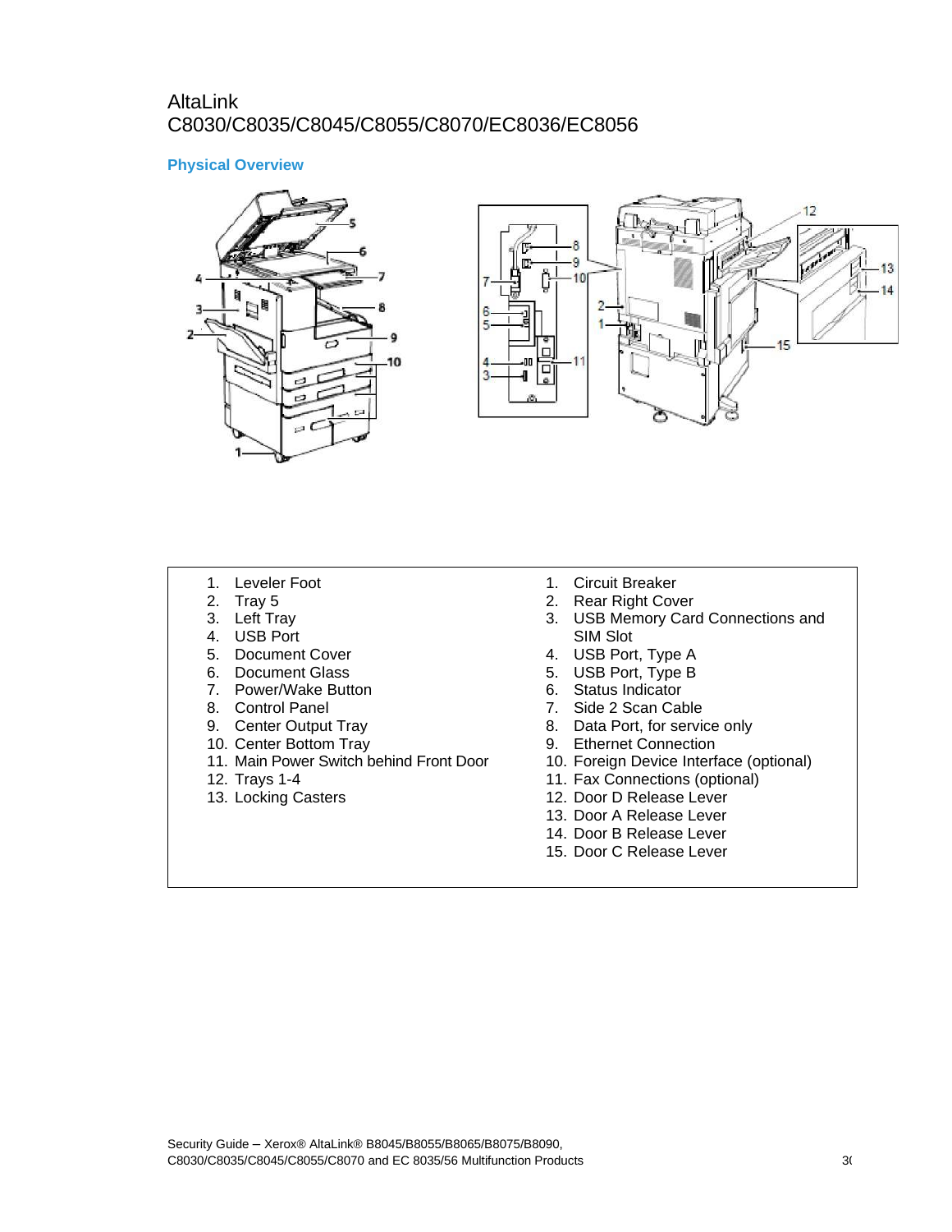AltaLink C8030/C8035/C8045/C8055/C8070/EC8036/EC8056

## Physical Overview

1. Leveler Foot
2. Tray 5
3. Left Tray
4. USB Port
5. Document Cover
6. Document Glass
7. Power/Wake Button
8. Control Panel
9. Center Output Tray
10. Center Bottom Tray
11. Main Power Switch behind Front Door
12. Trays 1-4
13. Locking Casters

1. Circuit Breaker
2. Rear Right Cover
3. USB Memory Card Connections and SIM Slot
4. USB Port, Type A
5. USB Port, Type B
6. Status Indicator
7. Side 2 Scan Cable
8. Data Port, for service only
9. Ethernet Connection
10. Foreign Device Interface (optional)
11. Fax Connections (optional)
12. Door D Release Lever
13. Door A Release Lever
14. Door B Release Lever
15. Door C Release Lever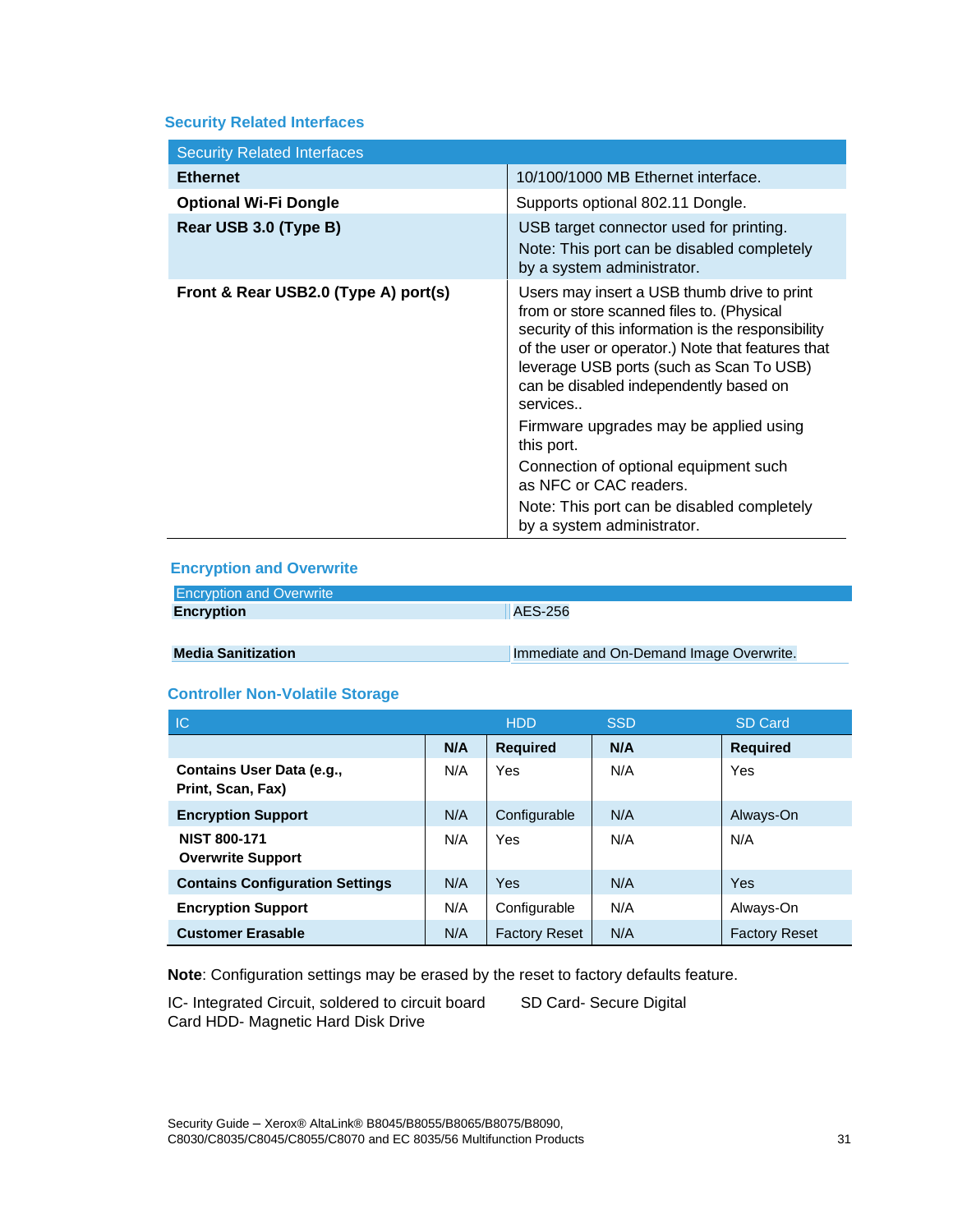### Security Related Interfaces

| Security Related Interfaces | |
|---|---|
| **Ethernet** | 10/100/1000 MB Ethernet interface. |
| **Optional Wi-Fi Dongle** | Supports optional 802.11 Dongle. |
| **Rear USB 3.0 (Type B)** | USB target connector used for printing.<br>Note: This port can be disabled completely by a system administrator. |
| **Front & Rear USB2.0 (Type A) port(s)** | Users may insert a USB thumb drive to print from or store scanned files to. (Physical security of this information is the responsibility of the user or operator.) Note that features that leverage USB ports (such as Scan To USB) can be disabled independently based on services..<br>Firmware upgrades may be applied using this port.<br>Connection of optional equipment such as NFC or CAC readers.<br>Note: This port can be disabled completely by a system administrator. |

### Encryption and Overwrite

| Encryption and Overwrite | |
|---|---|
| **Encryption** | AES-256 |
| **Media Sanitization** | Immediate and On-Demand Image Overwrite. |

### Controller Non-Volatile Storage

| | IC | HDD | SSD | SD Card |
|---|---|---|---|---|
| | **N/A** | **Required** | **N/A** | **Required** |
| **Contains User Data (e.g., Print, Scan, Fax)** | N/A | Yes | N/A | Yes |
| **Encryption Support** | N/A | Configurable | N/A | Always-On |
| **NIST 800-171 Overwrite Support** | N/A | Yes | N/A | N/A |
| **Contains Configuration Settings** | N/A | Yes | N/A | Yes |
| **Encryption Support** | N/A | Configurable | N/A | Always-On |
| **Customer Erasable** | N/A | Factory Reset | N/A | Factory Reset |

**Note**: Configuration settings may be erased by the reset to factory defaults feature.

IC- Integrated Circuit, soldered to circuit board SD Card- Secure Digital Card HDD- Magnetic Hard Disk Drive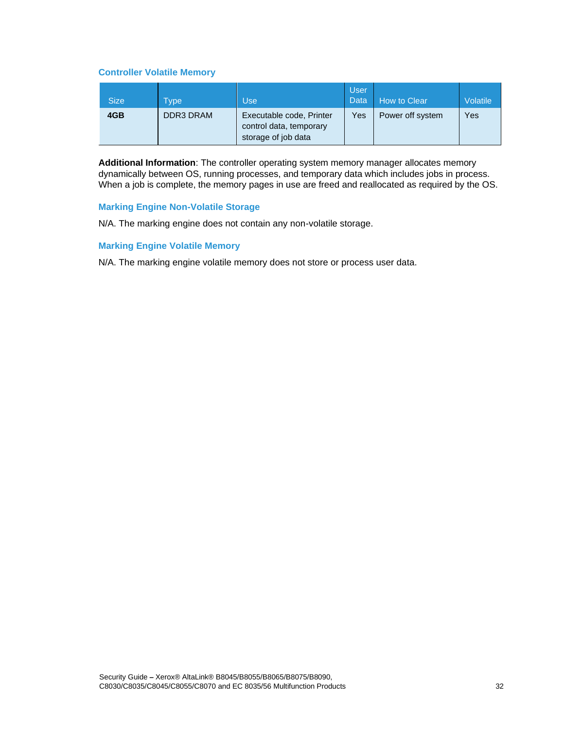### Controller Volatile Memory

| Size | Type | Use | User Data | How to Clear | Volatile |
|---|---|---|---|---|---|
| **4GB** | DDR3 DRAM | Executable code, Printer control data, temporary storage of job data | Yes | Power off system | Yes |

**Additional Information**: The controller operating system memory manager allocates memory dynamically between OS, running processes, and temporary data which includes jobs in process. When a job is complete, the memory pages in use are freed and reallocated as required by the OS.

### Marking Engine Non-Volatile Storage

N/A. The marking engine does not contain any non-volatile storage.

### Marking Engine Volatile Memory

N/A. The marking engine volatile memory does not store or process user data.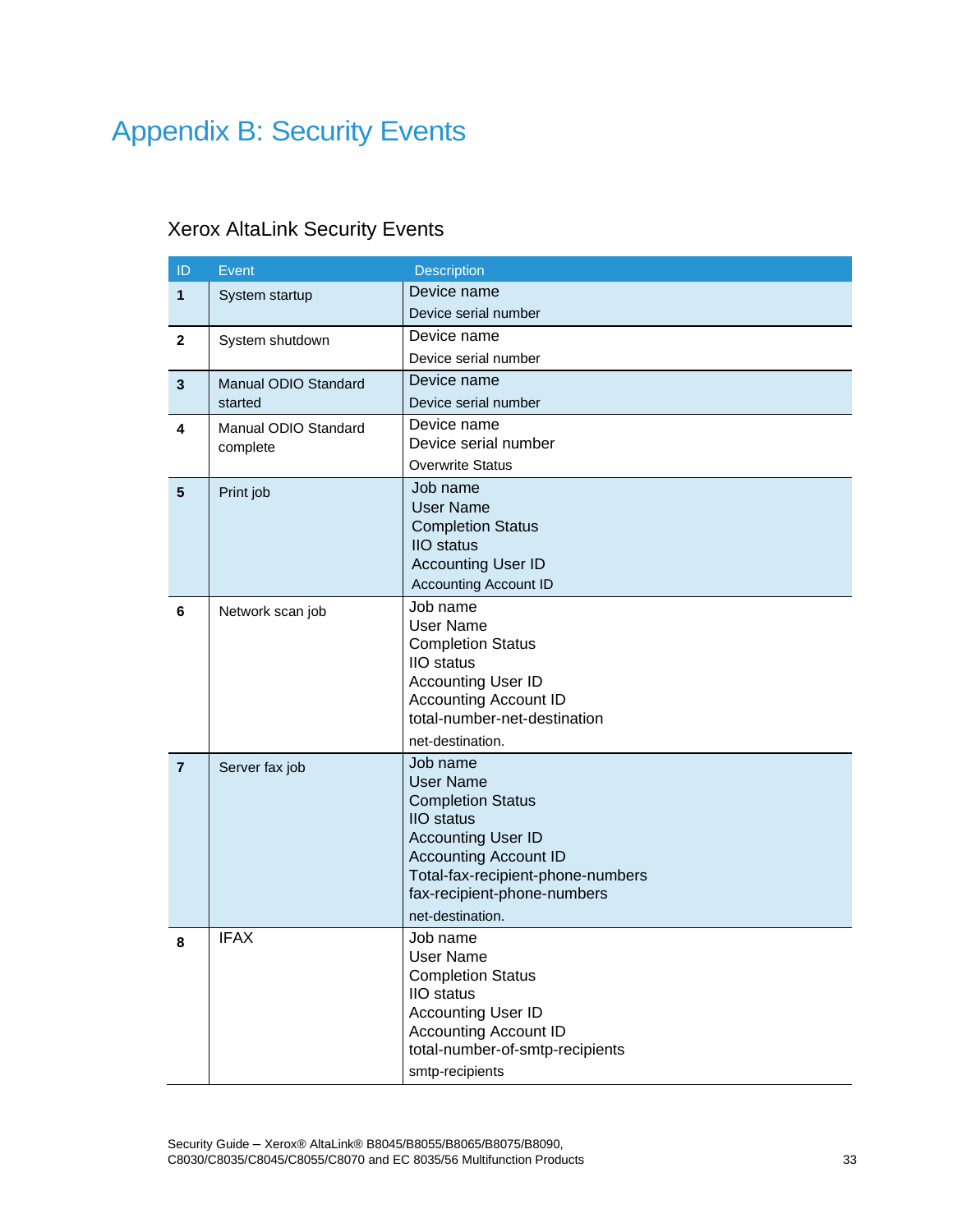# Appendix B: Security Events

## Xerox AltaLink Security Events

| ID | Event | Description |
|---|---|---|
| **1** | System startup | Device name<br>Device serial number |
| **2** | System shutdown | Device name<br>Device serial number |
| **3** | Manual ODIO Standard started | Device name<br>Device serial number |
| **4** | Manual ODIO Standard complete | Device name<br>Device serial number<br>Overwrite Status |
| **5** | Print job | Job name<br>User Name<br>Completion Status<br>IIO status<br>Accounting User ID<br>Accounting Account ID |
| **6** | Network scan job | Job name<br>User Name<br>Completion Status<br>IIO status<br>Accounting User ID<br>Accounting Account ID<br>total-number-net-destination<br>net-destination. |
| **7** | Server fax job | Job name<br>User Name<br>Completion Status<br>IIO status<br>Accounting User ID<br>Accounting Account ID<br>Total-fax-recipient-phone-numbers<br>fax-recipient-phone-numbers<br>net-destination. |
| **8** | IFAX | Job name<br>User Name<br>Completion Status<br>IIO status<br>Accounting User ID<br>Accounting Account ID<br>total-number-of-smtp-recipients<br>smtp-recipients |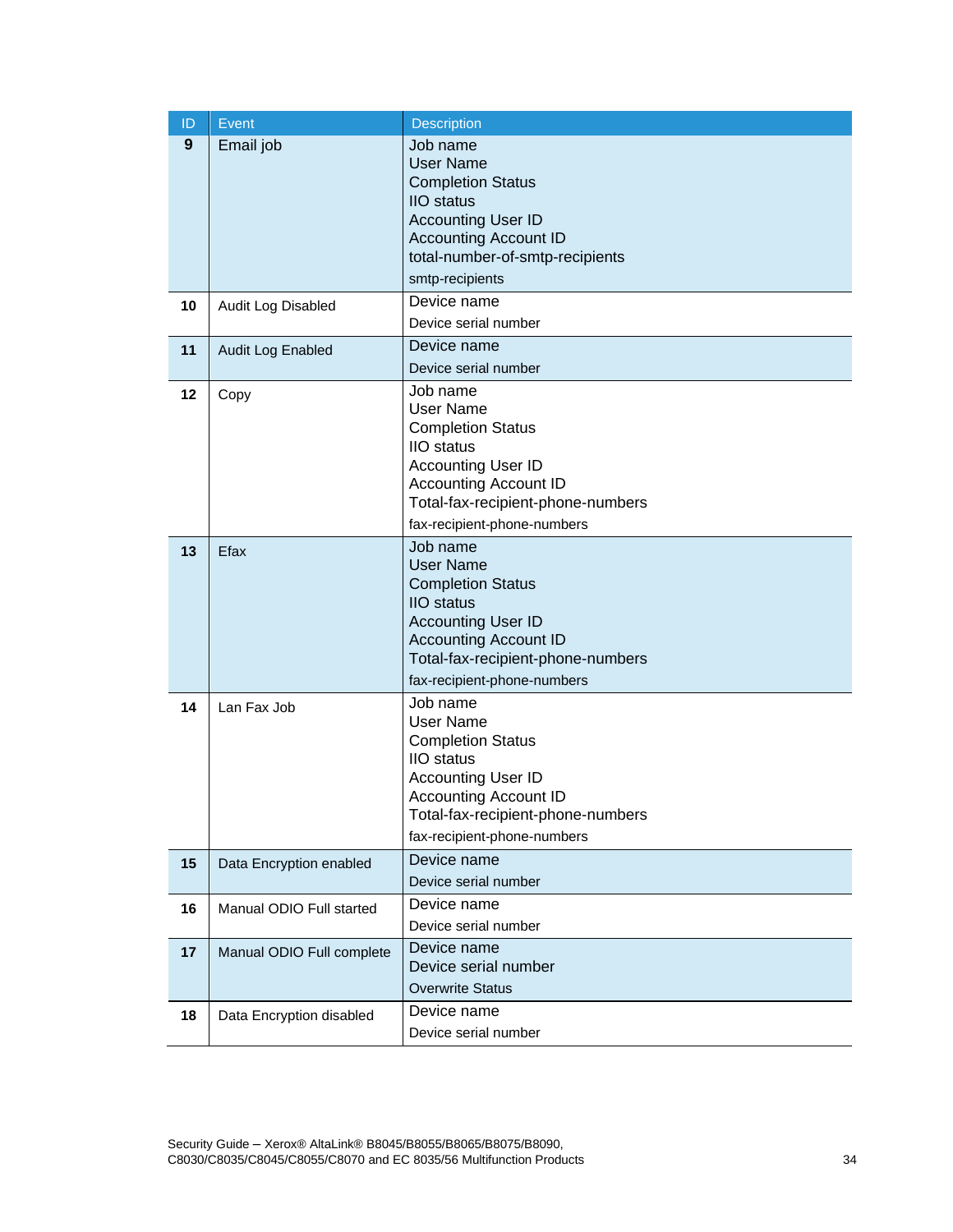| ID | Event | Description |
|---|---|---|
| **9** | Email job | Job name<br>User Name<br>Completion Status<br>IIO status<br>Accounting User ID<br>Accounting Account ID<br>total-number-of-smtp-recipients<br>smtp-recipients |
| **10** | Audit Log Disabled | Device name<br>Device serial number |
| **11** | Audit Log Enabled | Device name<br>Device serial number |
| **12** | Copy | Job name<br>User Name<br>Completion Status<br>IIO status<br>Accounting User ID<br>Accounting Account ID<br>Total-fax-recipient-phone-numbers<br>fax-recipient-phone-numbers |
| **13** | Efax | Job name<br>User Name<br>Completion Status<br>IIO status<br>Accounting User ID<br>Accounting Account ID<br>Total-fax-recipient-phone-numbers<br>fax-recipient-phone-numbers |
| **14** | Lan Fax Job | Job name<br>User Name<br>Completion Status<br>IIO status<br>Accounting User ID<br>Accounting Account ID<br>Total-fax-recipient-phone-numbers<br>fax-recipient-phone-numbers |
| **15** | Data Encryption enabled | Device name<br>Device serial number |
| **16** | Manual ODIO Full started | Device name<br>Device serial number |
| **17** | Manual ODIO Full complete | Device name<br>Device serial number<br>Overwrite Status |
| **18** | Data Encryption disabled | Device name<br>Device serial number |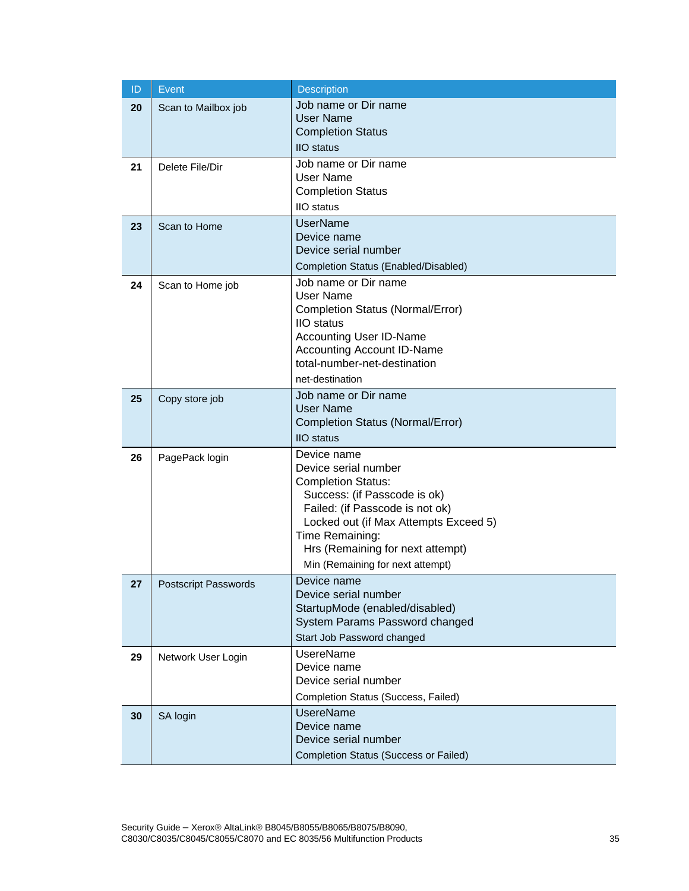| ID | Event | Description |
|---|---|---|
| **20** | Scan to Mailbox job | Job name or Dir name<br>User Name<br>Completion Status<br>IIO status |
| **21** | Delete File/Dir | Job name or Dir name<br>User Name<br>Completion Status<br>IIO status |
| **23** | Scan to Home | UserName<br>Device name<br>Device serial number<br>Completion Status (Enabled/Disabled) |
| **24** | Scan to Home job | Job name or Dir name<br>User Name<br>Completion Status (Normal/Error)<br>IIO status<br>Accounting User ID-Name<br>Accounting Account ID-Name<br>total-number-net-destination<br>net-destination |
| **25** | Copy store job | Job name or Dir name<br>User Name<br>Completion Status (Normal/Error)<br>IIO status |
| **26** | PagePack login | Device name<br>Device serial number<br>Completion Status:<br>Success: (if Passcode is ok)<br>Failed: (if Passcode is not ok)<br>Locked out (if Max Attempts Exceed 5)<br>Time Remaining:<br>Hrs (Remaining for next attempt)<br>Min (Remaining for next attempt) |
| **27** | Postscript Passwords | Device name<br>Device serial number<br>StartupMode (enabled/disabled)<br>System Params Password changed<br>Start Job Password changed |
| **29** | Network User Login | UsereName<br>Device name<br>Device serial number<br>Completion Status (Success, Failed) |
| **30** | SA login | UsereName<br>Device name<br>Device serial number<br>Completion Status (Success or Failed) |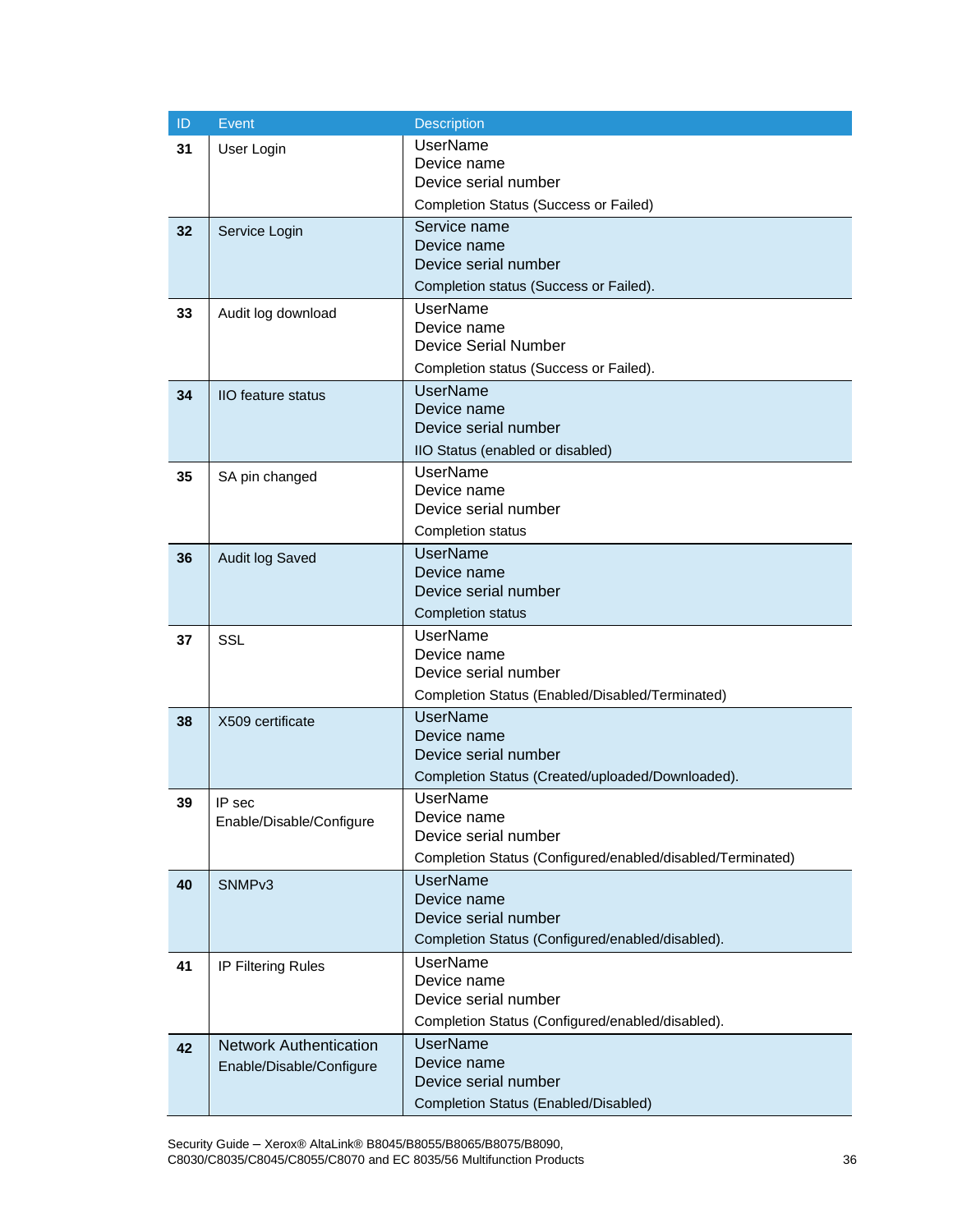| ID | Event | Description |
|---|---|---|
| **31** | User Login | UserName<br>Device name<br>Device serial number<br>Completion Status (Success or Failed) |
| **32** | Service Login | Service name<br>Device name<br>Device serial number<br>Completion status (Success or Failed). |
| **33** | Audit log download | UserName<br>Device name<br>Device Serial Number<br>Completion status (Success or Failed). |
| **34** | IIO feature status | UserName<br>Device name<br>Device serial number<br>IIO Status (enabled or disabled) |
| **35** | SA pin changed | UserName<br>Device name<br>Device serial number<br>Completion status |
| **36** | Audit log Saved | UserName<br>Device name<br>Device serial number<br>Completion status |
| **37** | SSL | UserName<br>Device name<br>Device serial number<br>Completion Status (Enabled/Disabled/Terminated) |
| **38** | X509 certificate | UserName<br>Device name<br>Device serial number<br>Completion Status (Created/uploaded/Downloaded). |
| **39** | IP sec Enable/Disable/Configure | UserName<br>Device name<br>Device serial number<br>Completion Status (Configured/enabled/disabled/Terminated) |
| **40** | SNMPv3 | UserName<br>Device name<br>Device serial number<br>Completion Status (Configured/enabled/disabled). |
| **41** | IP Filtering Rules | UserName<br>Device name<br>Device serial number<br>Completion Status (Configured/enabled/disabled). |
| **42** | Network Authentication Enable/Disable/Configure | UserName<br>Device name<br>Device serial number<br>Completion Status (Enabled/Disabled) |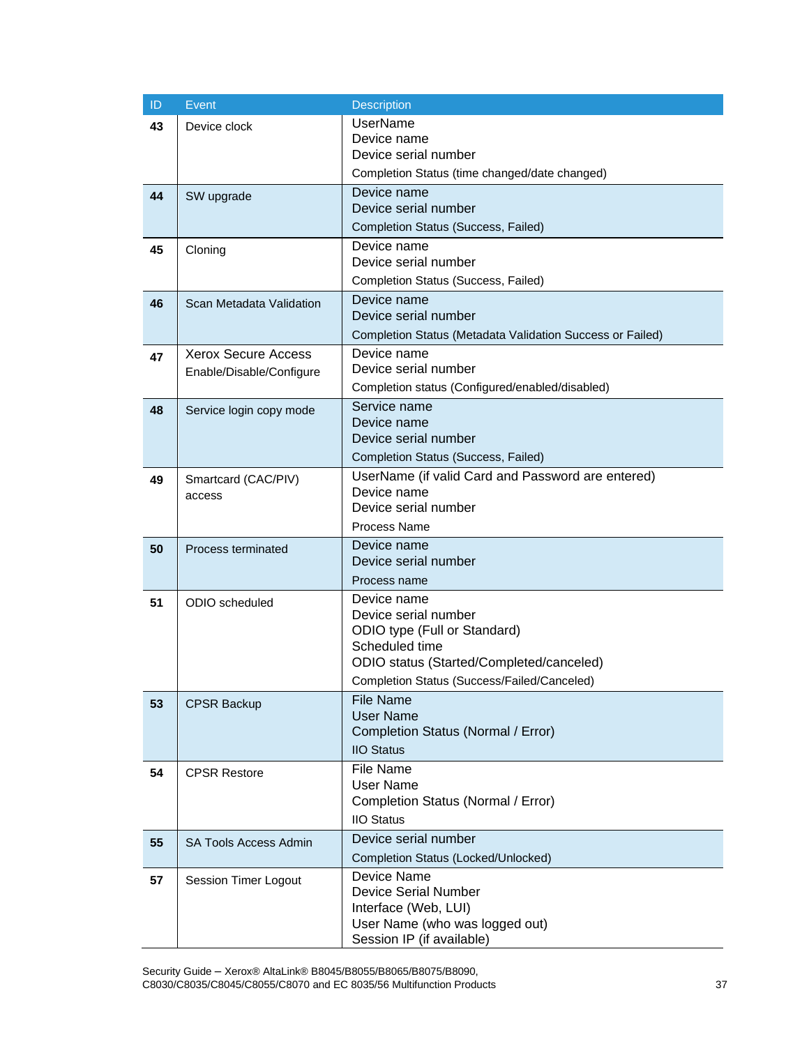| ID | Event | Description |
|---|---|---|
| **43** | Device clock | UserName<br>Device name<br>Device serial number<br>Completion Status (time changed/date changed) |
| **44** | SW upgrade | Device name<br>Device serial number<br>Completion Status (Success, Failed) |
| **45** | Cloning | Device name<br>Device serial number<br>Completion Status (Success, Failed) |
| **46** | Scan Metadata Validation | Device name<br>Device serial number<br>Completion Status (Metadata Validation Success or Failed) |
| **47** | Xerox Secure Access Enable/Disable/Configure | Device name<br>Device serial number<br>Completion status (Configured/enabled/disabled) |
| **48** | Service login copy mode | Service name<br>Device name<br>Device serial number<br>Completion Status (Success, Failed) |
| **49** | Smartcard (CAC/PIV) access | UserName (if valid Card and Password are entered)<br>Device name<br>Device serial number<br>Process Name |
| **50** | Process terminated | Device name<br>Device serial number<br>Process name |
| **51** | ODIO scheduled | Device name<br>Device serial number<br>ODIO type (Full or Standard)<br>Scheduled time<br>ODIO status (Started/Completed/canceled)<br>Completion Status (Success/Failed/Canceled) |
| **53** | CPSR Backup | File Name<br>User Name<br>Completion Status (Normal / Error)<br>IIO Status |
| **54** | CPSR Restore | File Name<br>User Name<br>Completion Status (Normal / Error)<br>IIO Status |
| **55** | SA Tools Access Admin | Device serial number<br>Completion Status (Locked/Unlocked) |
| **57** | Session Timer Logout | Device Name<br>Device Serial Number<br>Interface (Web, LUI)<br>User Name (who was logged out)<br>Session IP (if available) |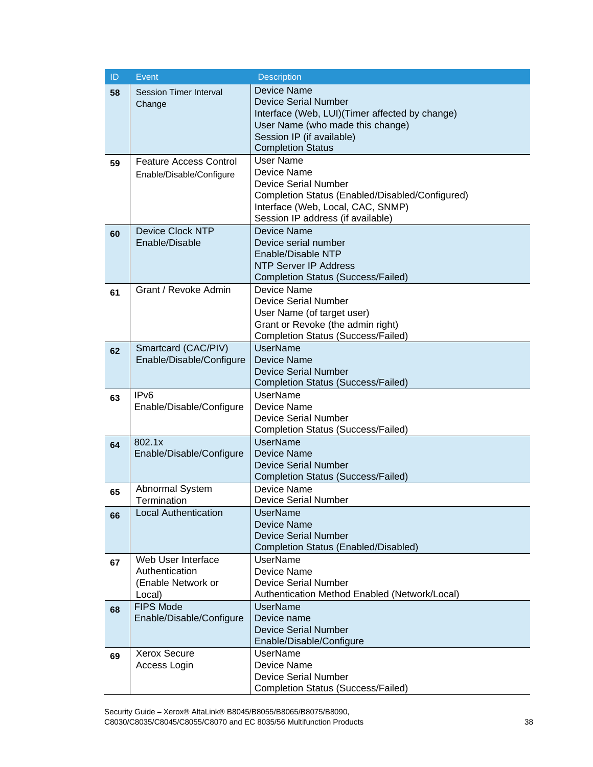| ID | Event | Description |
| --- | --- | --- |
| **58** | Session Timer Interval Change | Device Name<br>Device Serial Number<br>Interface (Web, LUI)(Timer affected by change)<br>User Name (who made this change)<br>Session IP (if available)<br>Completion Status |
| **59** | Feature Access Control Enable/Disable/Configure | User Name<br>Device Name<br>Device Serial Number<br>Completion Status (Enabled/Disabled/Configured)<br>Interface (Web, Local, CAC, SNMP)<br>Session IP address (if available) |
| **60** | Device Clock NTP Enable/Disable | Device Name<br>Device serial number<br>Enable/Disable NTP<br>NTP Server IP Address<br>Completion Status (Success/Failed) |
| **61** | Grant / Revoke Admin | Device Name<br>Device Serial Number<br>User Name (of target user)<br>Grant or Revoke (the admin right)<br>Completion Status (Success/Failed) |
| **62** | Smartcard (CAC/PIV) Enable/Disable/Configure | UserName<br>Device Name<br>Device Serial Number<br>Completion Status (Success/Failed) |
| **63** | IPv6 Enable/Disable/Configure | UserName<br>Device Name<br>Device Serial Number<br>Completion Status (Success/Failed) |
| **64** | 802.1x Enable/Disable/Configure | UserName<br>Device Name<br>Device Serial Number<br>Completion Status (Success/Failed) |
| **65** | Abnormal System Termination | Device Name<br>Device Serial Number |
| **66** | Local Authentication | UserName<br>Device Name<br>Device Serial Number<br>Completion Status (Enabled/Disabled) |
| **67** | Web User Interface Authentication (Enable Network or Local) | UserName<br>Device Name<br>Device Serial Number<br>Authentication Method Enabled (Network/Local) |
| **68** | FIPS Mode Enable/Disable/Configure | UserName<br>Device name<br>Device Serial Number<br>Enable/Disable/Configure |
| **69** | Xerox Secure Access Login | UserName<br>Device Name<br>Device Serial Number<br>Completion Status (Success/Failed) |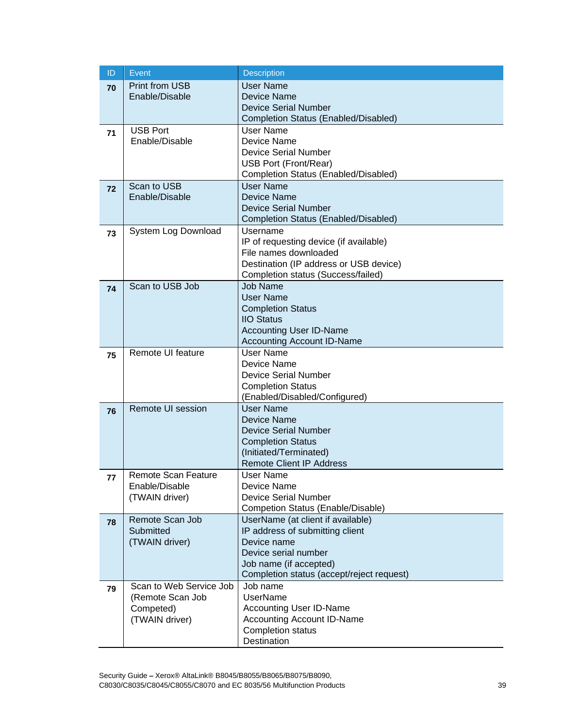| ID | Event | Description |
|---|---|---|
| **70** | Print from USB Enable/Disable | User Name<br>Device Name<br>Device Serial Number<br>Completion Status (Enabled/Disabled) |
| **71** | USB Port Enable/Disable | User Name<br>Device Name<br>Device Serial Number<br>USB Port (Front/Rear)<br>Completion Status (Enabled/Disabled) |
| **72** | Scan to USB Enable/Disable | User Name<br>Device Name<br>Device Serial Number<br>Completion Status (Enabled/Disabled) |
| **73** | System Log Download | Username<br>IP of requesting device (if available)<br>File names downloaded<br>Destination (IP address or USB device)<br>Completion status (Success/failed) |
| **74** | Scan to USB Job | Job Name<br>User Name<br>Completion Status<br>IIO Status<br>Accounting User ID-Name<br>Accounting Account ID-Name |
| **75** | Remote UI feature | User Name<br>Device Name<br>Device Serial Number<br>Completion Status (Enabled/Disabled/Configured) |
| **76** | Remote UI session | User Name<br>Device Name<br>Device Serial Number<br>Completion Status (Initiated/Terminated)<br>Remote Client IP Address |
| **77** | Remote Scan Feature Enable/Disable (TWAIN driver) | User Name<br>Device Name<br>Device Serial Number<br>Competion Status (Enable/Disable) |
| **78** | Remote Scan Job Submitted (TWAIN driver) | UserName (at client if available)<br>IP address of submitting client<br>Device name<br>Device serial number<br>Job name (if accepted)<br>Completion status (accept/reject request) |
| **79** | Scan to Web Service Job (Remote Scan Job Competed) (TWAIN driver) | Job name<br>UserName<br>Accounting User ID-Name<br>Accounting Account ID-Name<br>Completion status<br>Destination |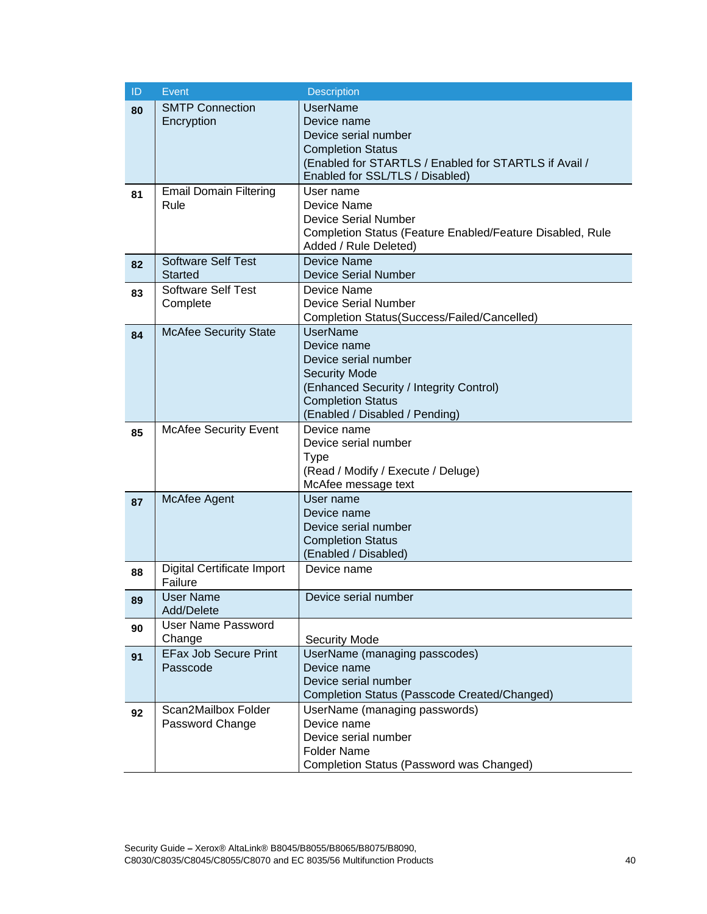| ID | Event | Description |
|---|---|---|
| **80** | SMTP Connection Encryption | UserName<br>Device name<br>Device serial number<br>Completion Status<br>(Enabled for STARTLS / Enabled for STARTLS if Avail / Enabled for SSL/TLS / Disabled) |
| **81** | Email Domain Filtering Rule | User name<br>Device Name<br>Device Serial Number<br>Completion Status (Feature Enabled/Feature Disabled, Rule Added / Rule Deleted) |
| **82** | Software Self Test Started | Device Name<br>Device Serial Number |
| **83** | Software Self Test Complete | Device Name<br>Device Serial Number<br>Completion Status(Success/Failed/Cancelled) |
| **84** | McAfee Security State | UserName<br>Device name<br>Device serial number<br>Security Mode<br>(Enhanced Security / Integrity Control)<br>Completion Status<br>(Enabled / Disabled / Pending) |
| **85** | McAfee Security Event | Device name<br>Device serial number<br>Type<br>(Read / Modify / Execute / Deluge)<br>McAfee message text |
| **87** | McAfee Agent | User name<br>Device name<br>Device serial number<br>Completion Status<br>(Enabled / Disabled) |
| **88** | Digital Certificate Import Failure | Device name |
| **89** | User Name Add/Delete | Device serial number |
| **90** | User Name Password Change | Security Mode |
| **91** | EFax Job Secure Print Passcode | UserName (managing passcodes)<br>Device name<br>Device serial number<br>Completion Status (Passcode Created/Changed) |
| **92** | Scan2Mailbox Folder Password Change | UserName (managing passwords)<br>Device name<br>Device serial number<br>Folder Name<br>Completion Status (Password was Changed) |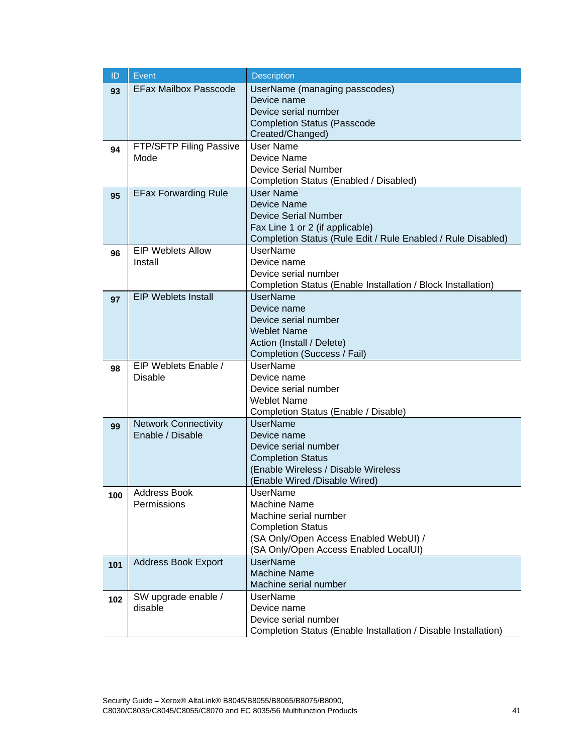| ID | Event | Description |
|---|---|---|
| **93** | EFax Mailbox Passcode | UserName (managing passcodes)<br>Device name<br>Device serial number<br>Completion Status (Passcode Created/Changed) |
| **94** | FTP/SFTP Filing Passive Mode | User Name<br>Device Name<br>Device Serial Number<br>Completion Status (Enabled / Disabled) |
| **95** | EFax Forwarding Rule | User Name<br>Device Name<br>Device Serial Number<br>Fax Line 1 or 2 (if applicable)<br>Completion Status (Rule Edit / Rule Enabled / Rule Disabled) |
| **96** | EIP Weblets Allow Install | UserName<br>Device name<br>Device serial number<br>Completion Status (Enable Installation / Block Installation) |
| **97** | EIP Weblets Install | UserName<br>Device name<br>Device serial number<br>Weblet Name<br>Action (Install / Delete)<br>Completion (Success / Fail) |
| **98** | EIP Weblets Enable / Disable | UserName<br>Device name<br>Device serial number<br>Weblet Name<br>Completion Status (Enable / Disable) |
| **99** | Network Connectivity Enable / Disable | UserName<br>Device name<br>Device serial number<br>Completion Status<br>(Enable Wireless / Disable Wireless<br>(Enable Wired /Disable Wired) |
| **100** | Address Book Permissions | UserName<br>Machine Name<br>Machine serial number<br>Completion Status<br>(SA Only/Open Access Enabled WebUI) /<br>(SA Only/Open Access Enabled LocalUI) |
| **101** | Address Book Export | UserName<br>Machine Name<br>Machine serial number |
| **102** | SW upgrade enable / disable | UserName<br>Device name<br>Device serial number<br>Completion Status (Enable Installation / Disable Installation) |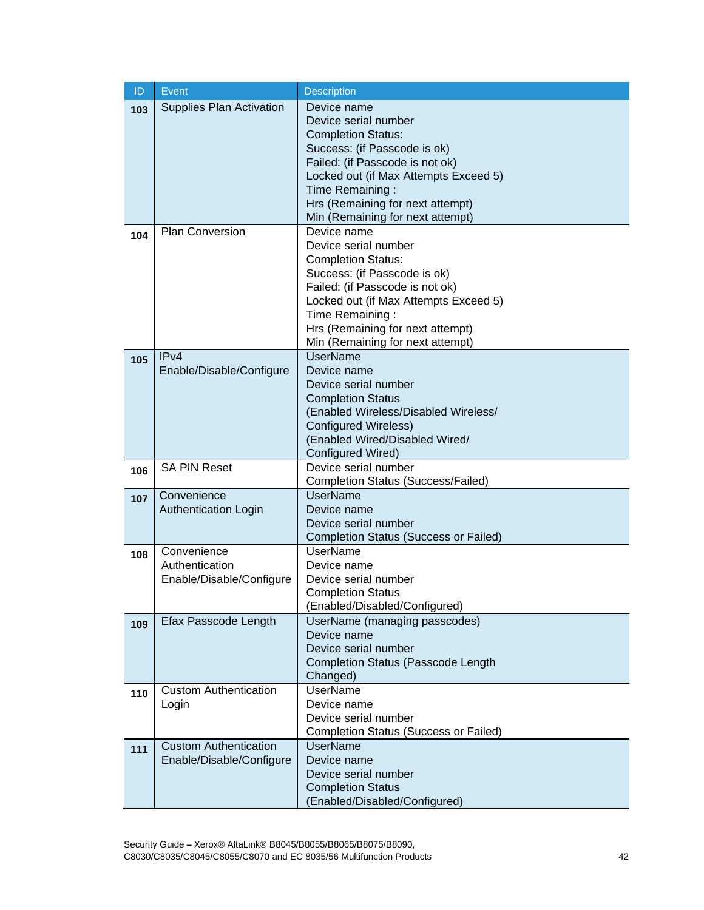| ID | Event | Description |
| --- | --- | --- |
| **103** | Supplies Plan Activation | Device name<br>Device serial number<br>Completion Status:<br>Success: (if Passcode is ok)<br>Failed: (if Passcode is not ok)<br>Locked out (if Max Attempts Exceed 5)<br>Time Remaining :<br>Hrs (Remaining for next attempt)<br>Min (Remaining for next attempt) |
| **104** | Plan Conversion | Device name<br>Device serial number<br>Completion Status:<br>Success: (if Passcode is ok)<br>Failed: (if Passcode is not ok)<br>Locked out (if Max Attempts Exceed 5)<br>Time Remaining :<br>Hrs (Remaining for next attempt)<br>Min (Remaining for next attempt) |
| **105** | IPv4 Enable/Disable/Configure | UserName<br>Device name<br>Device serial number<br>Completion Status<br>(Enabled Wireless/Disabled Wireless/ Configured Wireless)<br>(Enabled Wired/Disabled Wired/ Configured Wired) |
| **106** | SA PIN Reset | Device serial number<br>Completion Status (Success/Failed) |
| **107** | Convenience Authentication Login | UserName<br>Device name<br>Device serial number<br>Completion Status (Success or Failed) |
| **108** | Convenience Authentication Enable/Disable/Configure | UserName<br>Device name<br>Device serial number<br>Completion Status<br>(Enabled/Disabled/Configured) |
| **109** | Efax Passcode Length | UserName (managing passcodes)<br>Device name<br>Device serial number<br>Completion Status (Passcode Length Changed) |
| **110** | Custom Authentication Login | UserName<br>Device name<br>Device serial number<br>Completion Status (Success or Failed) |
| **111** | Custom Authentication Enable/Disable/Configure | UserName<br>Device name<br>Device serial number<br>Completion Status<br>(Enabled/Disabled/Configured) |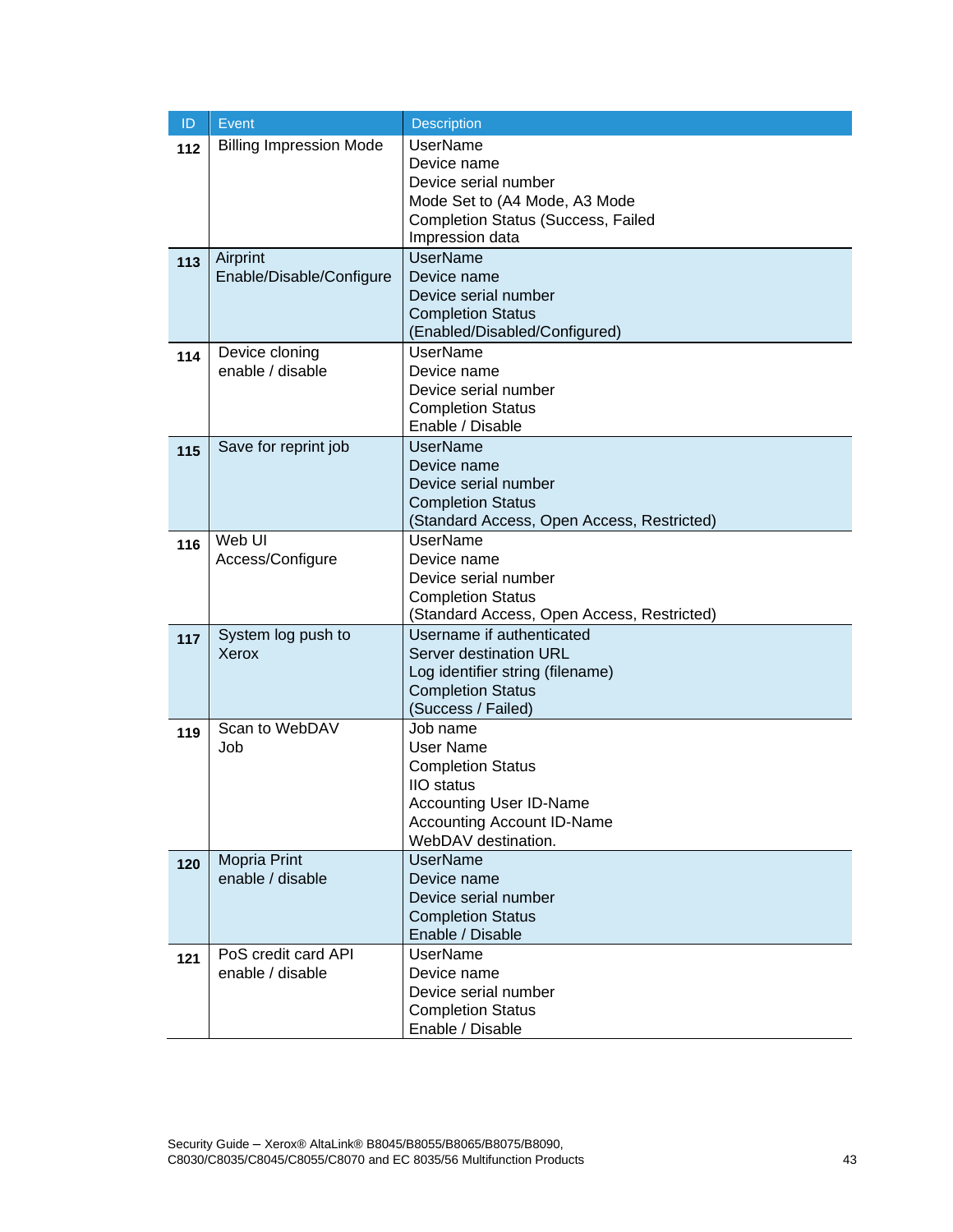| ID | Event | Description |
|---|---|---|
| 112 | Billing Impression Mode | UserName<br>Device name<br>Device serial number<br>Mode Set to (A4 Mode, A3 Mode<br>Completion Status (Success, Failed<br>Impression data |
| 113 | Airprint Enable/Disable/Configure | UserName<br>Device name<br>Device serial number<br>Completion Status<br>(Enabled/Disabled/Configured) |
| 114 | Device cloning enable / disable | UserName<br>Device name<br>Device serial number<br>Completion Status<br>Enable / Disable |
| 115 | Save for reprint job | UserName<br>Device name<br>Device serial number<br>Completion Status<br>(Standard Access, Open Access, Restricted) |
| 116 | Web UI Access/Configure | UserName<br>Device name<br>Device serial number<br>Completion Status<br>(Standard Access, Open Access, Restricted) |
| 117 | System log push to Xerox | Username if authenticated<br>Server destination URL<br>Log identifier string (filename)<br>Completion Status<br>(Success / Failed) |
| 119 | Scan to WebDAV Job | Job name<br>User Name<br>Completion Status<br>IIO status<br>Accounting User ID-Name<br>Accounting Account ID-Name<br>WebDAV destination. |
| 120 | Mopria Print enable / disable | UserName<br>Device name<br>Device serial number<br>Completion Status<br>Enable / Disable |
| 121 | PoS credit card API enable / disable | UserName<br>Device name<br>Device serial number<br>Completion Status<br>Enable / Disable |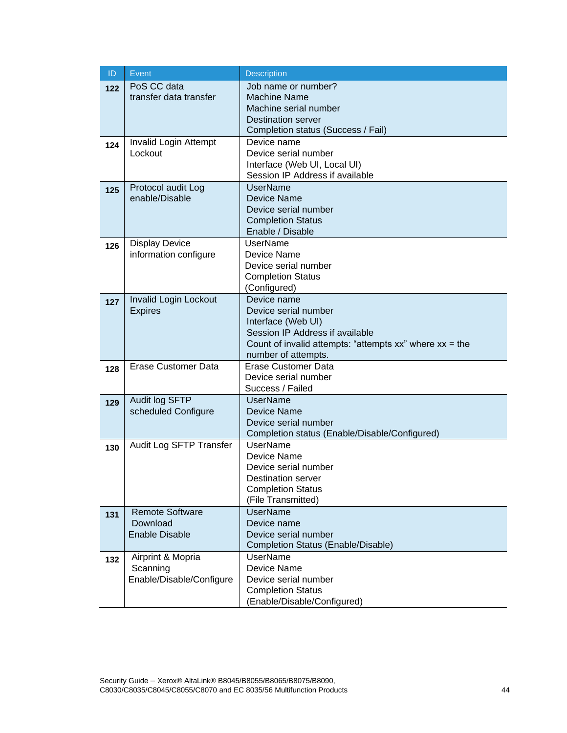| ID | Event | Description |
|---|---|---|
| **122** | PoS CC data transfer data transfer | Job name or number?<br>Machine Name<br>Machine serial number<br>Destination server<br>Completion status (Success / Fail) |
| **124** | Invalid Login Attempt Lockout | Device name<br>Device serial number<br>Interface (Web UI, Local UI)<br>Session IP Address if available |
| **125** | Protocol audit Log enable/Disable | UserName<br>Device Name<br>Device serial number<br>Completion Status<br>Enable / Disable |
| **126** | Display Device information configure | UserName<br>Device Name<br>Device serial number<br>Completion Status<br>(Configured) |
| **127** | Invalid Login Lockout Expires | Device name<br>Device serial number<br>Interface (Web UI)<br>Session IP Address if available<br>Count of invalid attempts: "attempts xx" where xx = the number of attempts. |
| **128** | Erase Customer Data | Erase Customer Data<br>Device serial number<br>Success / Failed |
| **129** | Audit log SFTP scheduled Configure | UserName<br>Device Name<br>Device serial number<br>Completion status (Enable/Disable/Configured) |
| **130** | Audit Log SFTP Transfer | UserName<br>Device Name<br>Device serial number<br>Destination server<br>Completion Status<br>(File Transmitted) |
| **131** | Remote Software Download Enable Disable | UserName<br>Device name<br>Device serial number<br>Completion Status (Enable/Disable) |
| **132** | Airprint & Mopria Scanning Enable/Disable/Configure | UserName<br>Device Name<br>Device serial number<br>Completion Status<br>(Enable/Disable/Configured) |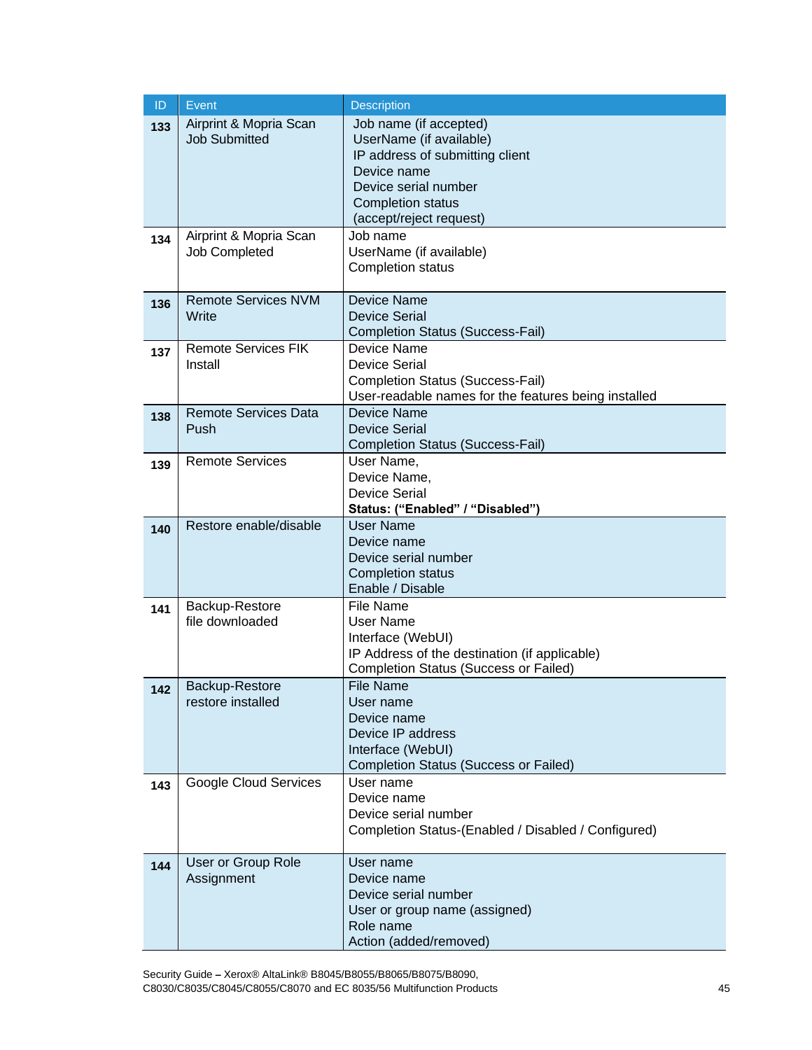| ID | Event | Description |
|---|---|---|
| **133** | Airprint & Mopria Scan Job Submitted | Job name (if accepted)<br>UserName (if available)<br>IP address of submitting client<br>Device name<br>Device serial number<br>Completion status (accept/reject request) |
| **134** | Airprint & Mopria Scan Job Completed | Job name<br>UserName (if available)<br>Completion status |
| **136** | Remote Services NVM Write | Device Name<br>Device Serial<br>Completion Status (Success-Fail) |
| **137** | Remote Services FIK Install | Device Name<br>Device Serial<br>Completion Status (Success-Fail)<br>User-readable names for the features being installed |
| **138** | Remote Services Data Push | Device Name<br>Device Serial<br>Completion Status (Success-Fail) |
| **139** | Remote Services | User Name,<br>Device Name,<br>Device Serial<br>**Status: (“Enabled” / “Disabled”)** |
| **140** | Restore enable/disable | User Name<br>Device name<br>Device serial number<br>Completion status<br>Enable / Disable |
| **141** | Backup-Restore file downloaded | File Name<br>User Name<br>Interface (WebUI)<br>IP Address of the destination (if applicable)<br>Completion Status (Success or Failed) |
| **142** | Backup-Restore restore installed | File Name<br>User name<br>Device name<br>Device IP address<br>Interface (WebUI)<br>Completion Status (Success or Failed) |
| **143** | Google Cloud Services | User name<br>Device name<br>Device serial number<br>Completion Status-(Enabled / Disabled / Configured) |
| **144** | User or Group Role Assignment | User name<br>Device name<br>Device serial number<br>User or group name (assigned)<br>Role name<br>Action (added/removed) |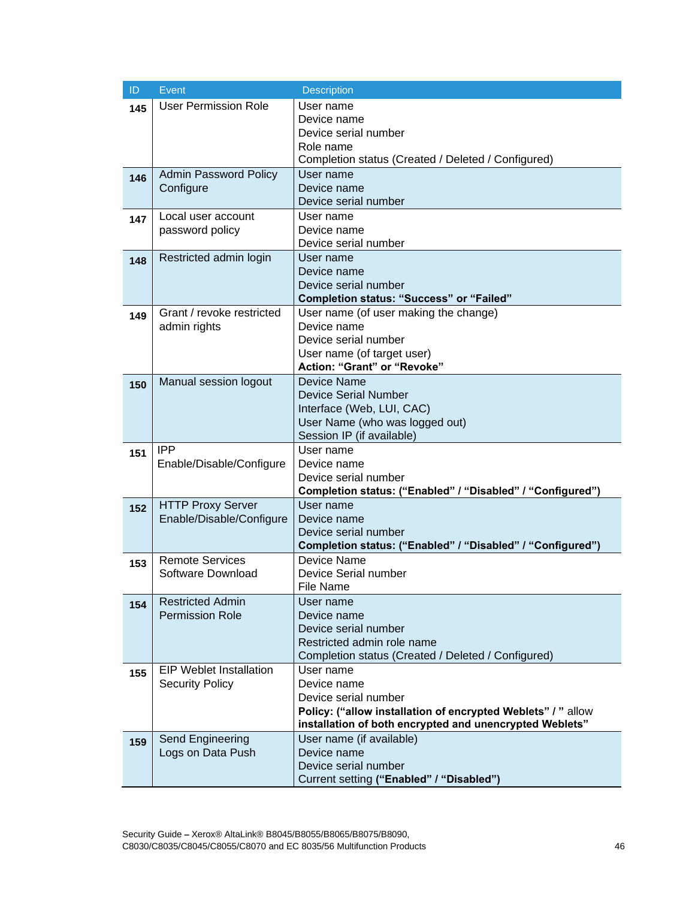| ID | Event | Description |
|---|---|---|
| **145** | User Permission Role | User name<br>Device name<br>Device serial number<br>Role name<br>Completion status (Created / Deleted / Configured) |
| **146** | Admin Password Policy Configure | User name<br>Device name<br>Device serial number |
| **147** | Local user account password policy | User name<br>Device name<br>Device serial number |
| **148** | Restricted admin login | User name<br>Device name<br>Device serial number<br>**Completion status: "Success" or "Failed"** |
| **149** | Grant / revoke restricted admin rights | User name (of user making the change)<br>Device name<br>Device serial number<br>User name (of target user)<br>**Action: "Grant" or "Revoke"** |
| **150** | Manual session logout | Device Name<br>Device Serial Number<br>Interface (Web, LUI, CAC)<br>User Name (who was logged out)<br>Session IP (if available) |
| **151** | IPP Enable/Disable/Configure | User name<br>Device name<br>Device serial number<br>**Completion status: ("Enabled" / "Disabled" / "Configured")** |
| **152** | HTTP Proxy Server Enable/Disable/Configure | User name<br>Device name<br>Device serial number<br>**Completion status: ("Enabled" / "Disabled" / "Configured")** |
| **153** | Remote Services Software Download | Device Name<br>Device Serial number<br>File Name |
| **154** | Restricted Admin Permission Role | User name<br>Device name<br>Device serial number<br>Restricted admin role name<br>Completion status (Created / Deleted / Configured) |
| **155** | EIP Weblet Installation Security Policy | User name<br>Device name<br>Device serial number<br>**Policy: ("allow installation of encrypted Weblets" / "** allow **installation of both encrypted and unencrypted Weblets"** |
| **159** | Send Engineering Logs on Data Push | User name (if available)<br>Device name<br>Device serial number<br>Current setting **("Enabled" / "Disabled")** |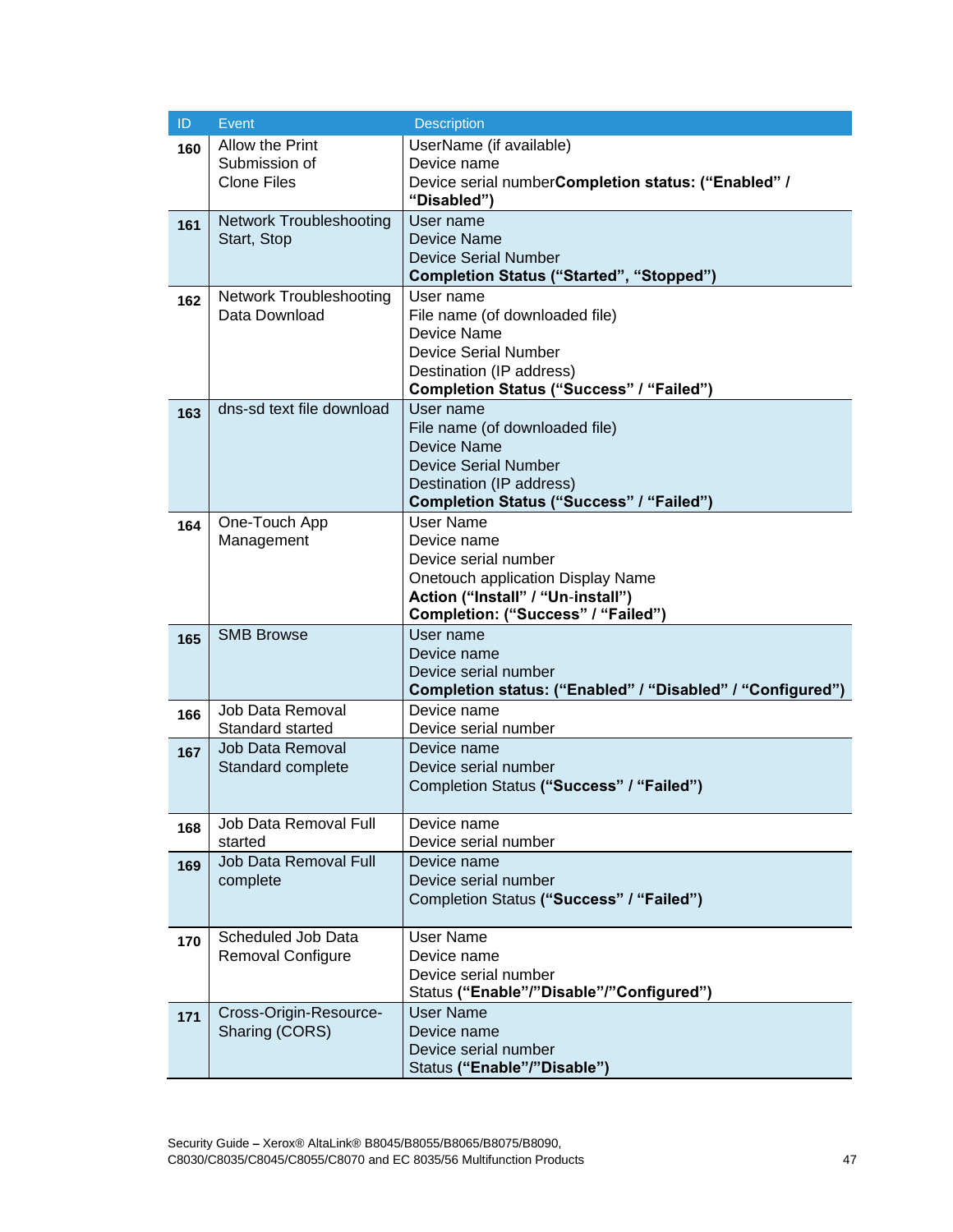| ID | Event | Description |
|---|---|---|
| **160** | Allow the Print Submission of Clone Files | UserName (if available)<br>Device name<br>Device serial number**Completion status: ("Enabled" / "Disabled")** |
| **161** | Network Troubleshooting Start, Stop | User name<br>Device Name<br>Device Serial Number<br>**Completion Status ("Started", "Stopped")** |
| **162** | Network Troubleshooting Data Download | User name<br>File name (of downloaded file)<br>Device Name<br>Device Serial Number<br>Destination (IP address)<br>**Completion Status ("Success" / "Failed")** |
| **163** | dns-sd text file download | User name<br>File name (of downloaded file)<br>Device Name<br>Device Serial Number<br>Destination (IP address)<br>**Completion Status ("Success" / "Failed")** |
| **164** | One-Touch App Management | User Name<br>Device name<br>Device serial number<br>Onetouch application Display Name<br>**Action ("Install" / "Un-install")**<br>**Completion: ("Success" / "Failed")** |
| **165** | SMB Browse | User name<br>Device name<br>Device serial number<br>**Completion status: ("Enabled" / "Disabled" / "Configured")** |
| **166** | Job Data Removal Standard started | Device name<br>Device serial number |
| **167** | Job Data Removal Standard complete | Device name<br>Device serial number<br>Completion Status **("Success" / "Failed")** |
| **168** | Job Data Removal Full started | Device name<br>Device serial number |
| **169** | Job Data Removal Full complete | Device name<br>Device serial number<br>Completion Status **("Success" / "Failed")** |
| **170** | Scheduled Job Data Removal Configure | User Name<br>Device name<br>Device serial number<br>Status **("Enable"/"Disable"/"Configured")** |
| **171** | Cross-Origin-Resource-Sharing (CORS) | User Name<br>Device name<br>Device serial number<br>Status **("Enable"/"Disable")** |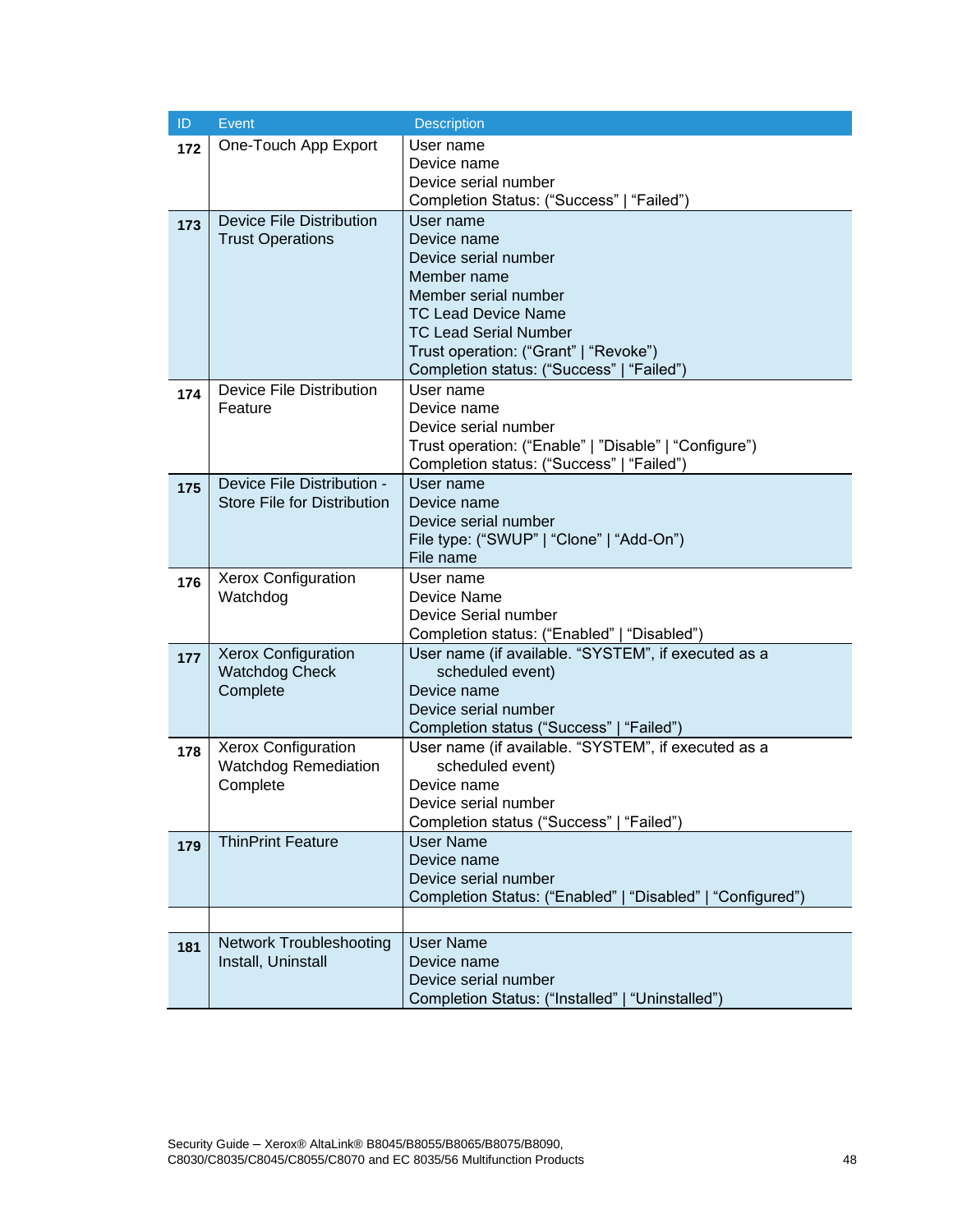| ID | Event | Description |
|---|---|---|
| **172** | One-Touch App Export | User name<br>Device name<br>Device serial number<br>Completion Status: (“Success” \| “Failed”) |
| **173** | Device File Distribution Trust Operations | User name<br>Device name<br>Device serial number<br>Member name<br>Member serial number<br>TC Lead Device Name<br>TC Lead Serial Number<br>Trust operation: (“Grant” \| “Revoke”)<br>Completion status: (“Success” \| “Failed”) |
| **174** | Device File Distribution Feature | User name<br>Device name<br>Device serial number<br>Trust operation: (“Enable” \| ”Disable” \| “Configure”)<br>Completion status: (“Success” \| “Failed”) |
| **175** | Device File Distribution - Store File for Distribution | User name<br>Device name<br>Device serial number<br>File type: (“SWUP” \| “Clone” \| “Add-On”)<br>File name |
| **176** | Xerox Configuration Watchdog | User name<br>Device Name<br>Device Serial number<br>Completion status: (“Enabled” \| “Disabled”) |
| **177** | Xerox Configuration Watchdog Check Complete | User name (if available. “SYSTEM”, if executed as a scheduled event)<br>Device name<br>Device serial number<br>Completion status (“Success” \| “Failed”) |
| **178** | Xerox Configuration Watchdog Remediation Complete | User name (if available. “SYSTEM”, if executed as a scheduled event)<br>Device name<br>Device serial number<br>Completion status (“Success” \| “Failed”) |
| **179** | ThinPrint Feature | User Name<br>Device name<br>Device serial number<br>Completion Status: (“Enabled” \| “Disabled” \| “Configured”) |
| | | |
| **181** | Network Troubleshooting Install, Uninstall | User Name<br>Device name<br>Device serial number<br>Completion Status: (“Installed” \| “Uninstalled”) |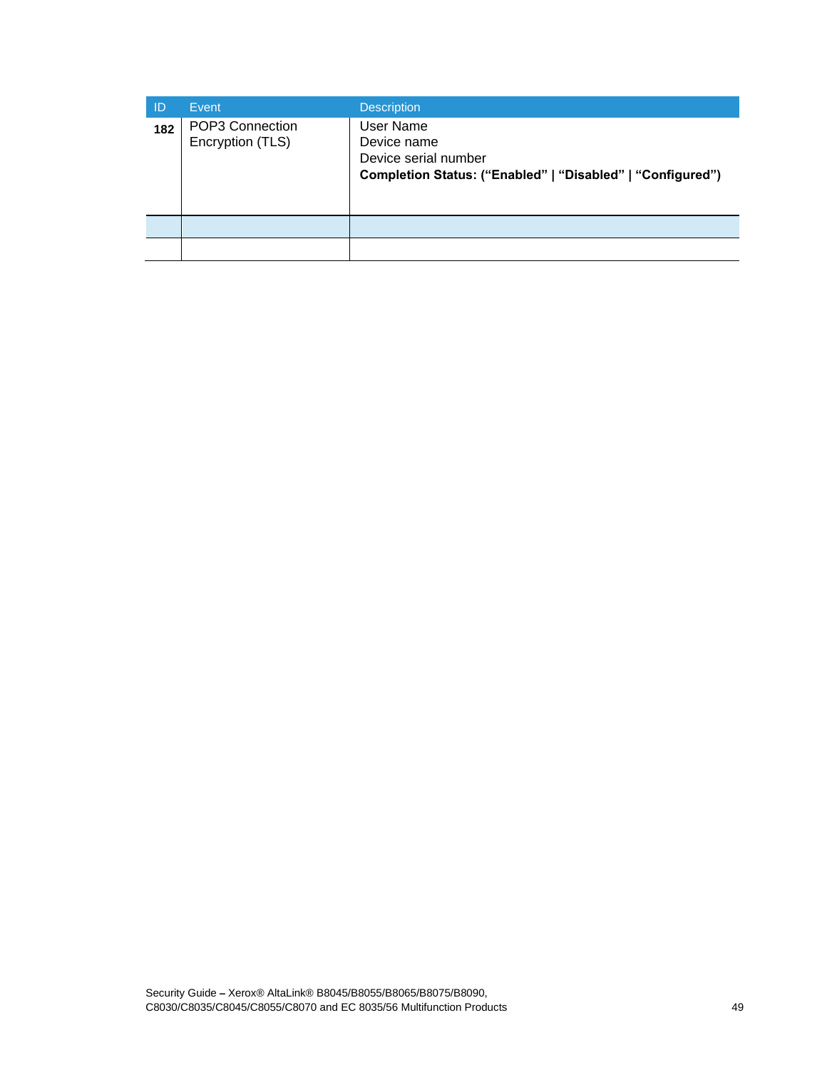| ID | Event | Description |
|---|---|---|
| **182** | POP3 Connection Encryption (TLS) | User Name<br>Device name<br>Device serial number<br>**Completion Status: (“Enabled” \| “Disabled” \| “Configured”)** |
| | | |
| | | |